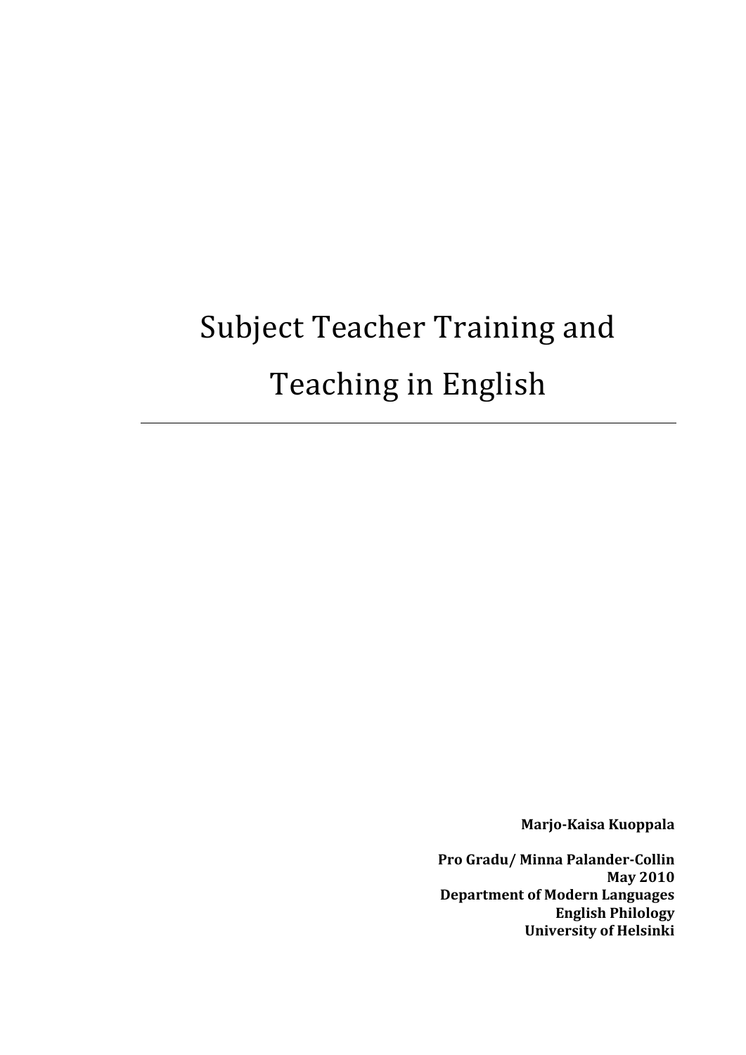# Subject Teacher Training and Teaching in English

---

**Marjo-Kaisa Kuoppala**

**Pro Gradu/ Minna Palander-Collin**
**May 2010**
**Department of Modern Languages**
**English Philology**
**University of Helsinki**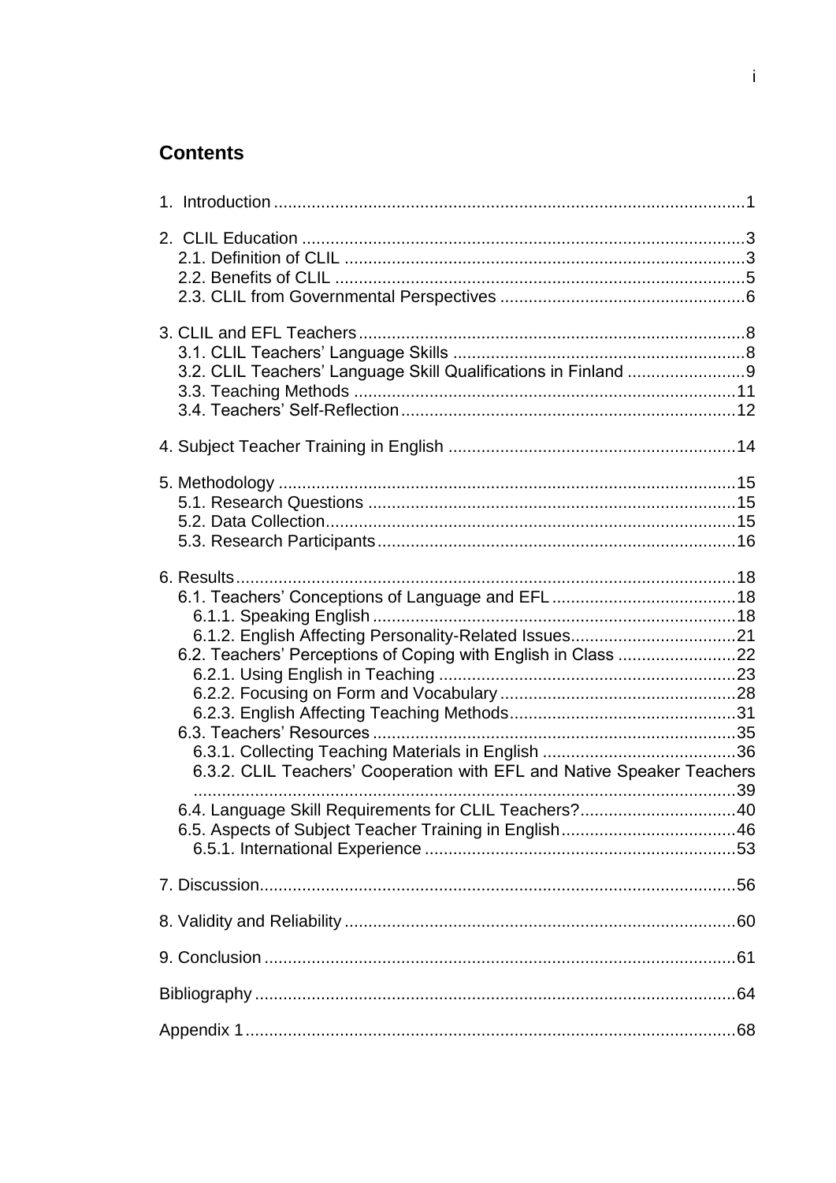## Contents

1. Introduction ..................................................................................................1

2. CLIL Education ............................................................................................3
   - 2.1. Definition of CLIL ...................................................................................3
   - 2.2. Benefits of CLIL .....................................................................................5
   - 2.3. CLIL from Governmental Perspectives ..................................................6

3. CLIL and EFL Teachers ................................................................................8
   - 3.1. CLIL Teachers' Language Skills ............................................................8
   - 3.2. CLIL Teachers' Language Skill Qualifications in Finland ........................9
   - 3.3. Teaching Methods ................................................................................11
   - 3.4. Teachers' Self-Reflection ......................................................................12

4. Subject Teacher Training in English ...........................................................14

5. Methodology ...............................................................................................15
   - 5.1. Research Questions .............................................................................15
   - 5.2. Data Collection......................................................................................15
   - 5.3. Research Participants...........................................................................16

6. Results.........................................................................................................18
   - 6.1. Teachers' Conceptions of Language and EFL ......................................18
     - 6.1.1. Speaking English ............................................................................18
     - 6.1.2. English Affecting Personality-Related Issues...................................21
   - 6.2. Teachers' Perceptions of Coping with English in Class .........................22
     - 6.2.1. Using English in Teaching ..............................................................23
     - 6.2.2. Focusing on Form and Vocabulary..................................................28
     - 6.2.3. English Affecting Teaching Methods................................................31
   - 6.3. Teachers' Resources ............................................................................35
     - 6.3.1. Collecting Teaching Materials in English .........................................36
     - 6.3.2. CLIL Teachers' Cooperation with EFL and Native Speaker Teachers ...................................................................................................39
   - 6.4. Language Skill Requirements for CLIL Teachers?.................................40
   - 6.5. Aspects of Subject Teacher Training in English.....................................46
     - 6.5.1. International Experience .................................................................53

7. Discussion....................................................................................................56

8. Validity and Reliability ..................................................................................60

9. Conclusion ...................................................................................................61

Bibliography .....................................................................................................64

Appendix 1 .......................................................................................................68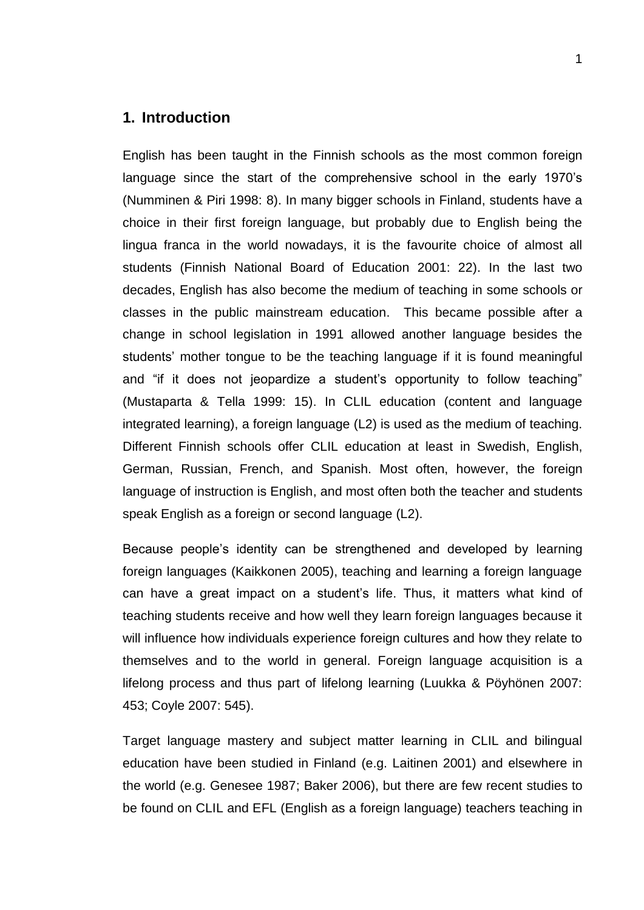# 1. Introduction

English has been taught in the Finnish schools as the most common foreign language since the start of the comprehensive school in the early 1970's (Numminen & Piri 1998: 8). In many bigger schools in Finland, students have a choice in their first foreign language, but probably due to English being the lingua franca in the world nowadays, it is the favourite choice of almost all students (Finnish National Board of Education 2001: 22). In the last two decades, English has also become the medium of teaching in some schools or classes in the public mainstream education. This became possible after a change in school legislation in 1991 allowed another language besides the students' mother tongue to be the teaching language if it is found meaningful and "if it does not jeopardize a student's opportunity to follow teaching" (Mustaparta & Tella 1999: 15). In CLIL education (content and language integrated learning), a foreign language (L2) is used as the medium of teaching. Different Finnish schools offer CLIL education at least in Swedish, English, German, Russian, French, and Spanish. Most often, however, the foreign language of instruction is English, and most often both the teacher and students speak English as a foreign or second language (L2).

Because people's identity can be strengthened and developed by learning foreign languages (Kaikkonen 2005), teaching and learning a foreign language can have a great impact on a student's life. Thus, it matters what kind of teaching students receive and how well they learn foreign languages because it will influence how individuals experience foreign cultures and how they relate to themselves and to the world in general. Foreign language acquisition is a lifelong process and thus part of lifelong learning (Luukka & Pöyhönen 2007: 453; Coyle 2007: 545).

Target language mastery and subject matter learning in CLIL and bilingual education have been studied in Finland (e.g. Laitinen 2001) and elsewhere in the world (e.g. Genesee 1987; Baker 2006), but there are few recent studies to be found on CLIL and EFL (English as a foreign language) teachers teaching in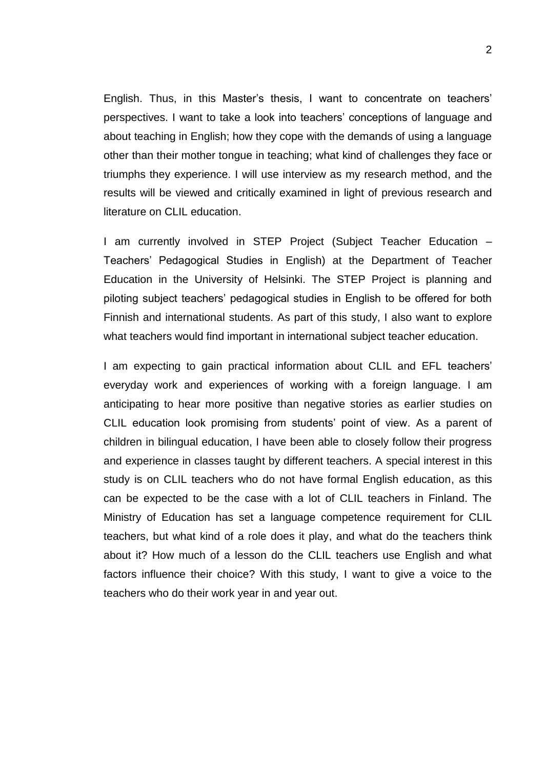English. Thus, in this Master's thesis, I want to concentrate on teachers' perspectives. I want to take a look into teachers' conceptions of language and about teaching in English; how they cope with the demands of using a language other than their mother tongue in teaching; what kind of challenges they face or triumphs they experience. I will use interview as my research method, and the results will be viewed and critically examined in light of previous research and literature on CLIL education.

I am currently involved in STEP Project (Subject Teacher Education – Teachers' Pedagogical Studies in English) at the Department of Teacher Education in the University of Helsinki. The STEP Project is planning and piloting subject teachers' pedagogical studies in English to be offered for both Finnish and international students. As part of this study, I also want to explore what teachers would find important in international subject teacher education.

I am expecting to gain practical information about CLIL and EFL teachers' everyday work and experiences of working with a foreign language. I am anticipating to hear more positive than negative stories as earlier studies on CLIL education look promising from students' point of view. As a parent of children in bilingual education, I have been able to closely follow their progress and experience in classes taught by different teachers. A special interest in this study is on CLIL teachers who do not have formal English education, as this can be expected to be the case with a lot of CLIL teachers in Finland. The Ministry of Education has set a language competence requirement for CLIL teachers, but what kind of a role does it play, and what do the teachers think about it? How much of a lesson do the CLIL teachers use English and what factors influence their choice? With this study, I want to give a voice to the teachers who do their work year in and year out.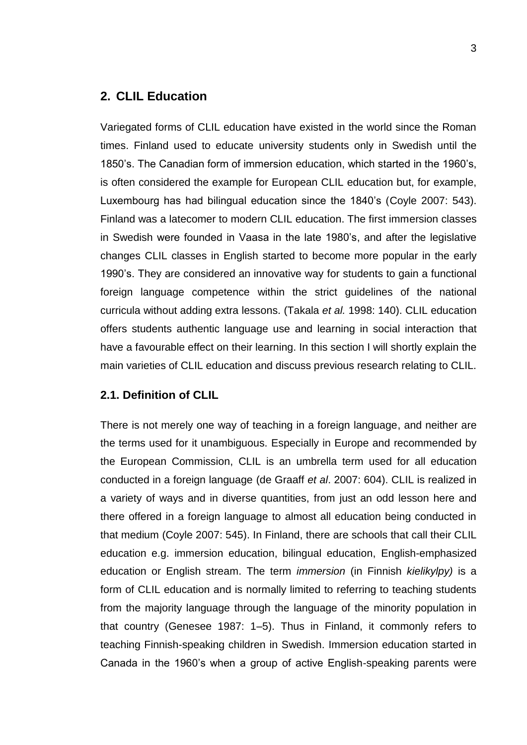## 2. CLIL Education

Variegated forms of CLIL education have existed in the world since the Roman times. Finland used to educate university students only in Swedish until the 1850's. The Canadian form of immersion education, which started in the 1960's, is often considered the example for European CLIL education but, for example, Luxembourg has had bilingual education since the 1840's (Coyle 2007: 543). Finland was a latecomer to modern CLIL education. The first immersion classes in Swedish were founded in Vaasa in the late 1980's, and after the legislative changes CLIL classes in English started to become more popular in the early 1990's. They are considered an innovative way for students to gain a functional foreign language competence within the strict guidelines of the national curricula without adding extra lessons. (Takala *et al.* 1998: 140). CLIL education offers students authentic language use and learning in social interaction that have a favourable effect on their learning. In this section I will shortly explain the main varieties of CLIL education and discuss previous research relating to CLIL.

### 2.1. Definition of CLIL

There is not merely one way of teaching in a foreign language, and neither are the terms used for it unambiguous. Especially in Europe and recommended by the European Commission, CLIL is an umbrella term used for all education conducted in a foreign language (de Graaff *et al*. 2007: 604). CLIL is realized in a variety of ways and in diverse quantities, from just an odd lesson here and there offered in a foreign language to almost all education being conducted in that medium (Coyle 2007: 545). In Finland, there are schools that call their CLIL education e.g. immersion education, bilingual education, English-emphasized education or English stream. The term *immersion* (in Finnish *kielikylpy)* is a form of CLIL education and is normally limited to referring to teaching students from the majority language through the language of the minority population in that country (Genesee 1987: 1–5). Thus in Finland, it commonly refers to teaching Finnish-speaking children in Swedish. Immersion education started in Canada in the 1960's when a group of active English-speaking parents were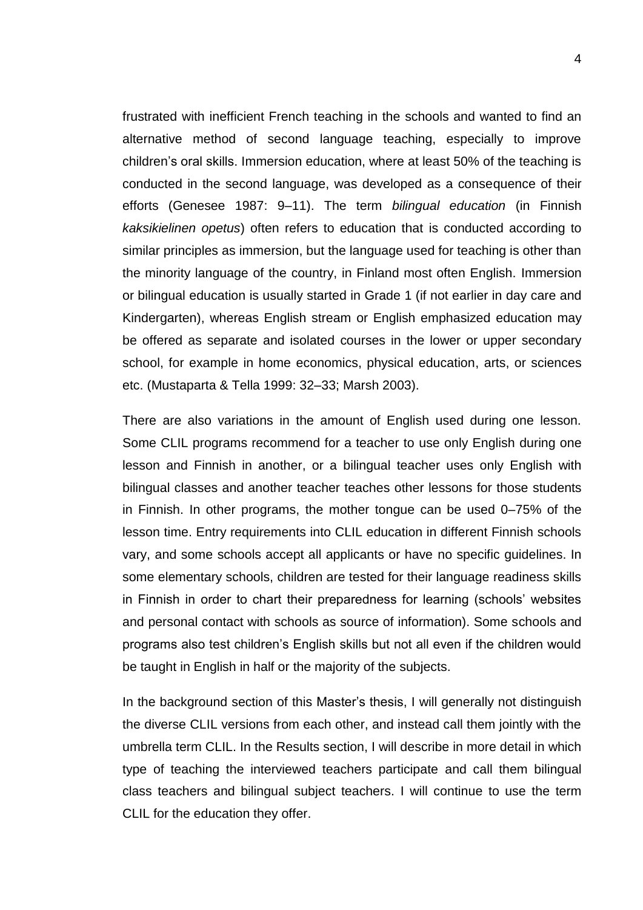frustrated with inefficient French teaching in the schools and wanted to find an alternative method of second language teaching, especially to improve children's oral skills. Immersion education, where at least 50% of the teaching is conducted in the second language, was developed as a consequence of their efforts (Genesee 1987: 9–11). The term *bilingual education* (in Finnish *kaksikielinen opetus*) often refers to education that is conducted according to similar principles as immersion, but the language used for teaching is other than the minority language of the country, in Finland most often English. Immersion or bilingual education is usually started in Grade 1 (if not earlier in day care and Kindergarten), whereas English stream or English emphasized education may be offered as separate and isolated courses in the lower or upper secondary school, for example in home economics, physical education, arts, or sciences etc. (Mustaparta & Tella 1999: 32–33; Marsh 2003).

There are also variations in the amount of English used during one lesson. Some CLIL programs recommend for a teacher to use only English during one lesson and Finnish in another, or a bilingual teacher uses only English with bilingual classes and another teacher teaches other lessons for those students in Finnish. In other programs, the mother tongue can be used 0–75% of the lesson time. Entry requirements into CLIL education in different Finnish schools vary, and some schools accept all applicants or have no specific guidelines. In some elementary schools, children are tested for their language readiness skills in Finnish in order to chart their preparedness for learning (schools' websites and personal contact with schools as source of information). Some schools and programs also test children's English skills but not all even if the children would be taught in English in half or the majority of the subjects.

In the background section of this Master's thesis, I will generally not distinguish the diverse CLIL versions from each other, and instead call them jointly with the umbrella term CLIL. In the Results section, I will describe in more detail in which type of teaching the interviewed teachers participate and call them bilingual class teachers and bilingual subject teachers. I will continue to use the term CLIL for the education they offer.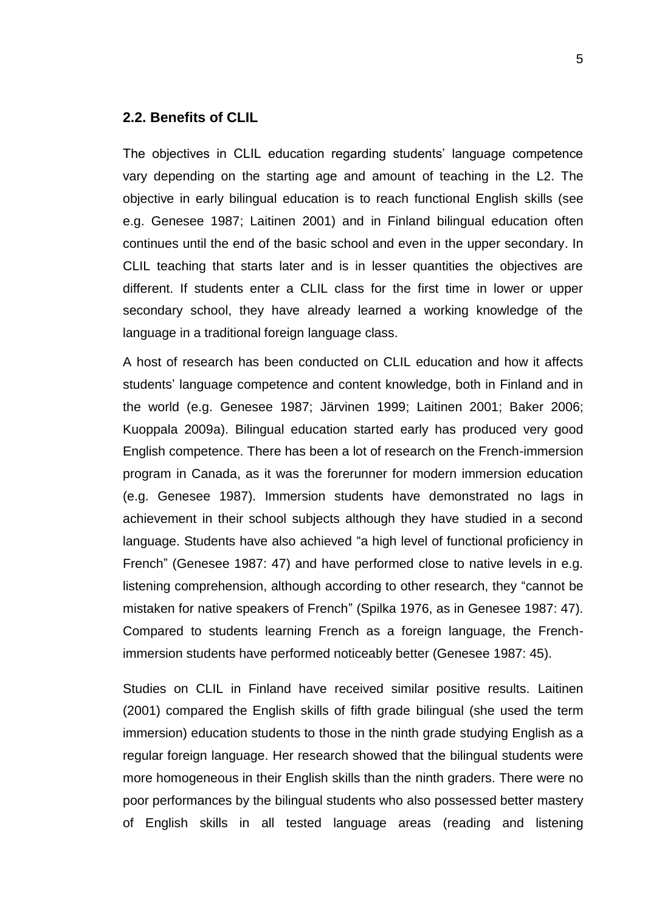## 2.2. Benefits of CLIL

The objectives in CLIL education regarding students' language competence vary depending on the starting age and amount of teaching in the L2. The objective in early bilingual education is to reach functional English skills (see e.g. Genesee 1987; Laitinen 2001) and in Finland bilingual education often continues until the end of the basic school and even in the upper secondary. In CLIL teaching that starts later and is in lesser quantities the objectives are different. If students enter a CLIL class for the first time in lower or upper secondary school, they have already learned a working knowledge of the language in a traditional foreign language class.

A host of research has been conducted on CLIL education and how it affects students' language competence and content knowledge, both in Finland and in the world (e.g. Genesee 1987; Järvinen 1999; Laitinen 2001; Baker 2006; Kuoppala 2009a). Bilingual education started early has produced very good English competence. There has been a lot of research on the French-immersion program in Canada, as it was the forerunner for modern immersion education (e.g. Genesee 1987). Immersion students have demonstrated no lags in achievement in their school subjects although they have studied in a second language. Students have also achieved "a high level of functional proficiency in French" (Genesee 1987: 47) and have performed close to native levels in e.g. listening comprehension, although according to other research, they "cannot be mistaken for native speakers of French" (Spilka 1976, as in Genesee 1987: 47). Compared to students learning French as a foreign language, the French-immersion students have performed noticeably better (Genesee 1987: 45).

Studies on CLIL in Finland have received similar positive results. Laitinen (2001) compared the English skills of fifth grade bilingual (she used the term immersion) education students to those in the ninth grade studying English as a regular foreign language. Her research showed that the bilingual students were more homogeneous in their English skills than the ninth graders. There were no poor performances by the bilingual students who also possessed better mastery of English skills in all tested language areas (reading and listening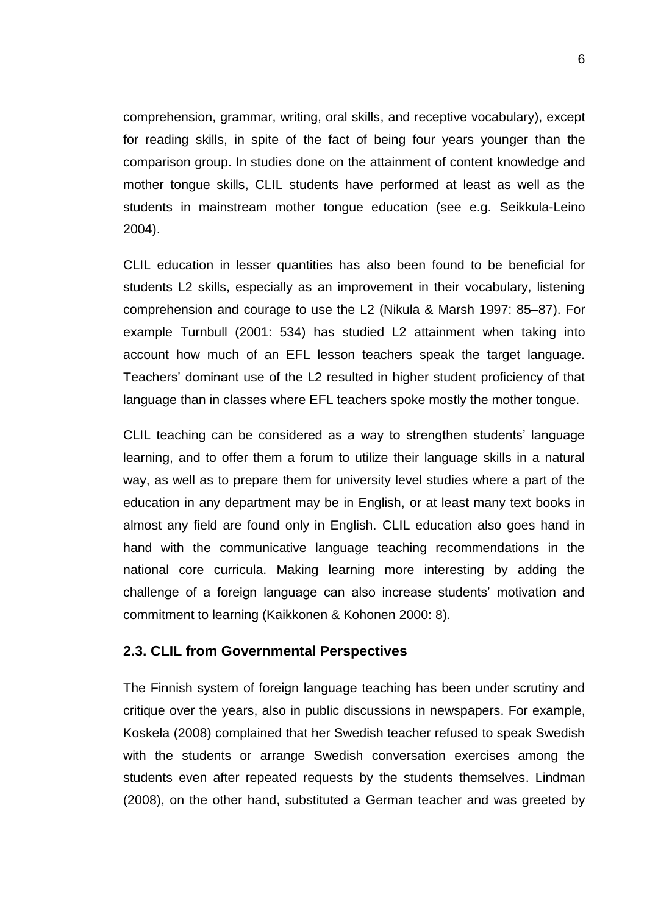comprehension, grammar, writing, oral skills, and receptive vocabulary), except for reading skills, in spite of the fact of being four years younger than the comparison group. In studies done on the attainment of content knowledge and mother tongue skills, CLIL students have performed at least as well as the students in mainstream mother tongue education (see e.g. Seikkula-Leino 2004).

CLIL education in lesser quantities has also been found to be beneficial for students L2 skills, especially as an improvement in their vocabulary, listening comprehension and courage to use the L2 (Nikula & Marsh 1997: 85–87). For example Turnbull (2001: 534) has studied L2 attainment when taking into account how much of an EFL lesson teachers speak the target language. Teachers' dominant use of the L2 resulted in higher student proficiency of that language than in classes where EFL teachers spoke mostly the mother tongue.

CLIL teaching can be considered as a way to strengthen students' language learning, and to offer them a forum to utilize their language skills in a natural way, as well as to prepare them for university level studies where a part of the education in any department may be in English, or at least many text books in almost any field are found only in English. CLIL education also goes hand in hand with the communicative language teaching recommendations in the national core curricula. Making learning more interesting by adding the challenge of a foreign language can also increase students' motivation and commitment to learning (Kaikkonen & Kohonen 2000: 8).

### 2.3. CLIL from Governmental Perspectives

The Finnish system of foreign language teaching has been under scrutiny and critique over the years, also in public discussions in newspapers. For example, Koskela (2008) complained that her Swedish teacher refused to speak Swedish with the students or arrange Swedish conversation exercises among the students even after repeated requests by the students themselves. Lindman (2008), on the other hand, substituted a German teacher and was greeted by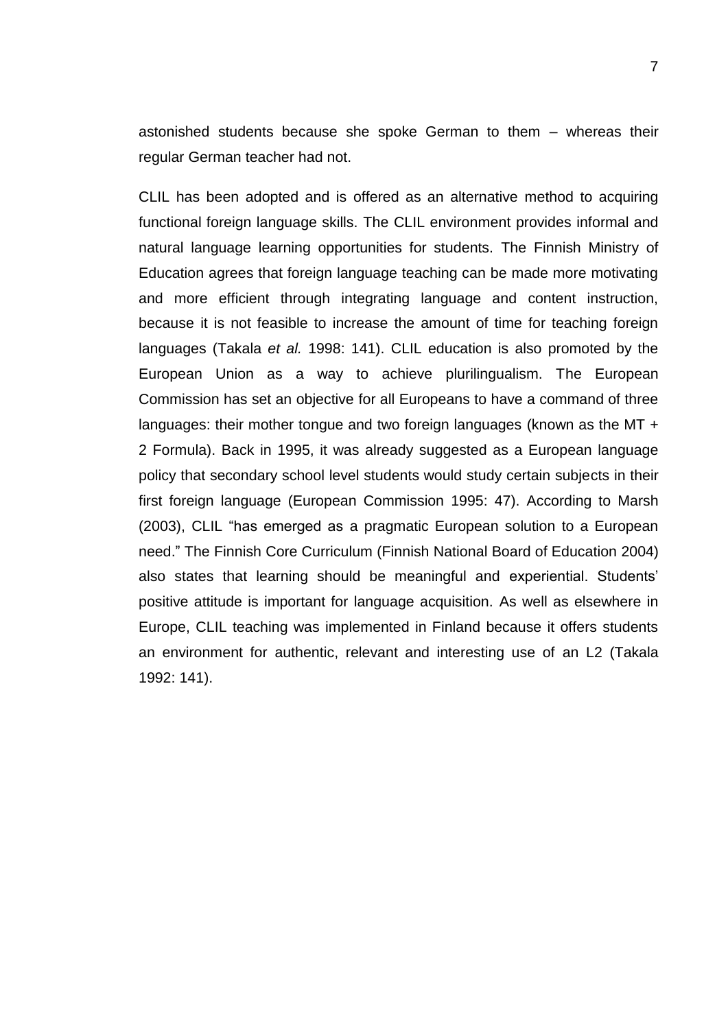astonished students because she spoke German to them – whereas their regular German teacher had not.

CLIL has been adopted and is offered as an alternative method to acquiring functional foreign language skills. The CLIL environment provides informal and natural language learning opportunities for students. The Finnish Ministry of Education agrees that foreign language teaching can be made more motivating and more efficient through integrating language and content instruction, because it is not feasible to increase the amount of time for teaching foreign languages (Takala *et al.* 1998: 141). CLIL education is also promoted by the European Union as a way to achieve plurilingualism. The European Commission has set an objective for all Europeans to have a command of three languages: their mother tongue and two foreign languages (known as the MT + 2 Formula). Back in 1995, it was already suggested as a European language policy that secondary school level students would study certain subjects in their first foreign language (European Commission 1995: 47). According to Marsh (2003), CLIL "has emerged as a pragmatic European solution to a European need." The Finnish Core Curriculum (Finnish National Board of Education 2004) also states that learning should be meaningful and experiential. Students' positive attitude is important for language acquisition. As well as elsewhere in Europe, CLIL teaching was implemented in Finland because it offers students an environment for authentic, relevant and interesting use of an L2 (Takala 1992: 141).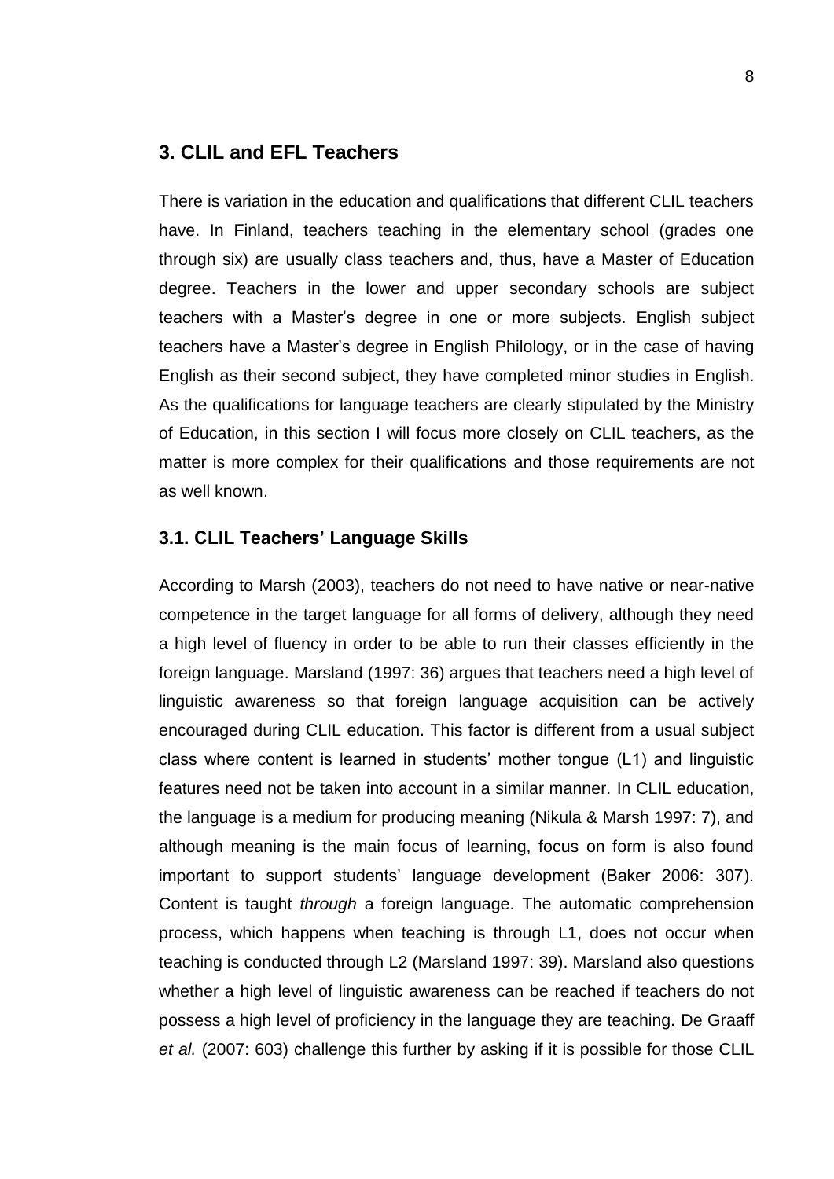## 3. CLIL and EFL Teachers

There is variation in the education and qualifications that different CLIL teachers have. In Finland, teachers teaching in the elementary school (grades one through six) are usually class teachers and, thus, have a Master of Education degree. Teachers in the lower and upper secondary schools are subject teachers with a Master's degree in one or more subjects. English subject teachers have a Master's degree in English Philology, or in the case of having English as their second subject, they have completed minor studies in English. As the qualifications for language teachers are clearly stipulated by the Ministry of Education, in this section I will focus more closely on CLIL teachers, as the matter is more complex for their qualifications and those requirements are not as well known.

### 3.1. CLIL Teachers' Language Skills

According to Marsh (2003), teachers do not need to have native or near-native competence in the target language for all forms of delivery, although they need a high level of fluency in order to be able to run their classes efficiently in the foreign language. Marsland (1997: 36) argues that teachers need a high level of linguistic awareness so that foreign language acquisition can be actively encouraged during CLIL education. This factor is different from a usual subject class where content is learned in students' mother tongue (L1) and linguistic features need not be taken into account in a similar manner. In CLIL education, the language is a medium for producing meaning (Nikula & Marsh 1997: 7), and although meaning is the main focus of learning, focus on form is also found important to support students' language development (Baker 2006: 307). Content is taught *through* a foreign language. The automatic comprehension process, which happens when teaching is through L1, does not occur when teaching is conducted through L2 (Marsland 1997: 39). Marsland also questions whether a high level of linguistic awareness can be reached if teachers do not possess a high level of proficiency in the language they are teaching. De Graaff *et al.* (2007: 603) challenge this further by asking if it is possible for those CLIL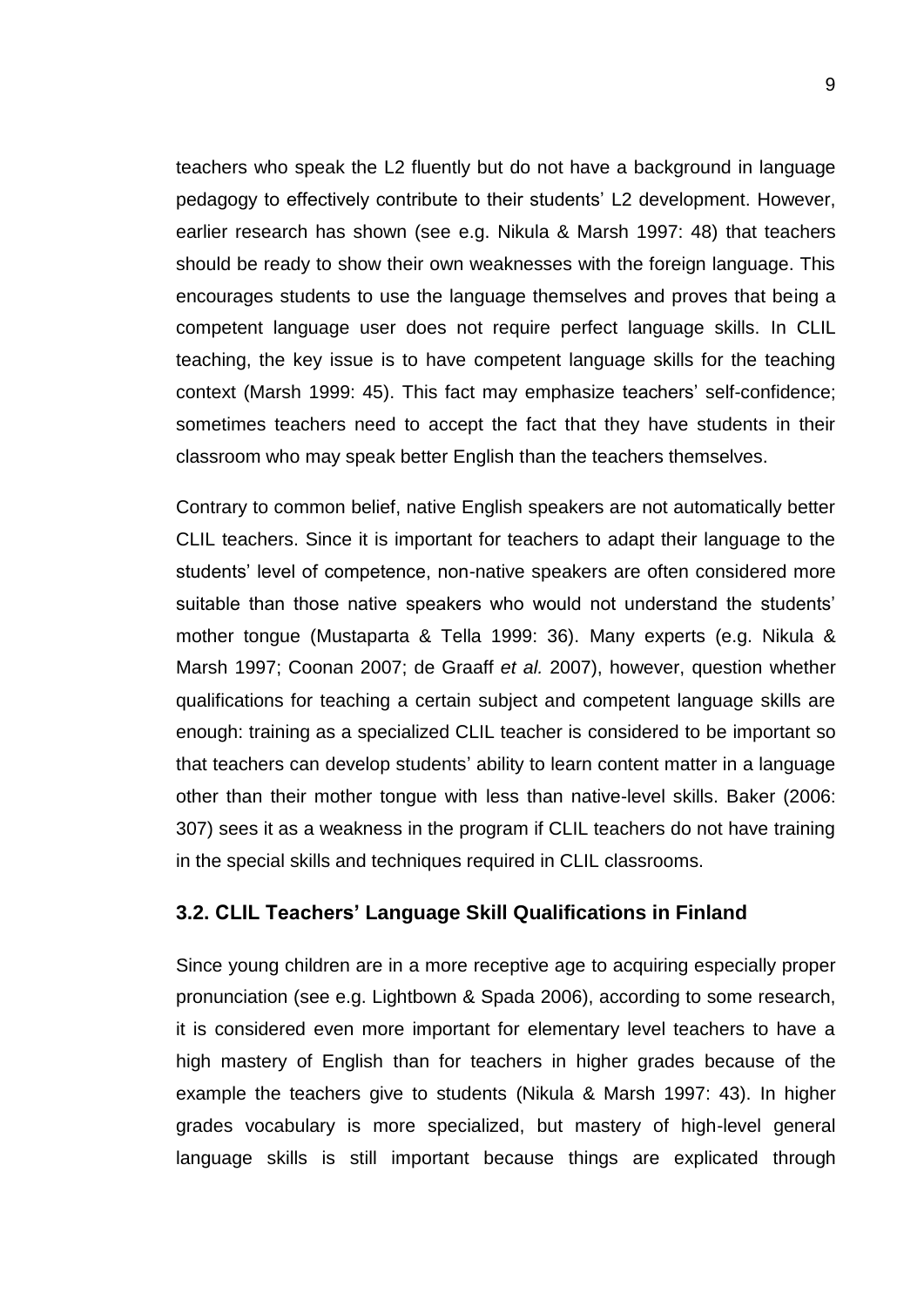teachers who speak the L2 fluently but do not have a background in language pedagogy to effectively contribute to their students' L2 development. However, earlier research has shown (see e.g. Nikula & Marsh 1997: 48) that teachers should be ready to show their own weaknesses with the foreign language. This encourages students to use the language themselves and proves that being a competent language user does not require perfect language skills. In CLIL teaching, the key issue is to have competent language skills for the teaching context (Marsh 1999: 45). This fact may emphasize teachers' self-confidence; sometimes teachers need to accept the fact that they have students in their classroom who may speak better English than the teachers themselves.

Contrary to common belief, native English speakers are not automatically better CLIL teachers. Since it is important for teachers to adapt their language to the students' level of competence, non-native speakers are often considered more suitable than those native speakers who would not understand the students' mother tongue (Mustaparta & Tella 1999: 36). Many experts (e.g. Nikula & Marsh 1997; Coonan 2007; de Graaff *et al.* 2007), however, question whether qualifications for teaching a certain subject and competent language skills are enough: training as a specialized CLIL teacher is considered to be important so that teachers can develop students' ability to learn content matter in a language other than their mother tongue with less than native-level skills. Baker (2006: 307) sees it as a weakness in the program if CLIL teachers do not have training in the special skills and techniques required in CLIL classrooms.

### 3.2. CLIL Teachers' Language Skill Qualifications in Finland

Since young children are in a more receptive age to acquiring especially proper pronunciation (see e.g. Lightbown & Spada 2006), according to some research, it is considered even more important for elementary level teachers to have a high mastery of English than for teachers in higher grades because of the example the teachers give to students (Nikula & Marsh 1997: 43). In higher grades vocabulary is more specialized, but mastery of high-level general language skills is still important because things are explicated through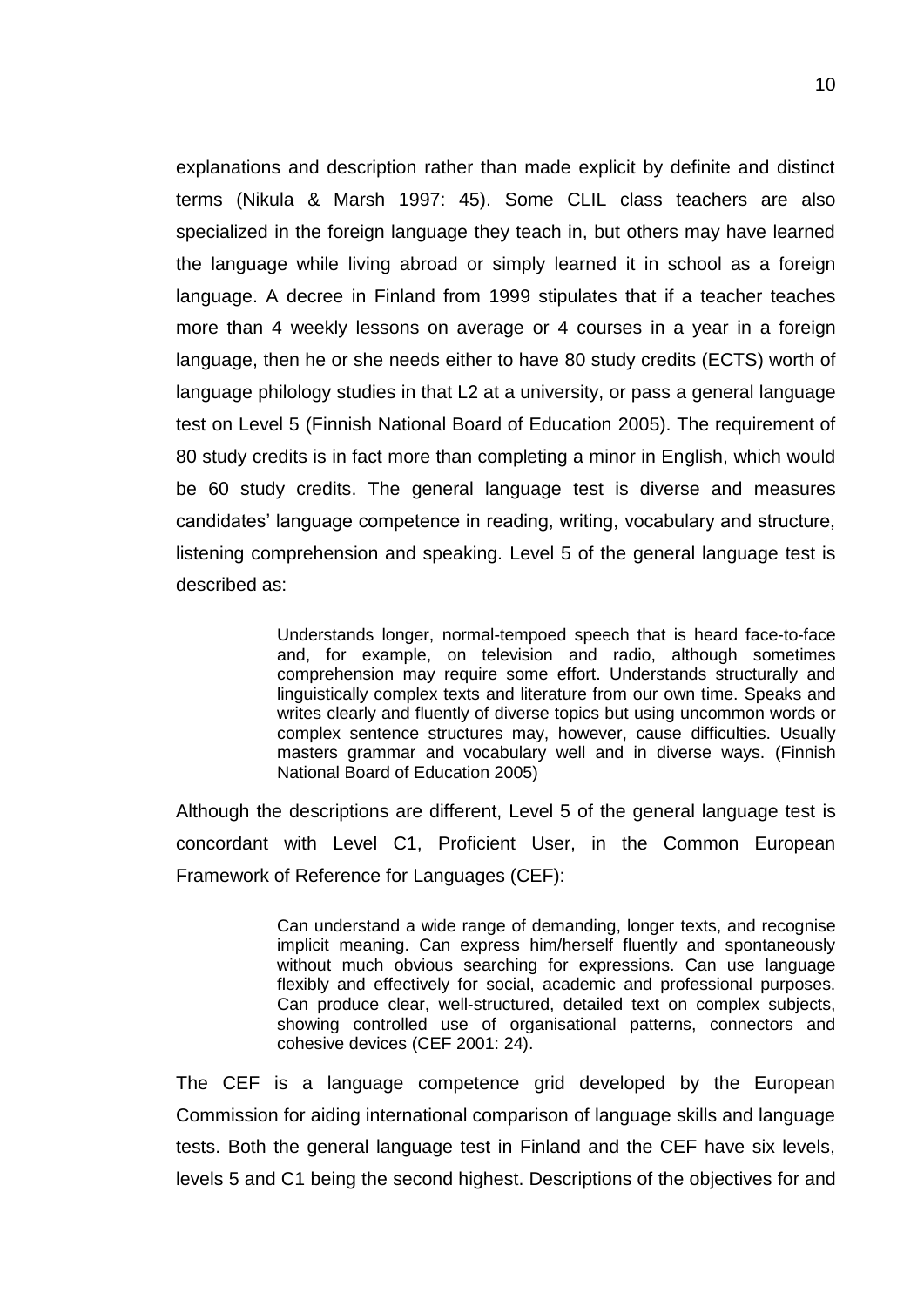explanations and description rather than made explicit by definite and distinct terms (Nikula & Marsh 1997: 45). Some CLIL class teachers are also specialized in the foreign language they teach in, but others may have learned the language while living abroad or simply learned it in school as a foreign language. A decree in Finland from 1999 stipulates that if a teacher teaches more than 4 weekly lessons on average or 4 courses in a year in a foreign language, then he or she needs either to have 80 study credits (ECTS) worth of language philology studies in that L2 at a university, or pass a general language test on Level 5 (Finnish National Board of Education 2005). The requirement of 80 study credits is in fact more than completing a minor in English, which would be 60 study credits. The general language test is diverse and measures candidates' language competence in reading, writing, vocabulary and structure, listening comprehension and speaking. Level 5 of the general language test is described as:

> Understands longer, normal-tempoed speech that is heard face-to-face and, for example, on television and radio, although sometimes comprehension may require some effort. Understands structurally and linguistically complex texts and literature from our own time. Speaks and writes clearly and fluently of diverse topics but using uncommon words or complex sentence structures may, however, cause difficulties. Usually masters grammar and vocabulary well and in diverse ways. (Finnish National Board of Education 2005)

Although the descriptions are different, Level 5 of the general language test is concordant with Level C1, Proficient User, in the Common European Framework of Reference for Languages (CEF):

> Can understand a wide range of demanding, longer texts, and recognise implicit meaning. Can express him/herself fluently and spontaneously without much obvious searching for expressions. Can use language flexibly and effectively for social, academic and professional purposes. Can produce clear, well-structured, detailed text on complex subjects, showing controlled use of organisational patterns, connectors and cohesive devices (CEF 2001: 24).

The CEF is a language competence grid developed by the European Commission for aiding international comparison of language skills and language tests. Both the general language test in Finland and the CEF have six levels, levels 5 and C1 being the second highest. Descriptions of the objectives for and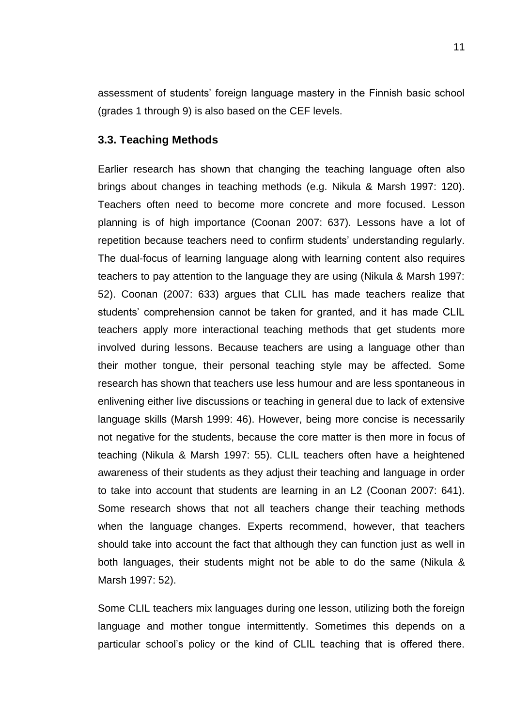assessment of students' foreign language mastery in the Finnish basic school (grades 1 through 9) is also based on the CEF levels.

### 3.3. Teaching Methods

Earlier research has shown that changing the teaching language often also brings about changes in teaching methods (e.g. Nikula & Marsh 1997: 120). Teachers often need to become more concrete and more focused. Lesson planning is of high importance (Coonan 2007: 637). Lessons have a lot of repetition because teachers need to confirm students' understanding regularly. The dual-focus of learning language along with learning content also requires teachers to pay attention to the language they are using (Nikula & Marsh 1997: 52). Coonan (2007: 633) argues that CLIL has made teachers realize that students' comprehension cannot be taken for granted, and it has made CLIL teachers apply more interactional teaching methods that get students more involved during lessons. Because teachers are using a language other than their mother tongue, their personal teaching style may be affected. Some research has shown that teachers use less humour and are less spontaneous in enlivening either live discussions or teaching in general due to lack of extensive language skills (Marsh 1999: 46). However, being more concise is necessarily not negative for the students, because the core matter is then more in focus of teaching (Nikula & Marsh 1997: 55). CLIL teachers often have a heightened awareness of their students as they adjust their teaching and language in order to take into account that students are learning in an L2 (Coonan 2007: 641). Some research shows that not all teachers change their teaching methods when the language changes. Experts recommend, however, that teachers should take into account the fact that although they can function just as well in both languages, their students might not be able to do the same (Nikula & Marsh 1997: 52).

Some CLIL teachers mix languages during one lesson, utilizing both the foreign language and mother tongue intermittently. Sometimes this depends on a particular school's policy or the kind of CLIL teaching that is offered there.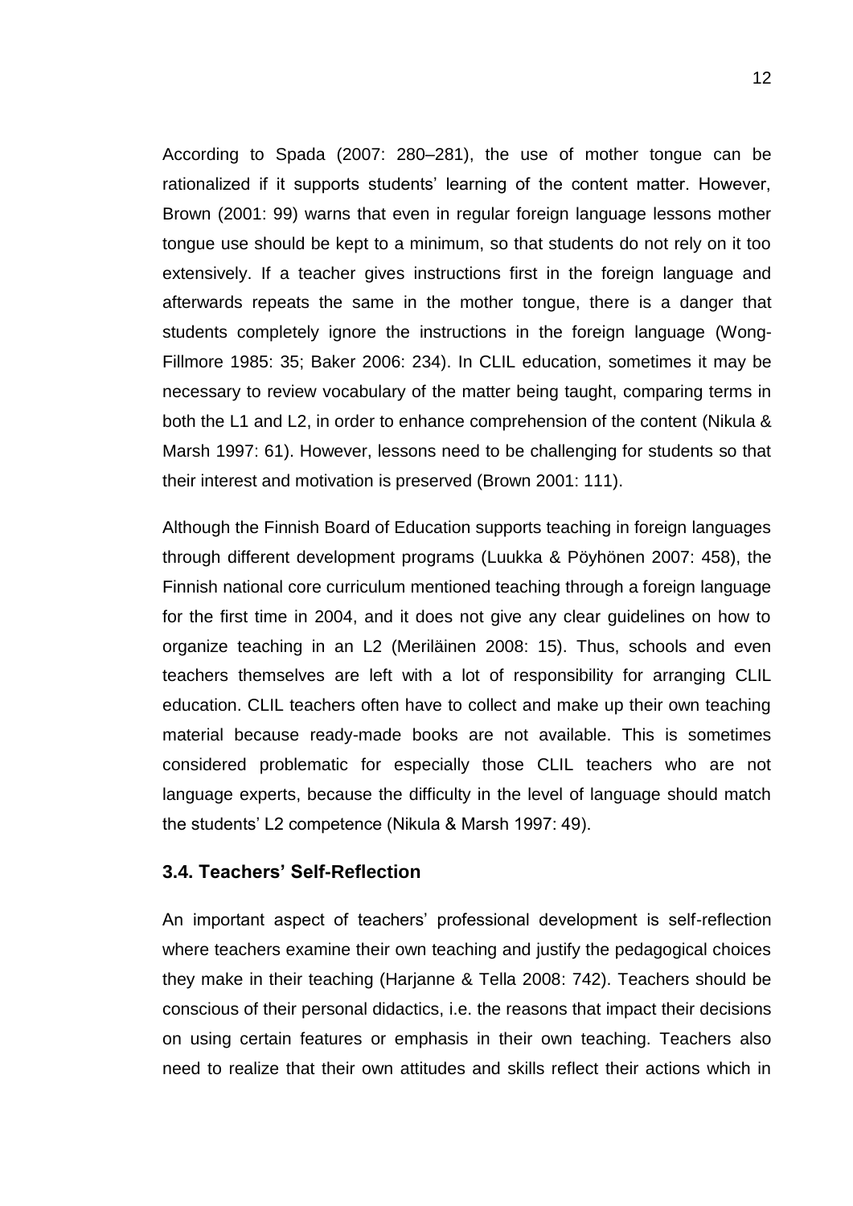According to Spada (2007: 280–281), the use of mother tongue can be rationalized if it supports students' learning of the content matter. However, Brown (2001: 99) warns that even in regular foreign language lessons mother tongue use should be kept to a minimum, so that students do not rely on it too extensively. If a teacher gives instructions first in the foreign language and afterwards repeats the same in the mother tongue, there is a danger that students completely ignore the instructions in the foreign language (Wong-Fillmore 1985: 35; Baker 2006: 234). In CLIL education, sometimes it may be necessary to review vocabulary of the matter being taught, comparing terms in both the L1 and L2, in order to enhance comprehension of the content (Nikula & Marsh 1997: 61). However, lessons need to be challenging for students so that their interest and motivation is preserved (Brown 2001: 111).

Although the Finnish Board of Education supports teaching in foreign languages through different development programs (Luukka & Pöyhönen 2007: 458), the Finnish national core curriculum mentioned teaching through a foreign language for the first time in 2004, and it does not give any clear guidelines on how to organize teaching in an L2 (Meriläinen 2008: 15). Thus, schools and even teachers themselves are left with a lot of responsibility for arranging CLIL education. CLIL teachers often have to collect and make up their own teaching material because ready-made books are not available. This is sometimes considered problematic for especially those CLIL teachers who are not language experts, because the difficulty in the level of language should match the students' L2 competence (Nikula & Marsh 1997: 49).

### 3.4. Teachers' Self-Reflection

An important aspect of teachers' professional development is self-reflection where teachers examine their own teaching and justify the pedagogical choices they make in their teaching (Harjanne & Tella 2008: 742). Teachers should be conscious of their personal didactics, i.e. the reasons that impact their decisions on using certain features or emphasis in their own teaching. Teachers also need to realize that their own attitudes and skills reflect their actions which in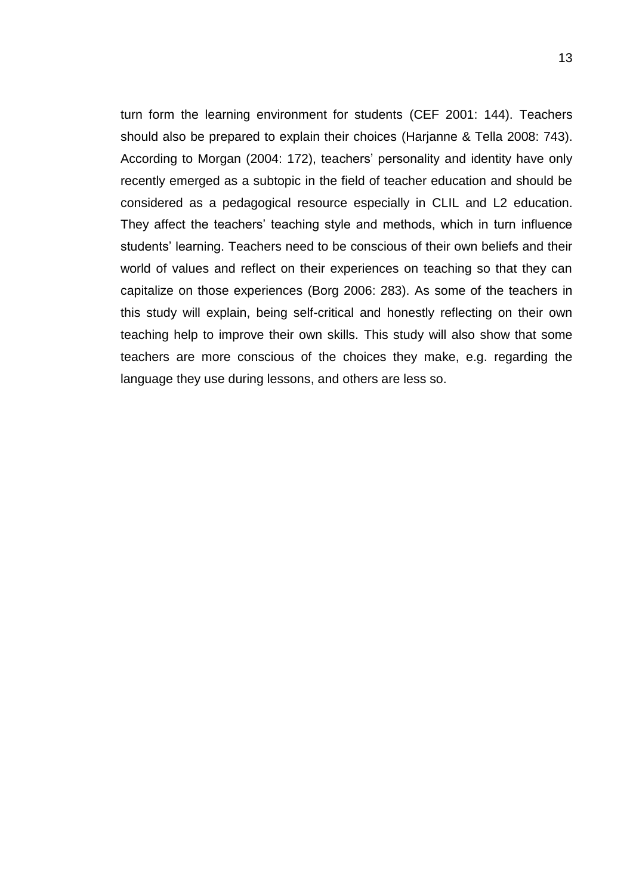turn form the learning environment for students (CEF 2001: 144). Teachers should also be prepared to explain their choices (Harjanne & Tella 2008: 743). According to Morgan (2004: 172), teachers' personality and identity have only recently emerged as a subtopic in the field of teacher education and should be considered as a pedagogical resource especially in CLIL and L2 education. They affect the teachers' teaching style and methods, which in turn influence students' learning. Teachers need to be conscious of their own beliefs and their world of values and reflect on their experiences on teaching so that they can capitalize on those experiences (Borg 2006: 283). As some of the teachers in this study will explain, being self-critical and honestly reflecting on their own teaching help to improve their own skills. This study will also show that some teachers are more conscious of the choices they make, e.g. regarding the language they use during lessons, and others are less so.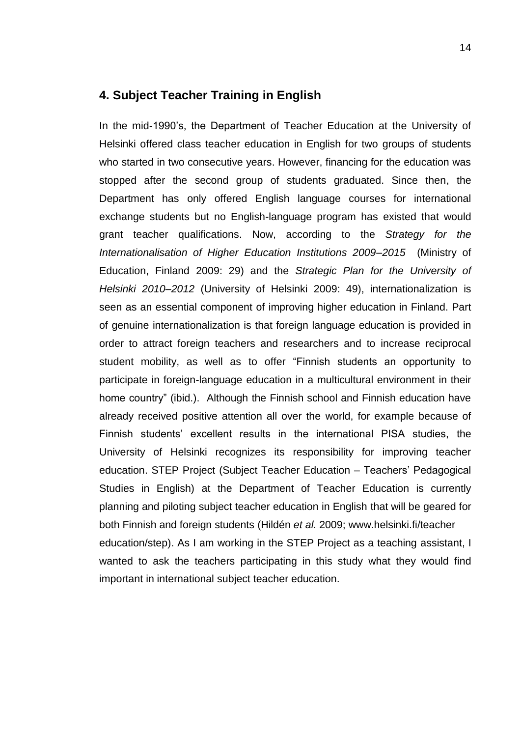# 4. Subject Teacher Training in English

In the mid-1990's, the Department of Teacher Education at the University of Helsinki offered class teacher education in English for two groups of students who started in two consecutive years. However, financing for the education was stopped after the second group of students graduated. Since then, the Department has only offered English language courses for international exchange students but no English-language program has existed that would grant teacher qualifications. Now, according to the *Strategy for the Internationalisation of Higher Education Institutions 2009–2015* (Ministry of Education, Finland 2009: 29) and the *Strategic Plan for the University of Helsinki 2010–2012* (University of Helsinki 2009: 49), internationalization is seen as an essential component of improving higher education in Finland. Part of genuine internationalization is that foreign language education is provided in order to attract foreign teachers and researchers and to increase reciprocal student mobility, as well as to offer "Finnish students an opportunity to participate in foreign-language education in a multicultural environment in their home country" (ibid.). Although the Finnish school and Finnish education have already received positive attention all over the world, for example because of Finnish students' excellent results in the international PISA studies, the University of Helsinki recognizes its responsibility for improving teacher education. STEP Project (Subject Teacher Education – Teachers' Pedagogical Studies in English) at the Department of Teacher Education is currently planning and piloting subject teacher education in English that will be geared for both Finnish and foreign students (Hildén *et al.* 2009; www.helsinki.fi/teacher education/step). As I am working in the STEP Project as a teaching assistant, I wanted to ask the teachers participating in this study what they would find important in international subject teacher education.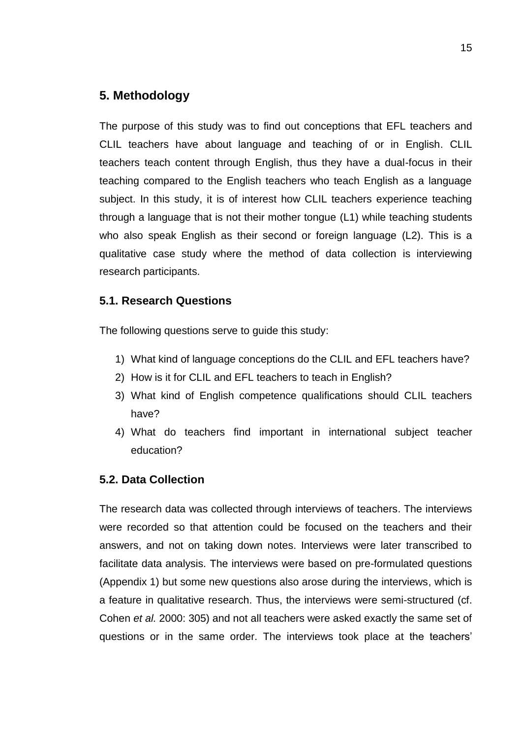## 5. Methodology

The purpose of this study was to find out conceptions that EFL teachers and CLIL teachers have about language and teaching of or in English. CLIL teachers teach content through English, thus they have a dual-focus in their teaching compared to the English teachers who teach English as a language subject. In this study, it is of interest how CLIL teachers experience teaching through a language that is not their mother tongue (L1) while teaching students who also speak English as their second or foreign language (L2). This is a qualitative case study where the method of data collection is interviewing research participants.

### 5.1. Research Questions

The following questions serve to guide this study:

1) What kind of language conceptions do the CLIL and EFL teachers have?
2) How is it for CLIL and EFL teachers to teach in English?
3) What kind of English competence qualifications should CLIL teachers have?
4) What do teachers find important in international subject teacher education?

### 5.2. Data Collection

The research data was collected through interviews of teachers. The interviews were recorded so that attention could be focused on the teachers and their answers, and not on taking down notes. Interviews were later transcribed to facilitate data analysis. The interviews were based on pre-formulated questions (Appendix 1) but some new questions also arose during the interviews, which is a feature in qualitative research. Thus, the interviews were semi-structured (cf. Cohen *et al.* 2000: 305) and not all teachers were asked exactly the same set of questions or in the same order. The interviews took place at the teachers'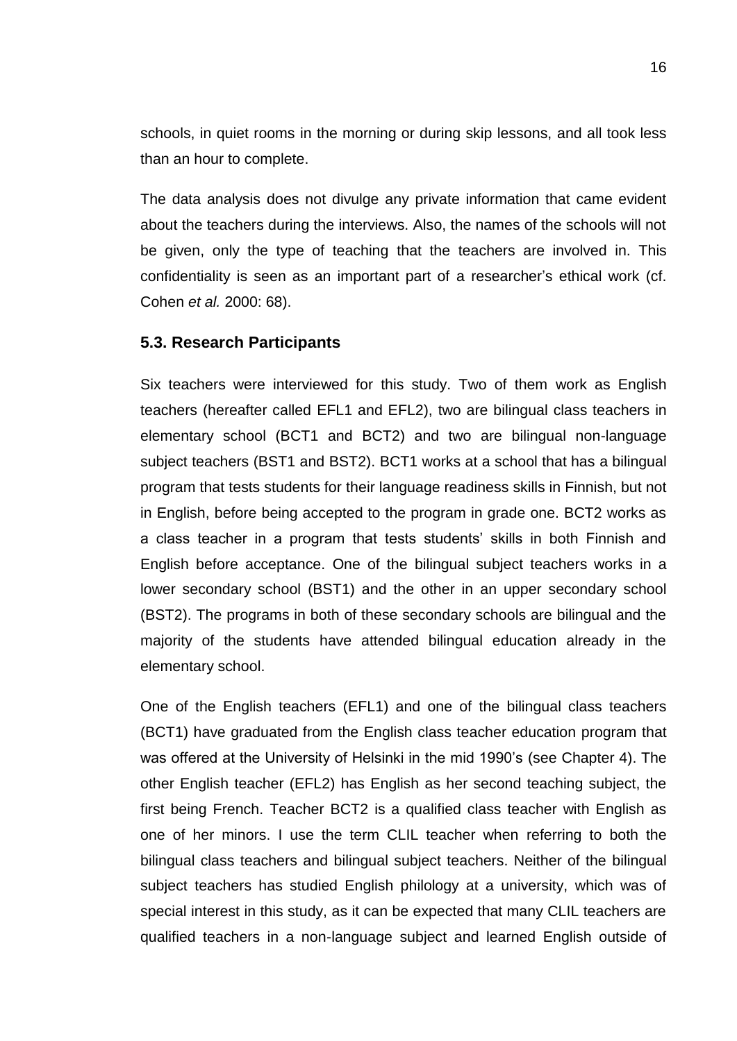schools, in quiet rooms in the morning or during skip lessons, and all took less than an hour to complete.

The data analysis does not divulge any private information that came evident about the teachers during the interviews. Also, the names of the schools will not be given, only the type of teaching that the teachers are involved in. This confidentiality is seen as an important part of a researcher's ethical work (cf. Cohen *et al.* 2000: 68).

### 5.3. Research Participants

Six teachers were interviewed for this study. Two of them work as English teachers (hereafter called EFL1 and EFL2), two are bilingual class teachers in elementary school (BCT1 and BCT2) and two are bilingual non-language subject teachers (BST1 and BST2). BCT1 works at a school that has a bilingual program that tests students for their language readiness skills in Finnish, but not in English, before being accepted to the program in grade one. BCT2 works as a class teacher in a program that tests students' skills in both Finnish and English before acceptance. One of the bilingual subject teachers works in a lower secondary school (BST1) and the other in an upper secondary school (BST2). The programs in both of these secondary schools are bilingual and the majority of the students have attended bilingual education already in the elementary school.

One of the English teachers (EFL1) and one of the bilingual class teachers (BCT1) have graduated from the English class teacher education program that was offered at the University of Helsinki in the mid 1990's (see Chapter 4). The other English teacher (EFL2) has English as her second teaching subject, the first being French. Teacher BCT2 is a qualified class teacher with English as one of her minors. I use the term CLIL teacher when referring to both the bilingual class teachers and bilingual subject teachers. Neither of the bilingual subject teachers has studied English philology at a university, which was of special interest in this study, as it can be expected that many CLIL teachers are qualified teachers in a non-language subject and learned English outside of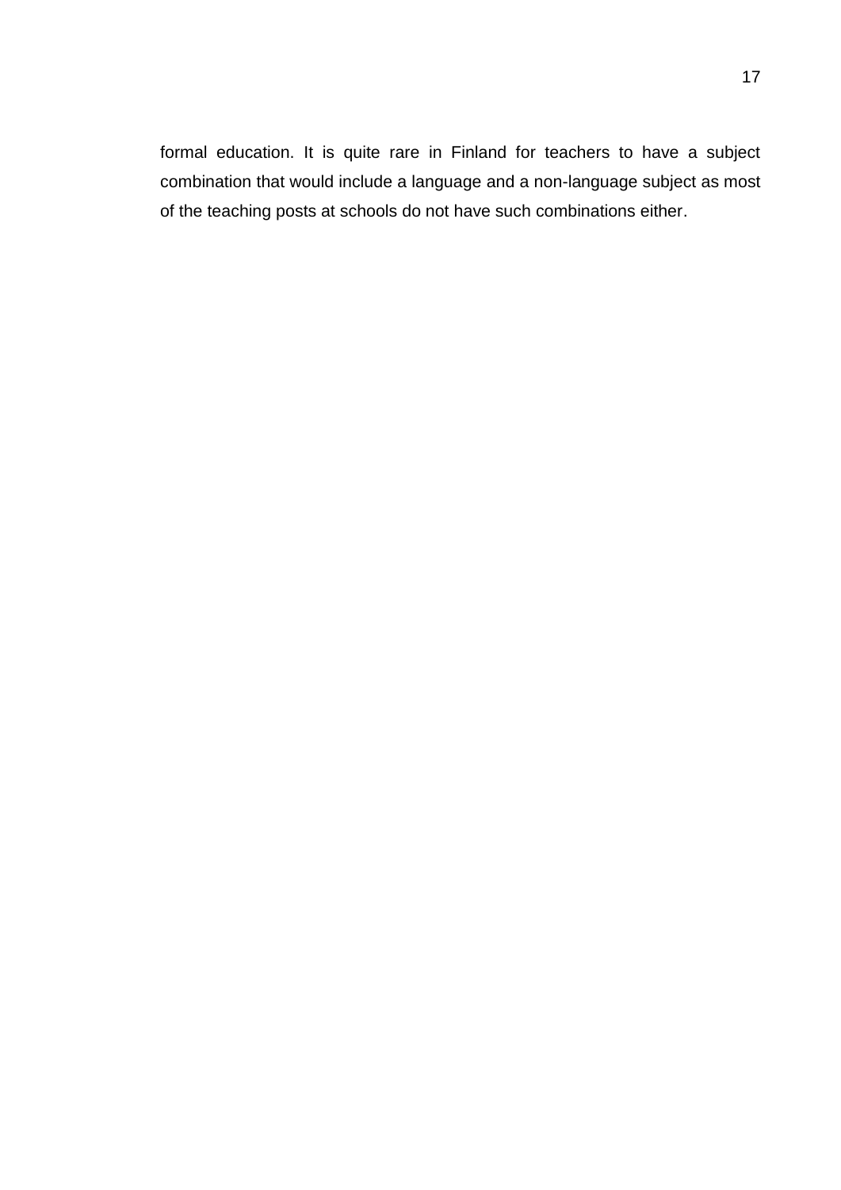formal education. It is quite rare in Finland for teachers to have a subject combination that would include a language and a non-language subject as most of the teaching posts at schools do not have such combinations either.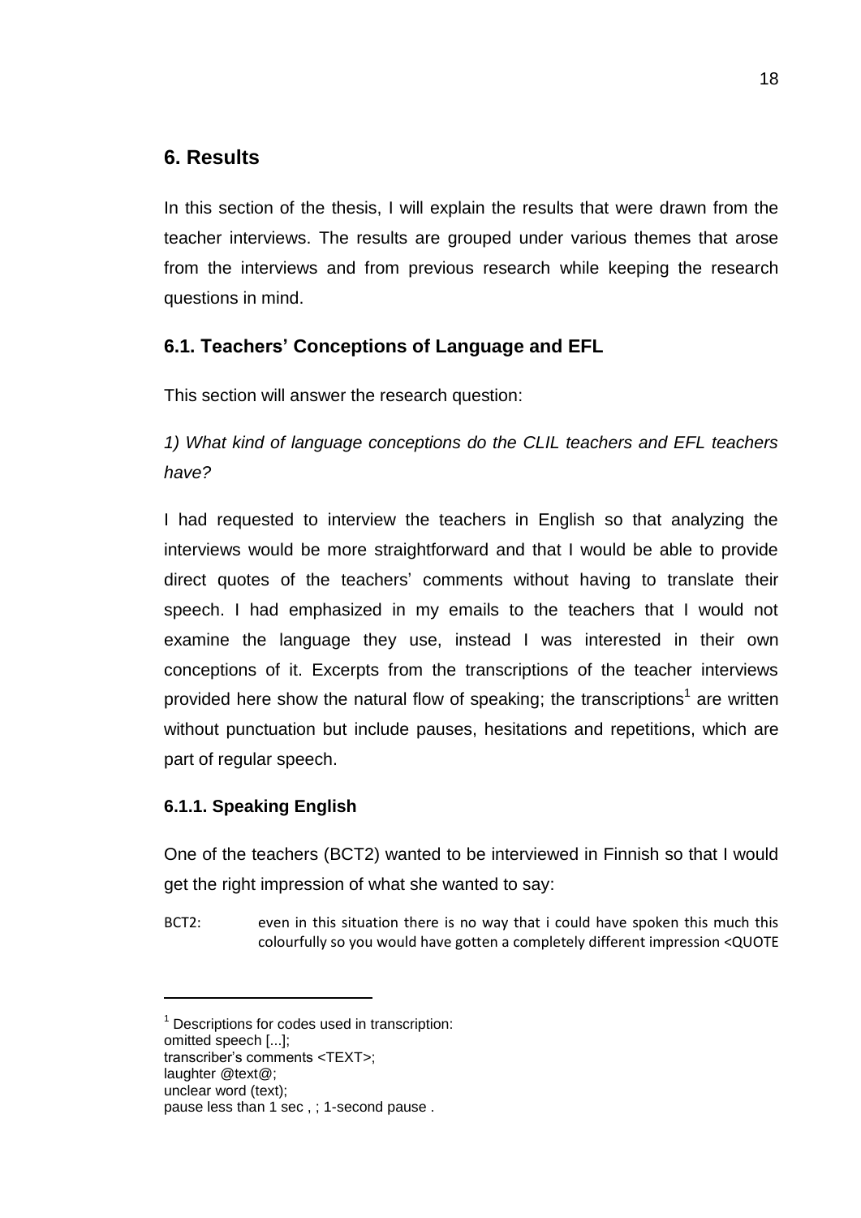# 6. Results

In this section of the thesis, I will explain the results that were drawn from the teacher interviews. The results are grouped under various themes that arose from the interviews and from previous research while keeping the research questions in mind.

## 6.1. Teachers' Conceptions of Language and EFL

This section will answer the research question:

*1) What kind of language conceptions do the CLIL teachers and EFL teachers have?*

I had requested to interview the teachers in English so that analyzing the interviews would be more straightforward and that I would be able to provide direct quotes of the teachers' comments without having to translate their speech. I had emphasized in my emails to the teachers that I would not examine the language they use, instead I was interested in their own conceptions of it. Excerpts from the transcriptions of the teacher interviews provided here show the natural flow of speaking; the transcriptions[1] are written without punctuation but include pauses, hesitations and repetitions, which are part of regular speech.

### 6.1.1. Speaking English

One of the teachers (BCT2) wanted to be interviewed in Finnish so that I would get the right impression of what she wanted to say:

BCT2: even in this situation there is no way that i could have spoken this much this colourfully so you would have gotten a completely different impression <QUOTE

---

[1] Descriptions for codes used in transcription:
omitted speech [...];
transcriber's comments <TEXT>;
laughter @text@;
unclear word (text);
pause less than 1 sec , ; 1-second pause .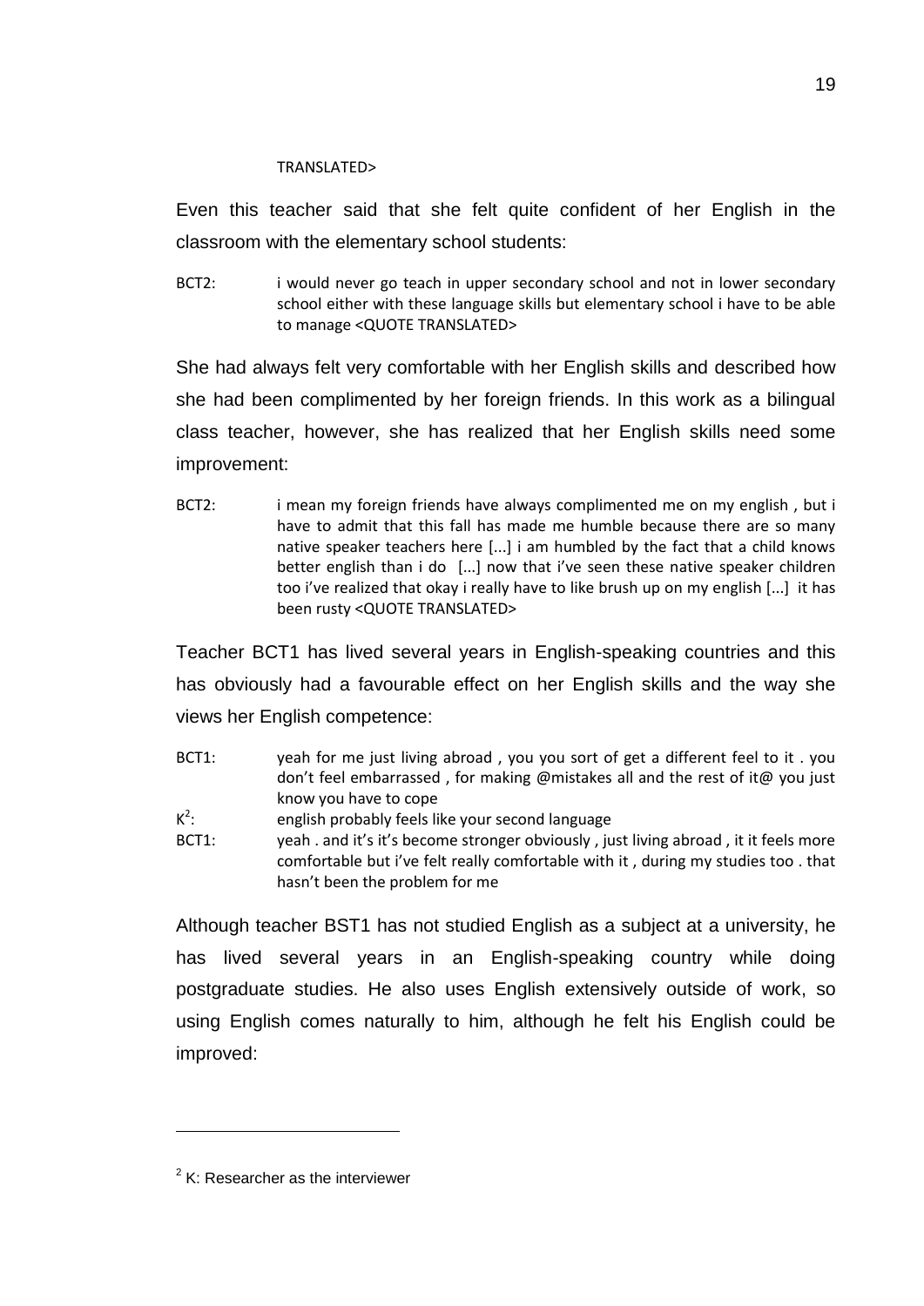TRANSLATED>

Even this teacher said that she felt quite confident of her English in the classroom with the elementary school students:

BCT2: i would never go teach in upper secondary school and not in lower secondary school either with these language skills but elementary school i have to be able to manage <QUOTE TRANSLATED>

She had always felt very comfortable with her English skills and described how she had been complimented by her foreign friends. In this work as a bilingual class teacher, however, she has realized that her English skills need some improvement:

BCT2: i mean my foreign friends have always complimented me on my english , but i have to admit that this fall has made me humble because there are so many native speaker teachers here [...] i am humbled by the fact that a child knows better english than i do [...] now that i've seen these native speaker children too i've realized that okay i really have to like brush up on my english [...] it has been rusty <QUOTE TRANSLATED>

Teacher BCT1 has lived several years in English-speaking countries and this has obviously had a favourable effect on her English skills and the way she views her English competence:

BCT1: yeah for me just living abroad , you you sort of get a different feel to it . you don't feel embarrassed , for making @mistakes all and the rest of it@ you just know you have to cope

K[2]: english probably feels like your second language

BCT1: yeah . and it's it's become stronger obviously , just living abroad , it it feels more comfortable but i've felt really comfortable with it , during my studies too . that hasn't been the problem for me

Although teacher BST1 has not studied English as a subject at a university, he has lived several years in an English-speaking country while doing postgraduate studies. He also uses English extensively outside of work, so using English comes naturally to him, although he felt his English could be improved:

---

[2] K: Researcher as the interviewer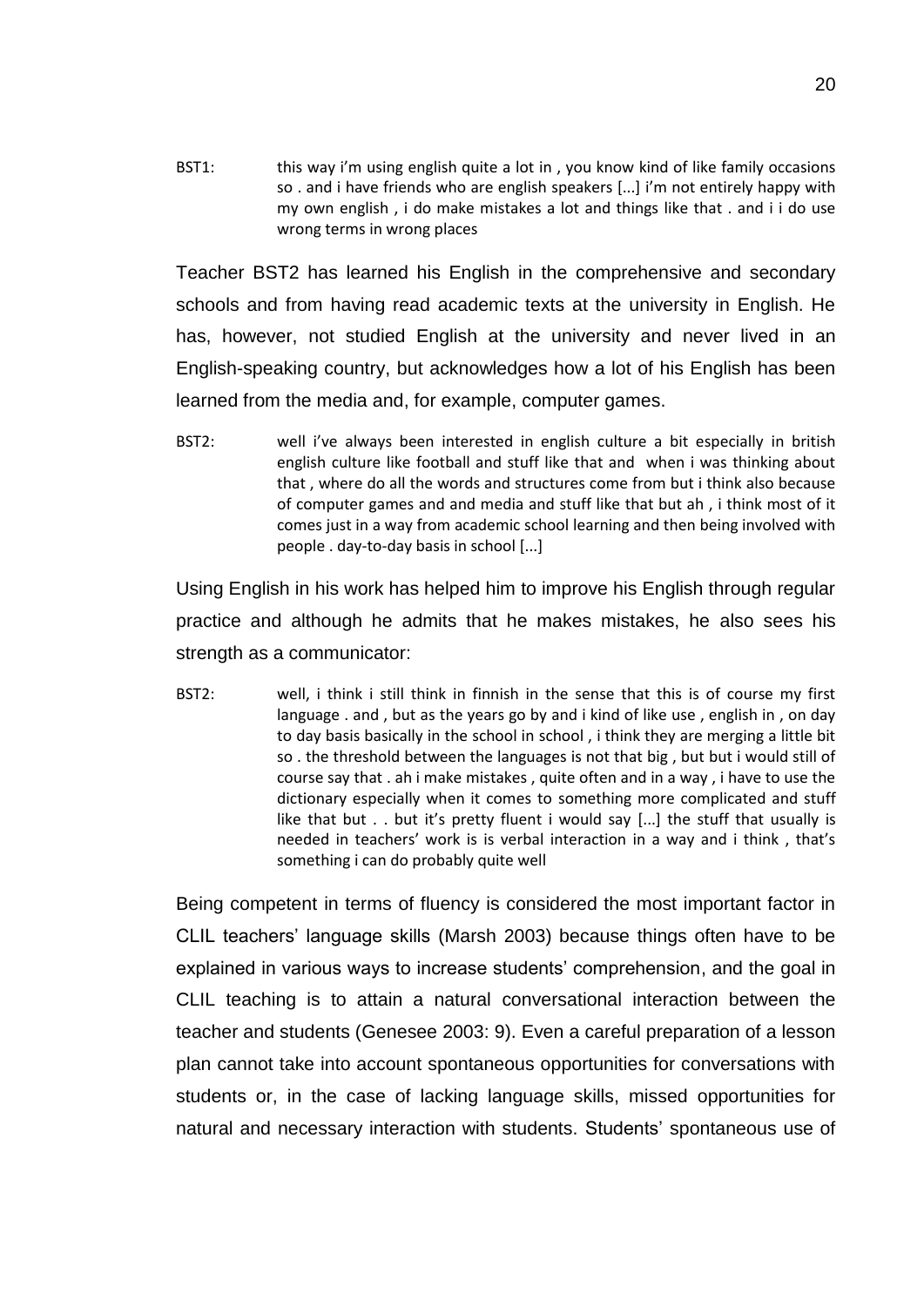BST1: this way i'm using english quite a lot in , you know kind of like family occasions so . and i have friends who are english speakers [...] i'm not entirely happy with my own english , i do make mistakes a lot and things like that . and i i do use wrong terms in wrong places

Teacher BST2 has learned his English in the comprehensive and secondary schools and from having read academic texts at the university in English. He has, however, not studied English at the university and never lived in an English-speaking country, but acknowledges how a lot of his English has been learned from the media and, for example, computer games.

BST2: well i've always been interested in english culture a bit especially in british english culture like football and stuff like that and when i was thinking about that , where do all the words and structures come from but i think also because of computer games and and media and stuff like that but ah , i think most of it comes just in a way from academic school learning and then being involved with people . day-to-day basis in school [...]

Using English in his work has helped him to improve his English through regular practice and although he admits that he makes mistakes, he also sees his strength as a communicator:

BST2: well, i think i still think in finnish in the sense that this is of course my first language . and , but as the years go by and i kind of like use , english in , on day to day basis basically in the school in school , i think they are merging a little bit so . the threshold between the languages is not that big , but but i would still of course say that . ah i make mistakes , quite often and in a way , i have to use the dictionary especially when it comes to something more complicated and stuff like that but . . but it's pretty fluent i would say [...] the stuff that usually is needed in teachers' work is is verbal interaction in a way and i think , that's something i can do probably quite well

Being competent in terms of fluency is considered the most important factor in CLIL teachers' language skills (Marsh 2003) because things often have to be explained in various ways to increase students' comprehension, and the goal in CLIL teaching is to attain a natural conversational interaction between the teacher and students (Genesee 2003: 9). Even a careful preparation of a lesson plan cannot take into account spontaneous opportunities for conversations with students or, in the case of lacking language skills, missed opportunities for natural and necessary interaction with students. Students' spontaneous use of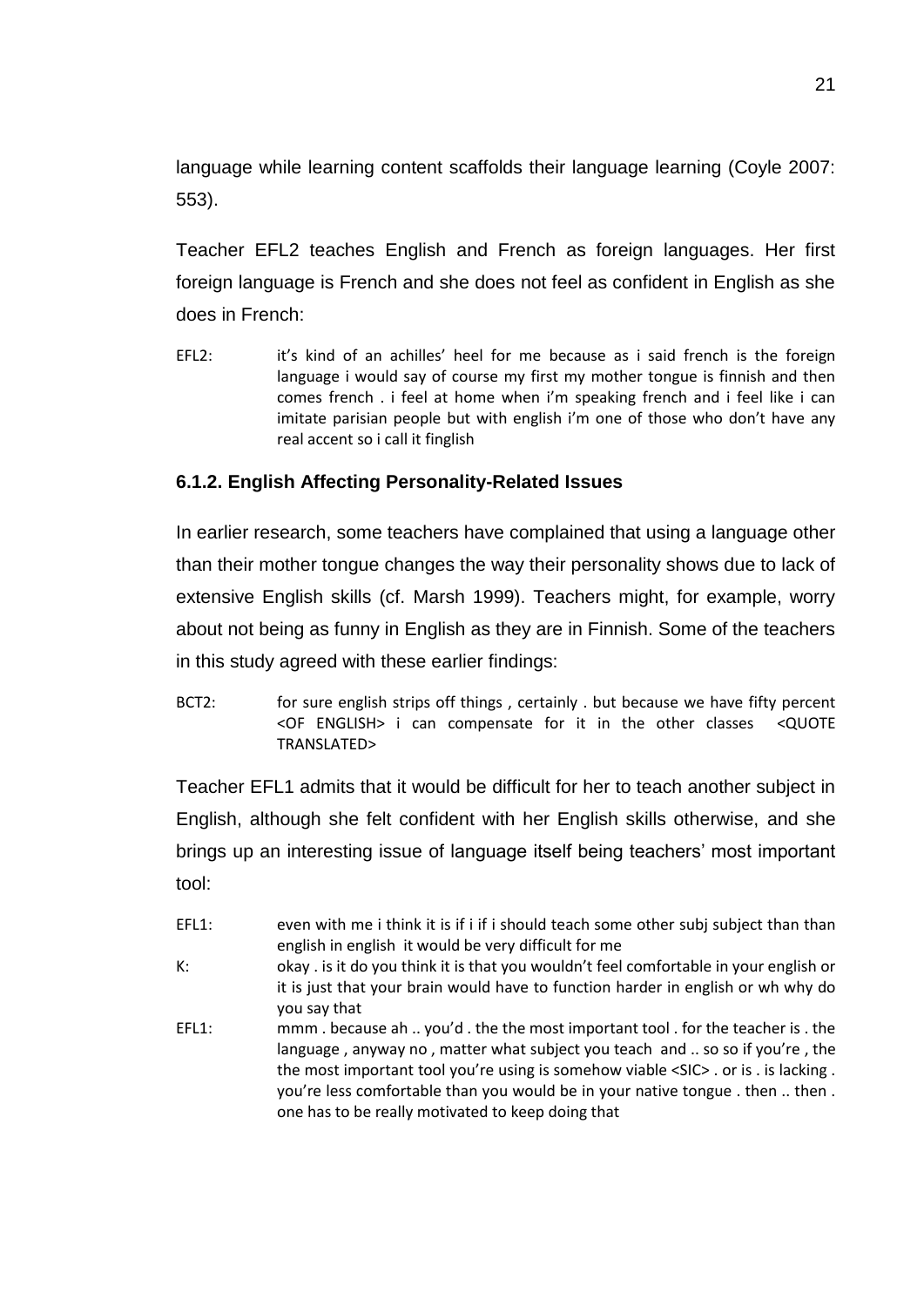language while learning content scaffolds their language learning (Coyle 2007: 553).

Teacher EFL2 teaches English and French as foreign languages. Her first foreign language is French and she does not feel as confident in English as she does in French:

EFL2: it's kind of an achilles' heel for me because as i said french is the foreign language i would say of course my first my mother tongue is finnish and then comes french . i feel at home when i'm speaking french and i feel like i can imitate parisian people but with english i'm one of those who don't have any real accent so i call it finglish

### 6.1.2. English Affecting Personality-Related Issues

In earlier research, some teachers have complained that using a language other than their mother tongue changes the way their personality shows due to lack of extensive English skills (cf. Marsh 1999). Teachers might, for example, worry about not being as funny in English as they are in Finnish. Some of the teachers in this study agreed with these earlier findings:

BCT2: for sure english strips off things , certainly . but because we have fifty percent <OF ENGLISH> i can compensate for it in the other classes <QUOTE TRANSLATED>

Teacher EFL1 admits that it would be difficult for her to teach another subject in English, although she felt confident with her English skills otherwise, and she brings up an interesting issue of language itself being teachers' most important tool:

EFL1: even with me i think it is if i if i should teach some other subj subject than than english in english it would be very difficult for me

K: okay . is it do you think it is that you wouldn't feel comfortable in your english or it is just that your brain would have to function harder in english or wh why do you say that

EFL1: mmm . because ah .. you'd . the the most important tool . for the teacher is . the language , anyway no , matter what subject you teach and .. so so if you're , the the most important tool you're using is somehow viable <SIC> . or is . is lacking . you're less comfortable than you would be in your native tongue . then .. then . one has to be really motivated to keep doing that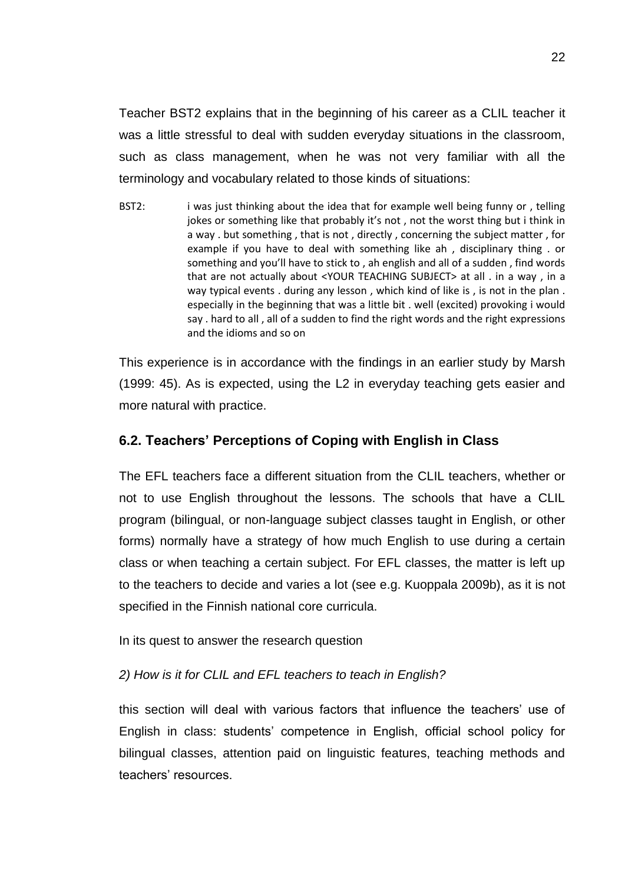Teacher BST2 explains that in the beginning of his career as a CLIL teacher it was a little stressful to deal with sudden everyday situations in the classroom, such as class management, when he was not very familiar with all the terminology and vocabulary related to those kinds of situations:

> BST2: i was just thinking about the idea that for example well being funny or , telling jokes or something like that probably it's not , not the worst thing but i think in a way . but something , that is not , directly , concerning the subject matter , for example if you have to deal with something like ah , disciplinary thing . or something and you'll have to stick to , ah english and all of a sudden , find words that are not actually about <YOUR TEACHING SUBJECT> at all . in a way , in a way typical events . during any lesson , which kind of like is , is not in the plan . especially in the beginning that was a little bit . well (excited) provoking i would say . hard to all , all of a sudden to find the right words and the right expressions and the idioms and so on

This experience is in accordance with the findings in an earlier study by Marsh (1999: 45). As is expected, using the L2 in everyday teaching gets easier and more natural with practice.

## 6.2. Teachers' Perceptions of Coping with English in Class

The EFL teachers face a different situation from the CLIL teachers, whether or not to use English throughout the lessons. The schools that have a CLIL program (bilingual, or non-language subject classes taught in English, or other forms) normally have a strategy of how much English to use during a certain class or when teaching a certain subject. For EFL classes, the matter is left up to the teachers to decide and varies a lot (see e.g. Kuoppala 2009b), as it is not specified in the Finnish national core curricula.

In its quest to answer the research question

*2) How is it for CLIL and EFL teachers to teach in English?*

this section will deal with various factors that influence the teachers' use of English in class: students' competence in English, official school policy for bilingual classes, attention paid on linguistic features, teaching methods and teachers' resources.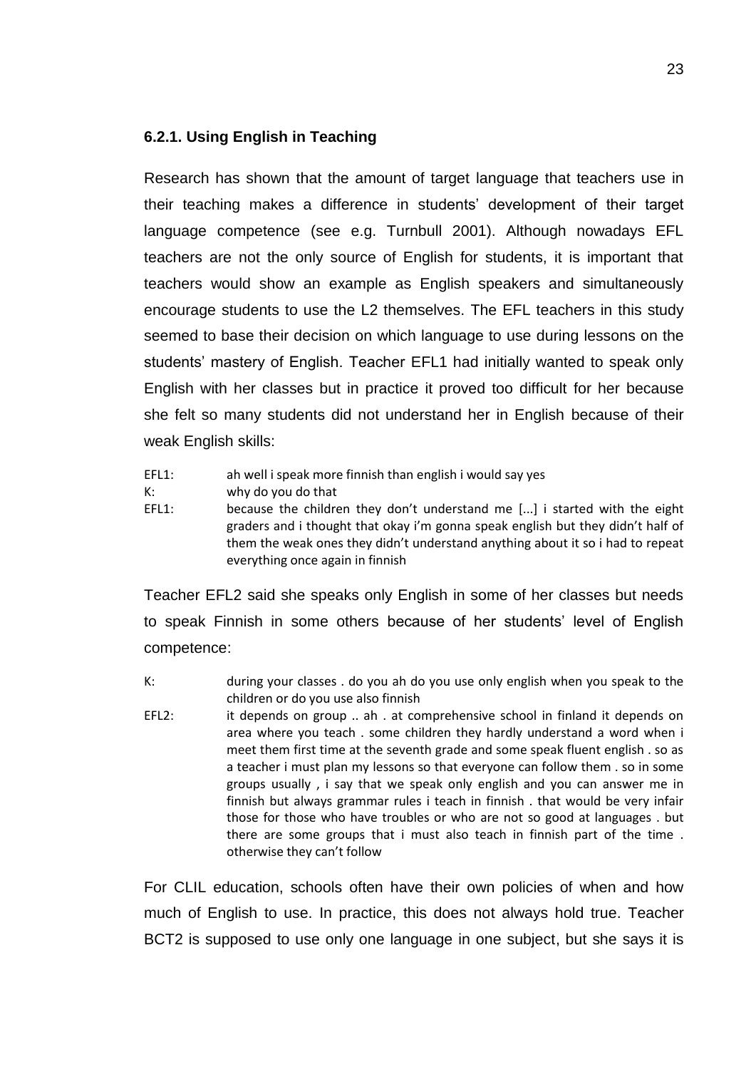### 6.2.1. Using English in Teaching

Research has shown that the amount of target language that teachers use in their teaching makes a difference in students' development of their target language competence (see e.g. Turnbull 2001). Although nowadays EFL teachers are not the only source of English for students, it is important that teachers would show an example as English speakers and simultaneously encourage students to use the L2 themselves. The EFL teachers in this study seemed to base their decision on which language to use during lessons on the students' mastery of English. Teacher EFL1 had initially wanted to speak only English with her classes but in practice it proved too difficult for her because she felt so many students did not understand her in English because of their weak English skills:

EFL1: ah well i speak more finnish than english i would say yes
K: why do you do that
EFL1: because the children they don't understand me [...] i started with the eight graders and i thought that okay i'm gonna speak english but they didn't half of them the weak ones they didn't understand anything about it so i had to repeat everything once again in finnish

Teacher EFL2 said she speaks only English in some of her classes but needs to speak Finnish in some others because of her students' level of English competence:

K: during your classes . do you ah do you use only english when you speak to the children or do you use also finnish
EFL2: it depends on group .. ah . at comprehensive school in finland it depends on area where you teach . some children they hardly understand a word when i meet them first time at the seventh grade and some speak fluent english . so as a teacher i must plan my lessons so that everyone can follow them . so in some groups usually , i say that we speak only english and you can answer me in finnish but always grammar rules i teach in finnish . that would be very infair those for those who have troubles or who are not so good at languages . but there are some groups that i must also teach in finnish part of the time . otherwise they can't follow

For CLIL education, schools often have their own policies of when and how much of English to use. In practice, this does not always hold true. Teacher BCT2 is supposed to use only one language in one subject, but she says it is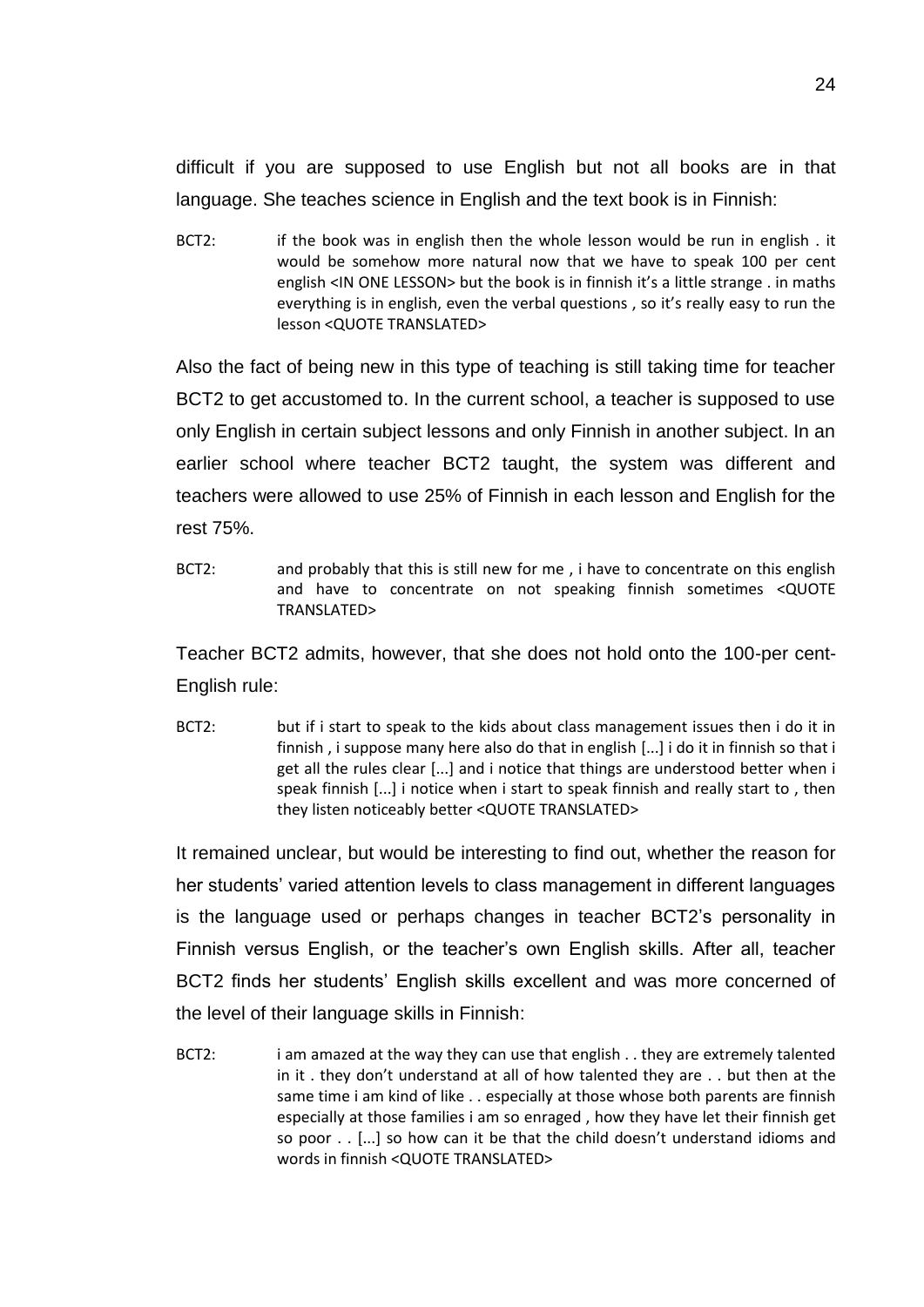difficult if you are supposed to use English but not all books are in that language. She teaches science in English and the text book is in Finnish:

> BCT2: if the book was in english then the whole lesson would be run in english . it would be somehow more natural now that we have to speak 100 per cent english <IN ONE LESSON> but the book is in finnish it's a little strange . in maths everything is in english, even the verbal questions , so it's really easy to run the lesson <QUOTE TRANSLATED>

Also the fact of being new in this type of teaching is still taking time for teacher BCT2 to get accustomed to. In the current school, a teacher is supposed to use only English in certain subject lessons and only Finnish in another subject. In an earlier school where teacher BCT2 taught, the system was different and teachers were allowed to use 25% of Finnish in each lesson and English for the rest 75%.

> BCT2: and probably that this is still new for me , i have to concentrate on this english and have to concentrate on not speaking finnish sometimes <QUOTE TRANSLATED>

Teacher BCT2 admits, however, that she does not hold onto the 100-per cent-English rule:

> BCT2: but if i start to speak to the kids about class management issues then i do it in finnish , i suppose many here also do that in english [...] i do it in finnish so that i get all the rules clear [...] and i notice that things are understood better when i speak finnish [...] i notice when i start to speak finnish and really start to , then they listen noticeably better <QUOTE TRANSLATED>

It remained unclear, but would be interesting to find out, whether the reason for her students' varied attention levels to class management in different languages is the language used or perhaps changes in teacher BCT2's personality in Finnish versus English, or the teacher's own English skills. After all, teacher BCT2 finds her students' English skills excellent and was more concerned of the level of their language skills in Finnish:

> BCT2: i am amazed at the way they can use that english . . they are extremely talented in it . they don't understand at all of how talented they are . . but then at the same time i am kind of like . . especially at those whose both parents are finnish especially at those families i am so enraged , how they have let their finnish get so poor . . [...] so how can it be that the child doesn't understand idioms and words in finnish <QUOTE TRANSLATED>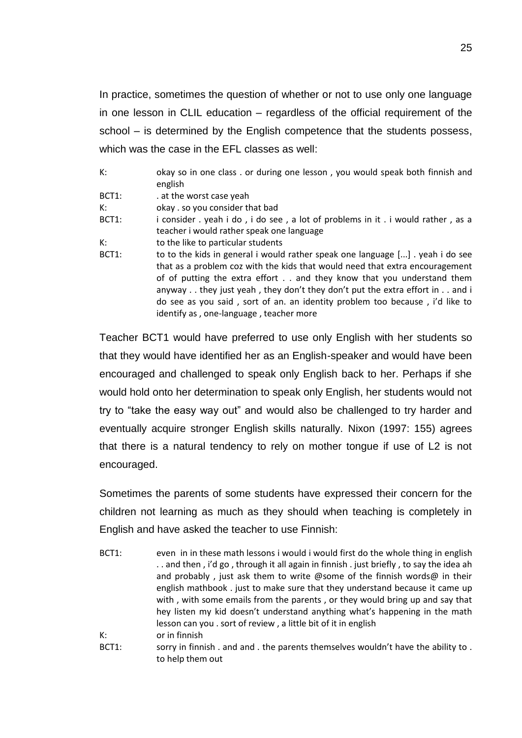In practice, sometimes the question of whether or not to use only one language in one lesson in CLIL education – regardless of the official requirement of the school – is determined by the English competence that the students possess, which was the case in the EFL classes as well:

| | |
|---|---|
| K: | okay so in one class . or during one lesson , you would speak both finnish and english |
| BCT1: | . at the worst case yeah |
| K: | okay . so you consider that bad |
| BCT1: | i consider . yeah i do , i do see , a lot of problems in it . i would rather , as a teacher i would rather speak one language |
| K: | to the like to particular students |
| BCT1: | to to the kids in general i would rather speak one language [...] . yeah i do see that as a problem coz with the kids that would need that extra encouragement of of putting the extra effort . . and they know that you understand them anyway . . they just yeah , they don't they don't put the extra effort in . . and i do see as you said , sort of an. an identity problem too because , i'd like to identify as , one-language , teacher more |

Teacher BCT1 would have preferred to use only English with her students so that they would have identified her as an English-speaker and would have been encouraged and challenged to speak only English back to her. Perhaps if she would hold onto her determination to speak only English, her students would not try to "take the easy way out" and would also be challenged to try harder and eventually acquire stronger English skills naturally. Nixon (1997: 155) agrees that there is a natural tendency to rely on mother tongue if use of L2 is not encouraged.

Sometimes the parents of some students have expressed their concern for the children not learning as much as they should when teaching is completely in English and have asked the teacher to use Finnish:

| | |
|---|---|
| BCT1: | even in in these math lessons i would i would first do the whole thing in english . . and then , i'd go , through it all again in finnish . just briefly , to say the idea ah and probably , just ask them to write @some of the finnish words@ in their english mathbook . just to make sure that they understand because it came up with , with some emails from the parents , or they would bring up and say that hey listen my kid doesn't understand anything what's happening in the math lesson can you . sort of review , a little bit of it in english |
| K: | or in finnish |
| BCT1: | sorry in finnish . and and . the parents themselves wouldn't have the ability to . to help them out |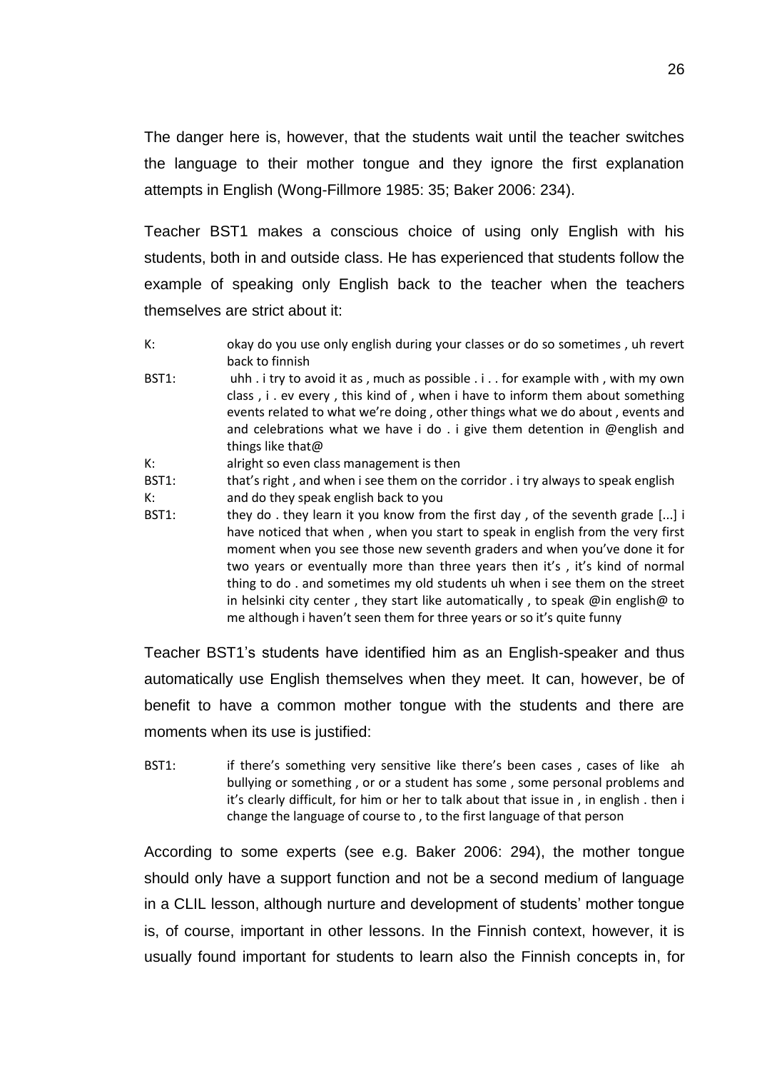The danger here is, however, that the students wait until the teacher switches the language to their mother tongue and they ignore the first explanation attempts in English (Wong-Fillmore 1985: 35; Baker 2006: 234).

Teacher BST1 makes a conscious choice of using only English with his students, both in and outside class. He has experienced that students follow the example of speaking only English back to the teacher when the teachers themselves are strict about it:

K: okay do you use only english during your classes or do so sometimes , uh revert back to finnish

BST1: uhh . i try to avoid it as , much as possible . i . . for example with , with my own class , i . ev every , this kind of , when i have to inform them about something events related to what we're doing , other things what we do about , events and and celebrations what we have i do . i give them detention in @english and things like that@

K: alright so even class management is then

BST1: that's right , and when i see them on the corridor . i try always to speak english

K: and do they speak english back to you

BST1: they do . they learn it you know from the first day , of the seventh grade [...] i have noticed that when , when you start to speak in english from the very first moment when you see those new seventh graders and when you've done it for two years or eventually more than three years then it's , it's kind of normal thing to do . and sometimes my old students uh when i see them on the street in helsinki city center , they start like automatically , to speak @in english@ to me although i haven't seen them for three years or so it's quite funny

Teacher BST1's students have identified him as an English-speaker and thus automatically use English themselves when they meet. It can, however, be of benefit to have a common mother tongue with the students and there are moments when its use is justified:

BST1: if there's something very sensitive like there's been cases , cases of like ah bullying or something , or or a student has some , some personal problems and it's clearly difficult, for him or her to talk about that issue in , in english . then i change the language of course to , to the first language of that person

According to some experts (see e.g. Baker 2006: 294), the mother tongue should only have a support function and not be a second medium of language in a CLIL lesson, although nurture and development of students' mother tongue is, of course, important in other lessons. In the Finnish context, however, it is usually found important for students to learn also the Finnish concepts in, for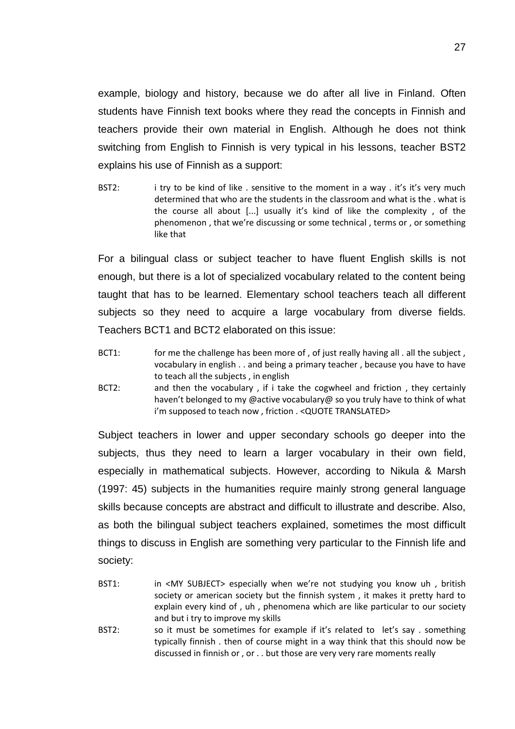example, biology and history, because we do after all live in Finland. Often students have Finnish text books where they read the concepts in Finnish and teachers provide their own material in English. Although he does not think switching from English to Finnish is very typical in his lessons, teacher BST2 explains his use of Finnish as a support:

BST2: i try to be kind of like . sensitive to the moment in a way . it's it's very much determined that who are the students in the classroom and what is the . what is the course all about [...] usually it's kind of like the complexity , of the phenomenon , that we're discussing or some technical , terms or , or something like that

For a bilingual class or subject teacher to have fluent English skills is not enough, but there is a lot of specialized vocabulary related to the content being taught that has to be learned. Elementary school teachers teach all different subjects so they need to acquire a large vocabulary from diverse fields. Teachers BCT1 and BCT2 elaborated on this issue:

BCT1: for me the challenge has been more of , of just really having all . all the subject , vocabulary in english . . and being a primary teacher , because you have to have to teach all the subjects , in english

BCT2: and then the vocabulary , if i take the cogwheel and friction , they certainly haven't belonged to my @active vocabulary@ so you truly have to think of what i'm supposed to teach now , friction . <QUOTE TRANSLATED>

Subject teachers in lower and upper secondary schools go deeper into the subjects, thus they need to learn a larger vocabulary in their own field, especially in mathematical subjects. However, according to Nikula & Marsh (1997: 45) subjects in the humanities require mainly strong general language skills because concepts are abstract and difficult to illustrate and describe. Also, as both the bilingual subject teachers explained, sometimes the most difficult things to discuss in English are something very particular to the Finnish life and society:

BST1: in <MY SUBJECT> especially when we're not studying you know uh , british society or american society but the finnish system , it makes it pretty hard to explain every kind of , uh , phenomena which are like particular to our society and but i try to improve my skills

BST2: so it must be sometimes for example if it's related to let's say . something typically finnish . then of course might in a way think that this should now be discussed in finnish or , or . . but those are very very rare moments really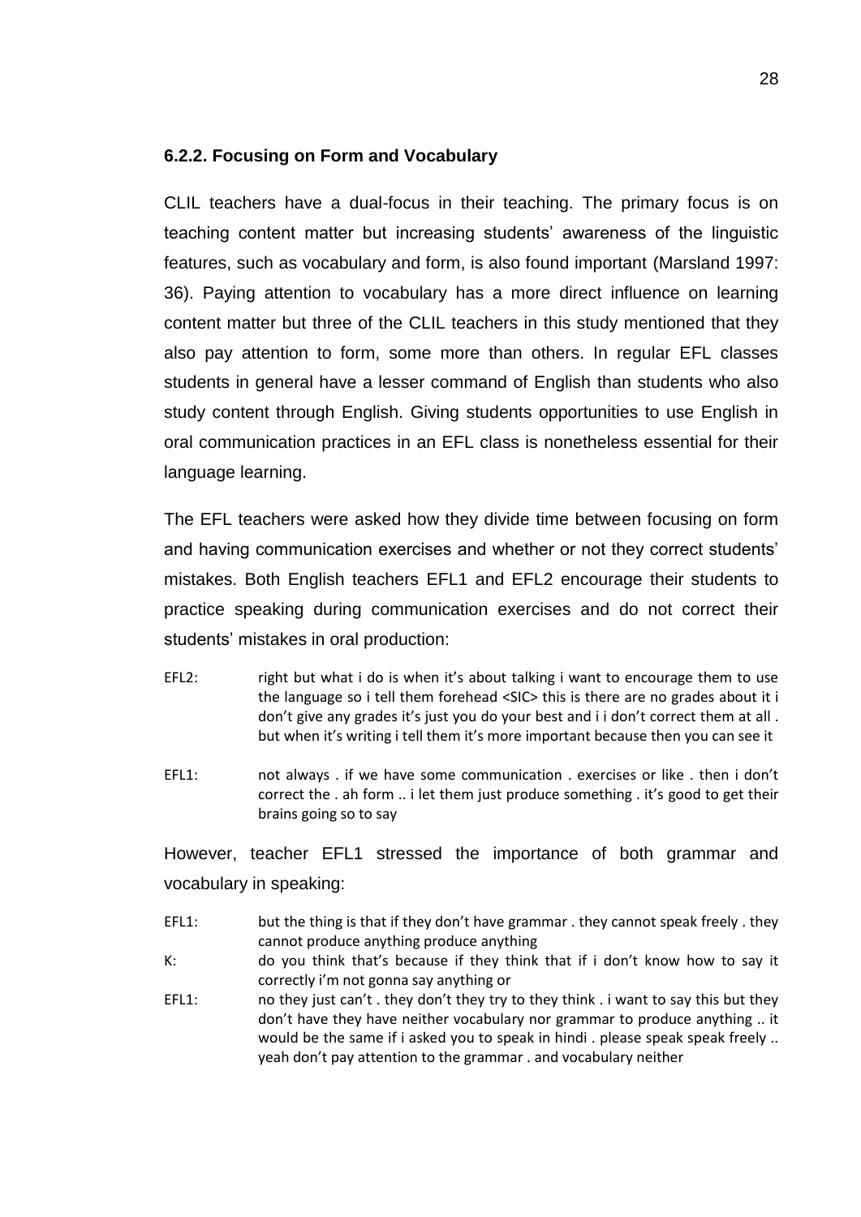### 6.2.2. Focusing on Form and Vocabulary

CLIL teachers have a dual-focus in their teaching. The primary focus is on teaching content matter but increasing students' awareness of the linguistic features, such as vocabulary and form, is also found important (Marsland 1997: 36). Paying attention to vocabulary has a more direct influence on learning content matter but three of the CLIL teachers in this study mentioned that they also pay attention to form, some more than others. In regular EFL classes students in general have a lesser command of English than students who also study content through English. Giving students opportunities to use English in oral communication practices in an EFL class is nonetheless essential for their language learning.

The EFL teachers were asked how they divide time between focusing on form and having communication exercises and whether or not they correct students' mistakes. Both English teachers EFL1 and EFL2 encourage their students to practice speaking during communication exercises and do not correct their students' mistakes in oral production:

EFL2: right but what i do is when it's about talking i want to encourage them to use the language so i tell them forehead <SIC> this is there are no grades about it i don't give any grades it's just you do your best and i i don't correct them at all . but when it's writing i tell them it's more important because then you can see it

EFL1: not always . if we have some communication . exercises or like . then i don't correct the . ah form .. i let them just produce something . it's good to get their brains going so to say

However, teacher EFL1 stressed the importance of both grammar and vocabulary in speaking:

EFL1: but the thing is that if they don't have grammar . they cannot speak freely . they cannot produce anything produce anything

K: do you think that's because if they think that if i don't know how to say it correctly i'm not gonna say anything or

EFL1: no they just can't . they don't they try to they think . i want to say this but they don't have they have neither vocabulary nor grammar to produce anything .. it would be the same if i asked you to speak in hindi . please speak speak freely .. yeah don't pay attention to the grammar . and vocabulary neither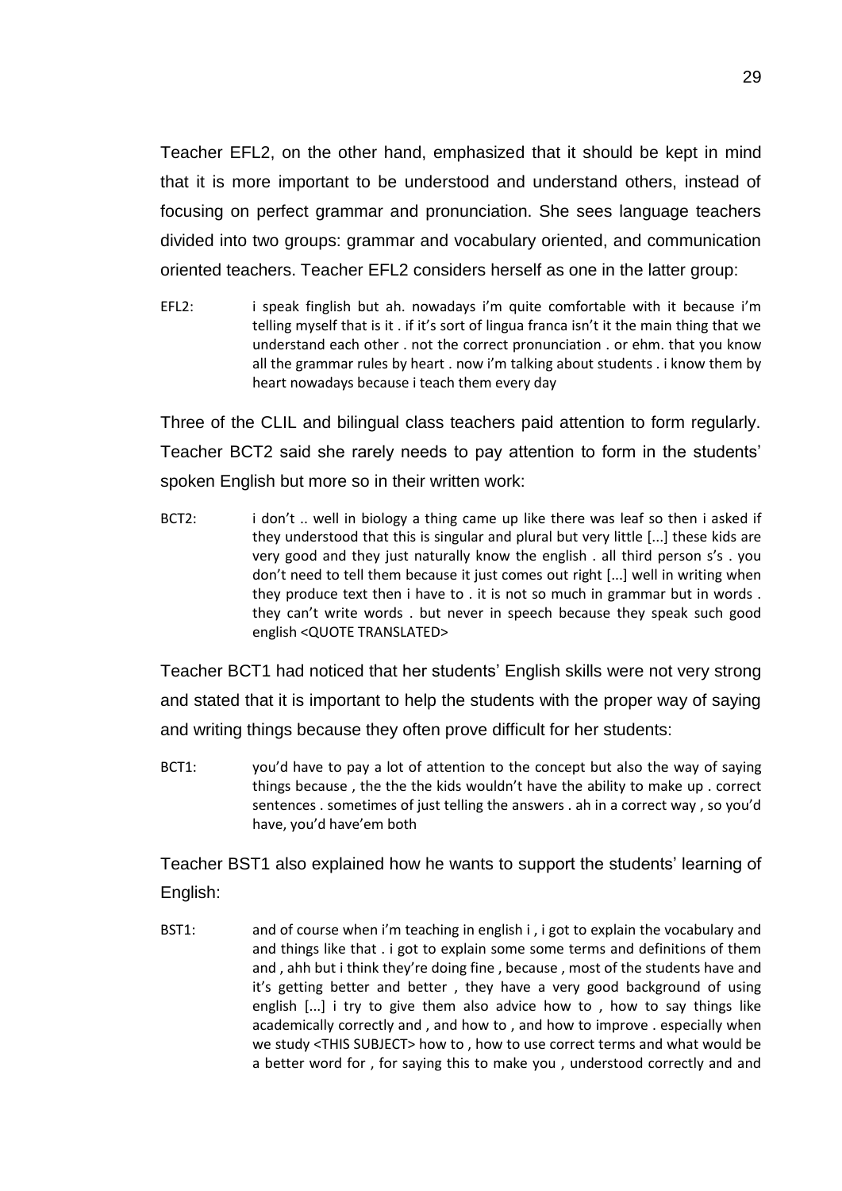Teacher EFL2, on the other hand, emphasized that it should be kept in mind that it is more important to be understood and understand others, instead of focusing on perfect grammar and pronunciation. She sees language teachers divided into two groups: grammar and vocabulary oriented, and communication oriented teachers. Teacher EFL2 considers herself as one in the latter group:

> EFL2: i speak finglish but ah. nowadays i'm quite comfortable with it because i'm telling myself that is it . if it's sort of lingua franca isn't it the main thing that we understand each other . not the correct pronunciation . or ehm. that you know all the grammar rules by heart . now i'm talking about students . i know them by heart nowadays because i teach them every day

Three of the CLIL and bilingual class teachers paid attention to form regularly. Teacher BCT2 said she rarely needs to pay attention to form in the students' spoken English but more so in their written work:

> BCT2: i don't .. well in biology a thing came up like there was leaf so then i asked if they understood that this is singular and plural but very little [...] these kids are very good and they just naturally know the english . all third person s's . you don't need to tell them because it just comes out right [...] well in writing when they produce text then i have to . it is not so much in grammar but in words . they can't write words . but never in speech because they speak such good english <QUOTE TRANSLATED>

Teacher BCT1 had noticed that her students' English skills were not very strong and stated that it is important to help the students with the proper way of saying and writing things because they often prove difficult for her students:

> BCT1: you'd have to pay a lot of attention to the concept but also the way of saying things because , the the the kids wouldn't have the ability to make up . correct sentences . sometimes of just telling the answers . ah in a correct way , so you'd have, you'd have'em both

Teacher BST1 also explained how he wants to support the students' learning of English:

> BST1: and of course when i'm teaching in english i , i got to explain the vocabulary and and things like that . i got to explain some some terms and definitions of them and , ahh but i think they're doing fine , because , most of the students have and it's getting better and better , they have a very good background of using english [...] i try to give them also advice how to , how to say things like academically correctly and , and how to , and how to improve . especially when we study <THIS SUBJECT> how to , how to use correct terms and what would be a better word for , for saying this to make you , understood correctly and and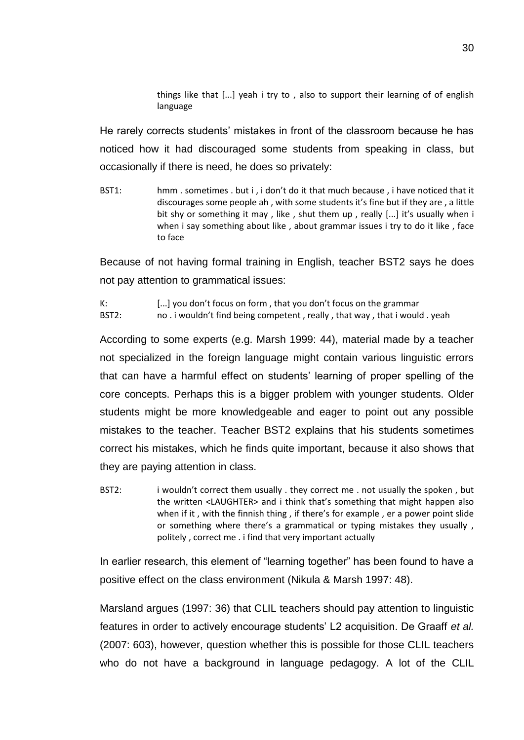> things like that [...] yeah i try to , also to support their learning of of english language

He rarely corrects students' mistakes in front of the classroom because he has noticed how it had discouraged some students from speaking in class, but occasionally if there is need, he does so privately:

> BST1: hmm . sometimes . but i , i don't do it that much because , i have noticed that it discourages some people ah , with some students it's fine but if they are , a little bit shy or something it may , like , shut them up , really [...] it's usually when i when i say something about like , about grammar issues i try to do it like , face to face

Because of not having formal training in English, teacher BST2 says he does not pay attention to grammatical issues:

> K: [...] you don't focus on form , that you don't focus on the grammar
> BST2: no . i wouldn't find being competent , really , that way , that i would . yeah

According to some experts (e.g. Marsh 1999: 44), material made by a teacher not specialized in the foreign language might contain various linguistic errors that can have a harmful effect on students' learning of proper spelling of the core concepts. Perhaps this is a bigger problem with younger students. Older students might be more knowledgeable and eager to point out any possible mistakes to the teacher. Teacher BST2 explains that his students sometimes correct his mistakes, which he finds quite important, because it also shows that they are paying attention in class.

> BST2: i wouldn't correct them usually . they correct me . not usually the spoken , but the written <LAUGHTER> and i think that's something that might happen also when if it , with the finnish thing , if there's for example , er a power point slide or something where there's a grammatical or typing mistakes they usually , politely , correct me . i find that very important actually

In earlier research, this element of "learning together" has been found to have a positive effect on the class environment (Nikula & Marsh 1997: 48).

Marsland argues (1997: 36) that CLIL teachers should pay attention to linguistic features in order to actively encourage students' L2 acquisition. De Graaff *et al.* (2007: 603), however, question whether this is possible for those CLIL teachers who do not have a background in language pedagogy. A lot of the CLIL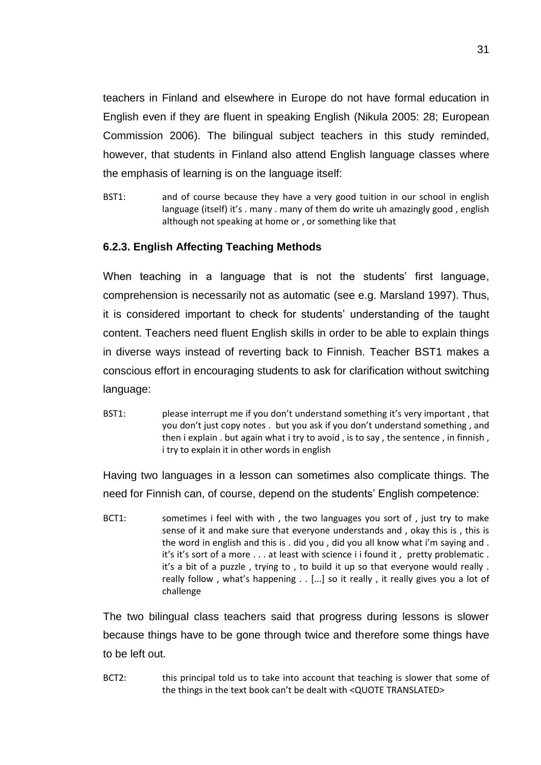teachers in Finland and elsewhere in Europe do not have formal education in English even if they are fluent in speaking English (Nikula 2005: 28; European Commission 2006). The bilingual subject teachers in this study reminded, however, that students in Finland also attend English language classes where the emphasis of learning is on the language itself:

BST1: and of course because they have a very good tuition in our school in english language (itself) it's . many . many of them do write uh amazingly good , english although not speaking at home or , or something like that

### 6.2.3. English Affecting Teaching Methods

When teaching in a language that is not the students' first language, comprehension is necessarily not as automatic (see e.g. Marsland 1997). Thus, it is considered important to check for students' understanding of the taught content. Teachers need fluent English skills in order to be able to explain things in diverse ways instead of reverting back to Finnish. Teacher BST1 makes a conscious effort in encouraging students to ask for clarification without switching language:

BST1: please interrupt me if you don't understand something it's very important , that you don't just copy notes . but you ask if you don't understand something , and then i explain . but again what i try to avoid , is to say , the sentence , in finnish , i try to explain it in other words in english

Having two languages in a lesson can sometimes also complicate things. The need for Finnish can, of course, depend on the students' English competence:

BCT1: sometimes i feel with with , the two languages you sort of , just try to make sense of it and make sure that everyone understands and , okay this is , this is the word in english and this is . did you , did you all know what i'm saying and . it's it's sort of a more . . . at least with science i i found it , pretty problematic . it's a bit of a puzzle , trying to , to build it up so that everyone would really . really follow , what's happening . . [...] so it really , it really gives you a lot of challenge

The two bilingual class teachers said that progress during lessons is slower because things have to be gone through twice and therefore some things have to be left out.

BCT2: this principal told us to take into account that teaching is slower that some of the things in the text book can't be dealt with <QUOTE TRANSLATED>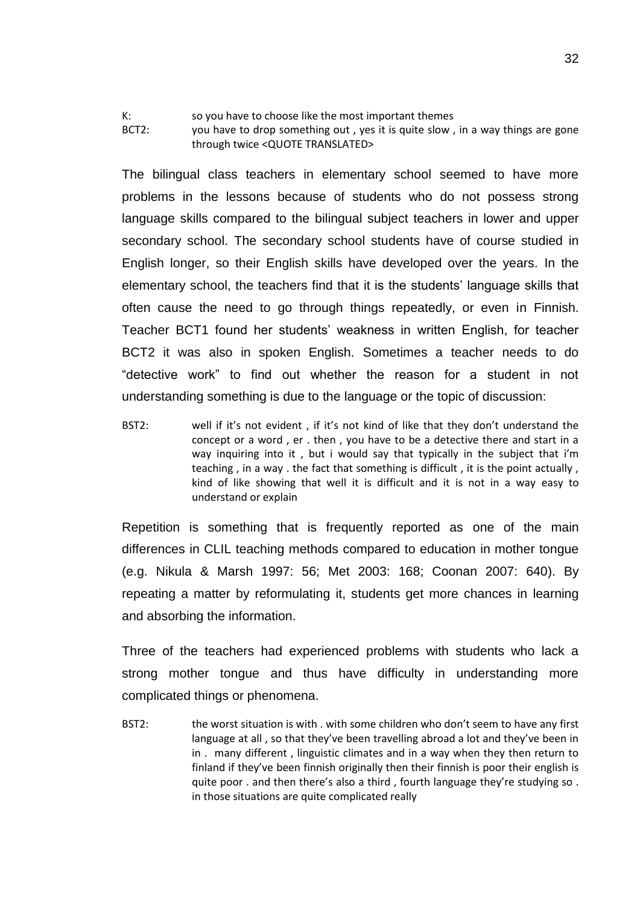K: so you have to choose like the most important themes
BCT2: you have to drop something out , yes it is quite slow , in a way things are gone through twice <QUOTE TRANSLATED>

The bilingual class teachers in elementary school seemed to have more problems in the lessons because of students who do not possess strong language skills compared to the bilingual subject teachers in lower and upper secondary school. The secondary school students have of course studied in English longer, so their English skills have developed over the years. In the elementary school, the teachers find that it is the students' language skills that often cause the need to go through things repeatedly, or even in Finnish. Teacher BCT1 found her students' weakness in written English, for teacher BCT2 it was also in spoken English. Sometimes a teacher needs to do "detective work" to find out whether the reason for a student in not understanding something is due to the language or the topic of discussion:

BST2: well if it's not evident , if it's not kind of like that they don't understand the concept or a word , er . then , you have to be a detective there and start in a way inquiring into it , but i would say that typically in the subject that i'm teaching , in a way . the fact that something is difficult , it is the point actually , kind of like showing that well it is difficult and it is not in a way easy to understand or explain

Repetition is something that is frequently reported as one of the main differences in CLIL teaching methods compared to education in mother tongue (e.g. Nikula & Marsh 1997: 56; Met 2003: 168; Coonan 2007: 640). By repeating a matter by reformulating it, students get more chances in learning and absorbing the information.

Three of the teachers had experienced problems with students who lack a strong mother tongue and thus have difficulty in understanding more complicated things or phenomena.

BST2: the worst situation is with . with some children who don't seem to have any first language at all , so that they've been travelling abroad a lot and they've been in in . many different , linguistic climates and in a way when they then return to finland if they've been finnish originally then their finnish is poor their english is quite poor . and then there's also a third , fourth language they're studying so . in those situations are quite complicated really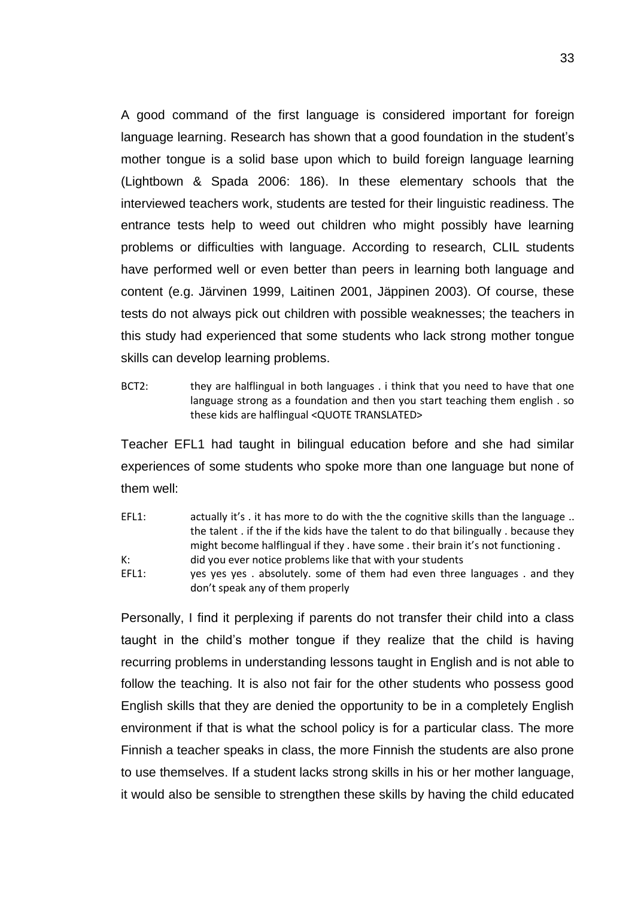A good command of the first language is considered important for foreign language learning. Research has shown that a good foundation in the student's mother tongue is a solid base upon which to build foreign language learning (Lightbown & Spada 2006: 186). In these elementary schools that the interviewed teachers work, students are tested for their linguistic readiness. The entrance tests help to weed out children who might possibly have learning problems or difficulties with language. According to research, CLIL students have performed well or even better than peers in learning both language and content (e.g. Järvinen 1999, Laitinen 2001, Jäppinen 2003). Of course, these tests do not always pick out children with possible weaknesses; the teachers in this study had experienced that some students who lack strong mother tongue skills can develop learning problems.

BCT2: they are halflingual in both languages . i think that you need to have that one language strong as a foundation and then you start teaching them english . so these kids are halflingual <QUOTE TRANSLATED>

Teacher EFL1 had taught in bilingual education before and she had similar experiences of some students who spoke more than one language but none of them well:

EFL1: actually it's . it has more to do with the the cognitive skills than the language .. the talent . if the if the kids have the talent to do that bilingually . because they might become halflingual if they . have some . their brain it's not functioning .
K: did you ever notice problems like that with your students
EFL1: yes yes yes . absolutely. some of them had even three languages . and they don't speak any of them properly

Personally, I find it perplexing if parents do not transfer their child into a class taught in the child's mother tongue if they realize that the child is having recurring problems in understanding lessons taught in English and is not able to follow the teaching. It is also not fair for the other students who possess good English skills that they are denied the opportunity to be in a completely English environment if that is what the school policy is for a particular class. The more Finnish a teacher speaks in class, the more Finnish the students are also prone to use themselves. If a student lacks strong skills in his or her mother language, it would also be sensible to strengthen these skills by having the child educated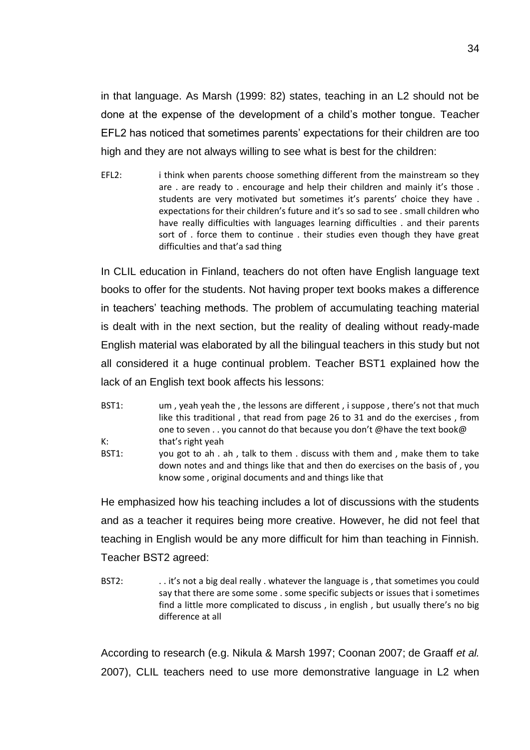in that language. As Marsh (1999: 82) states, teaching in an L2 should not be done at the expense of the development of a child's mother tongue. Teacher EFL2 has noticed that sometimes parents' expectations for their children are too high and they are not always willing to see what is best for the children:

EFL2: i think when parents choose something different from the mainstream so they are . are ready to . encourage and help their children and mainly it's those . students are very motivated but sometimes it's parents' choice they have . expectations for their children's future and it's so sad to see . small children who have really difficulties with languages learning difficulties . and their parents sort of . force them to continue . their studies even though they have great difficulties and that'a sad thing

In CLIL education in Finland, teachers do not often have English language text books to offer for the students. Not having proper text books makes a difference in teachers' teaching methods. The problem of accumulating teaching material is dealt with in the next section, but the reality of dealing without ready-made English material was elaborated by all the bilingual teachers in this study but not all considered it a huge continual problem. Teacher BST1 explained how the lack of an English text book affects his lessons:

BST1: um , yeah yeah the , the lessons are different , i suppose , there's not that much like this traditional , that read from page 26 to 31 and do the exercises , from one to seven . . you cannot do that because you don't @have the text book@

K: that's right yeah

BST1: you got to ah . ah , talk to them . discuss with them and , make them to take down notes and and things like that and then do exercises on the basis of , you know some , original documents and and things like that

He emphasized how his teaching includes a lot of discussions with the students and as a teacher it requires being more creative. However, he did not feel that teaching in English would be any more difficult for him than teaching in Finnish. Teacher BST2 agreed:

BST2: . . it's not a big deal really . whatever the language is , that sometimes you could say that there are some some . some specific subjects or issues that i sometimes find a little more complicated to discuss , in english , but usually there's no big difference at all

According to research (e.g. Nikula & Marsh 1997; Coonan 2007; de Graaff *et al.* 2007), CLIL teachers need to use more demonstrative language in L2 when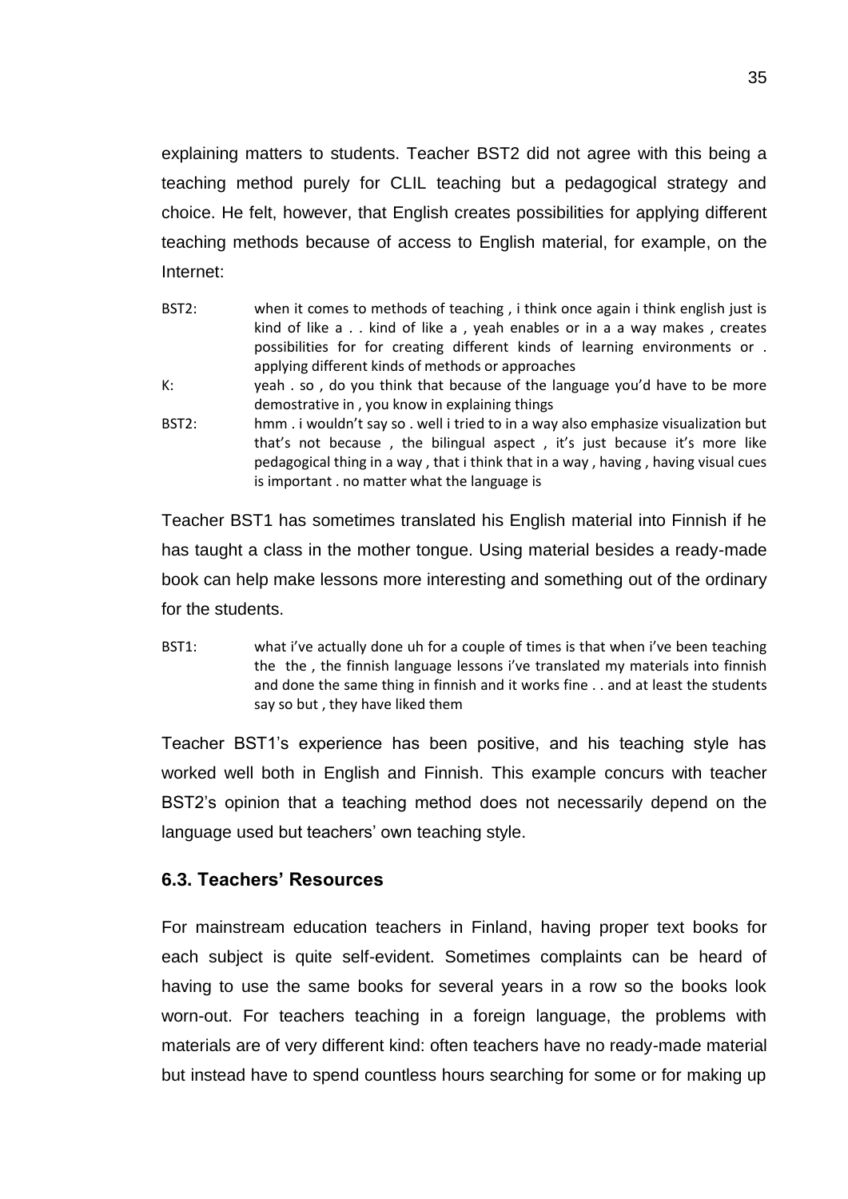explaining matters to students. Teacher BST2 did not agree with this being a teaching method purely for CLIL teaching but a pedagogical strategy and choice. He felt, however, that English creates possibilities for applying different teaching methods because of access to English material, for example, on the Internet:

BST2: when it comes to methods of teaching , i think once again i think english just is kind of like a . . kind of like a , yeah enables or in a a way makes , creates possibilities for for creating different kinds of learning environments or . applying different kinds of methods or approaches

K: yeah . so , do you think that because of the language you'd have to be more demostrative in , you know in explaining things

BST2: hmm . i wouldn't say so . well i tried to in a way also emphasize visualization but that's not because , the bilingual aspect , it's just because it's more like pedagogical thing in a way , that i think that in a way , having , having visual cues is important . no matter what the language is

Teacher BST1 has sometimes translated his English material into Finnish if he has taught a class in the mother tongue. Using material besides a ready-made book can help make lessons more interesting and something out of the ordinary for the students.

BST1: what i've actually done uh for a couple of times is that when i've been teaching the the , the finnish language lessons i've translated my materials into finnish and done the same thing in finnish and it works fine . . and at least the students say so but , they have liked them

Teacher BST1's experience has been positive, and his teaching style has worked well both in English and Finnish. This example concurs with teacher BST2's opinion that a teaching method does not necessarily depend on the language used but teachers' own teaching style.

## 6.3. Teachers' Resources

For mainstream education teachers in Finland, having proper text books for each subject is quite self-evident. Sometimes complaints can be heard of having to use the same books for several years in a row so the books look worn-out. For teachers teaching in a foreign language, the problems with materials are of very different kind: often teachers have no ready-made material but instead have to spend countless hours searching for some or for making up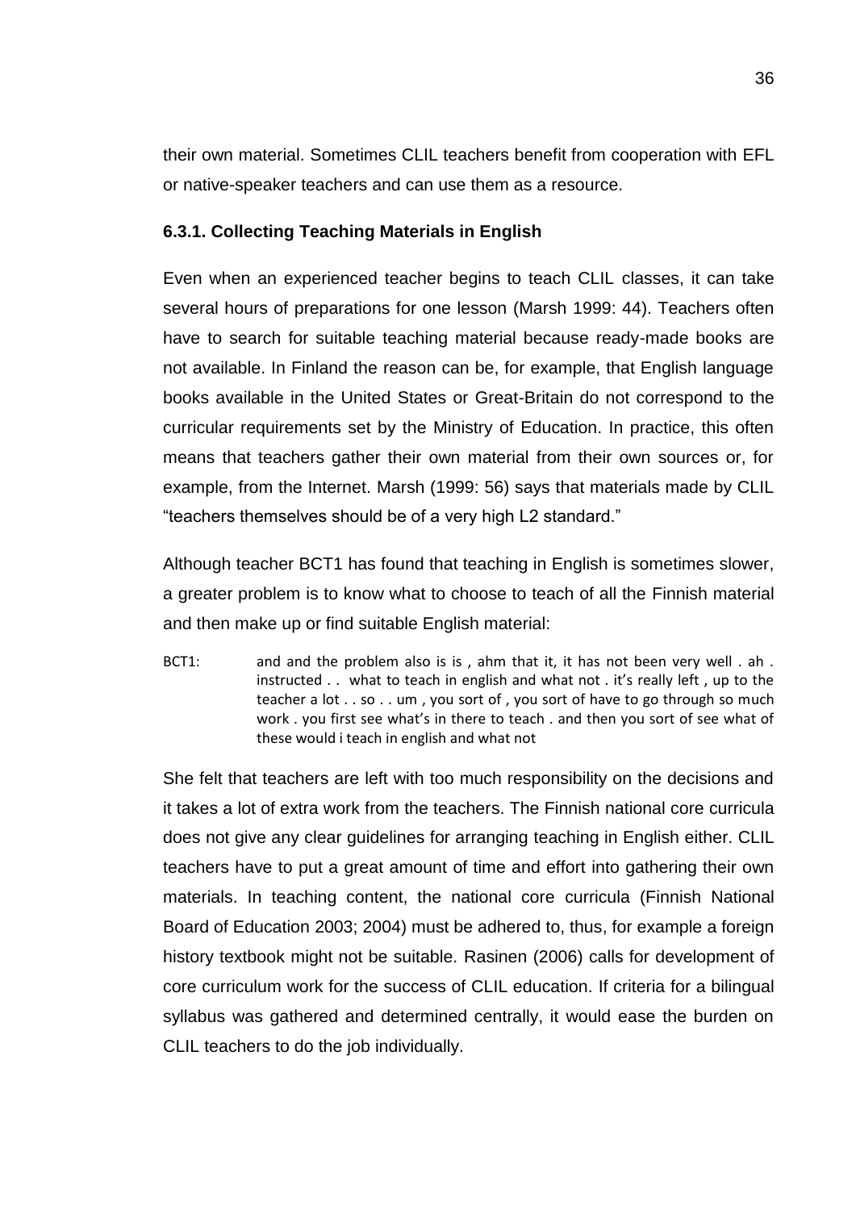their own material. Sometimes CLIL teachers benefit from cooperation with EFL or native-speaker teachers and can use them as a resource.

### 6.3.1. Collecting Teaching Materials in English

Even when an experienced teacher begins to teach CLIL classes, it can take several hours of preparations for one lesson (Marsh 1999: 44). Teachers often have to search for suitable teaching material because ready-made books are not available. In Finland the reason can be, for example, that English language books available in the United States or Great-Britain do not correspond to the curricular requirements set by the Ministry of Education. In practice, this often means that teachers gather their own material from their own sources or, for example, from the Internet. Marsh (1999: 56) says that materials made by CLIL "teachers themselves should be of a very high L2 standard."

Although teacher BCT1 has found that teaching in English is sometimes slower, a greater problem is to know what to choose to teach of all the Finnish material and then make up or find suitable English material:

> BCT1: and and the problem also is is , ahm that it, it has not been very well . ah . instructed . . what to teach in english and what not . it's really left , up to the teacher a lot . . so . . um , you sort of , you sort of have to go through so much work . you first see what's in there to teach . and then you sort of see what of these would i teach in english and what not

She felt that teachers are left with too much responsibility on the decisions and it takes a lot of extra work from the teachers. The Finnish national core curricula does not give any clear guidelines for arranging teaching in English either. CLIL teachers have to put a great amount of time and effort into gathering their own materials. In teaching content, the national core curricula (Finnish National Board of Education 2003; 2004) must be adhered to, thus, for example a foreign history textbook might not be suitable. Rasinen (2006) calls for development of core curriculum work for the success of CLIL education. If criteria for a bilingual syllabus was gathered and determined centrally, it would ease the burden on CLIL teachers to do the job individually.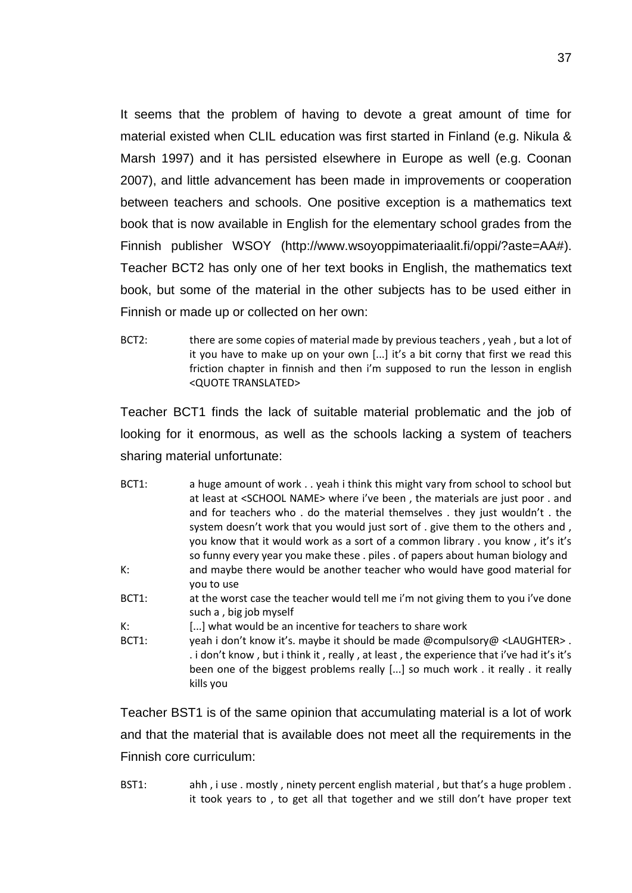It seems that the problem of having to devote a great amount of time for material existed when CLIL education was first started in Finland (e.g. Nikula & Marsh 1997) and it has persisted elsewhere in Europe as well (e.g. Coonan 2007), and little advancement has been made in improvements or cooperation between teachers and schools. One positive exception is a mathematics text book that is now available in English for the elementary school grades from the Finnish publisher WSOY (http://www.wsoyoppimateriaalit.fi/oppi/?aste=AA#). Teacher BCT2 has only one of her text books in English, the mathematics text book, but some of the material in the other subjects has to be used either in Finnish or made up or collected on her own:

BCT2: there are some copies of material made by previous teachers , yeah , but a lot of it you have to make up on your own [...] it's a bit corny that first we read this friction chapter in finnish and then i'm supposed to run the lesson in english <QUOTE TRANSLATED>

Teacher BCT1 finds the lack of suitable material problematic and the job of looking for it enormous, as well as the schools lacking a system of teachers sharing material unfortunate:

BCT1: a huge amount of work . . yeah i think this might vary from school to school but at least at <SCHOOL NAME> where i've been , the materials are just poor . and and for teachers who . do the material themselves . they just wouldn't . the system doesn't work that you would just sort of . give them to the others and , you know that it would work as a sort of a common library . you know , it's it's so funny every year you make these . piles . of papers about human biology and

K: and maybe there would be another teacher who would have good material for you to use

BCT1: at the worst case the teacher would tell me i'm not giving them to you i've done such a , big job myself

K: [...] what would be an incentive for teachers to share work

BCT1: yeah i don't know it's. maybe it should be made @compulsory@ <LAUGHTER> . . i don't know , but i think it , really , at least , the experience that i've had it's it's been one of the biggest problems really [...] so much work . it really . it really kills you

Teacher BST1 is of the same opinion that accumulating material is a lot of work and that the material that is available does not meet all the requirements in the Finnish core curriculum:

BST1: ahh , i use . mostly , ninety percent english material , but that's a huge problem . it took years to , to get all that together and we still don't have proper text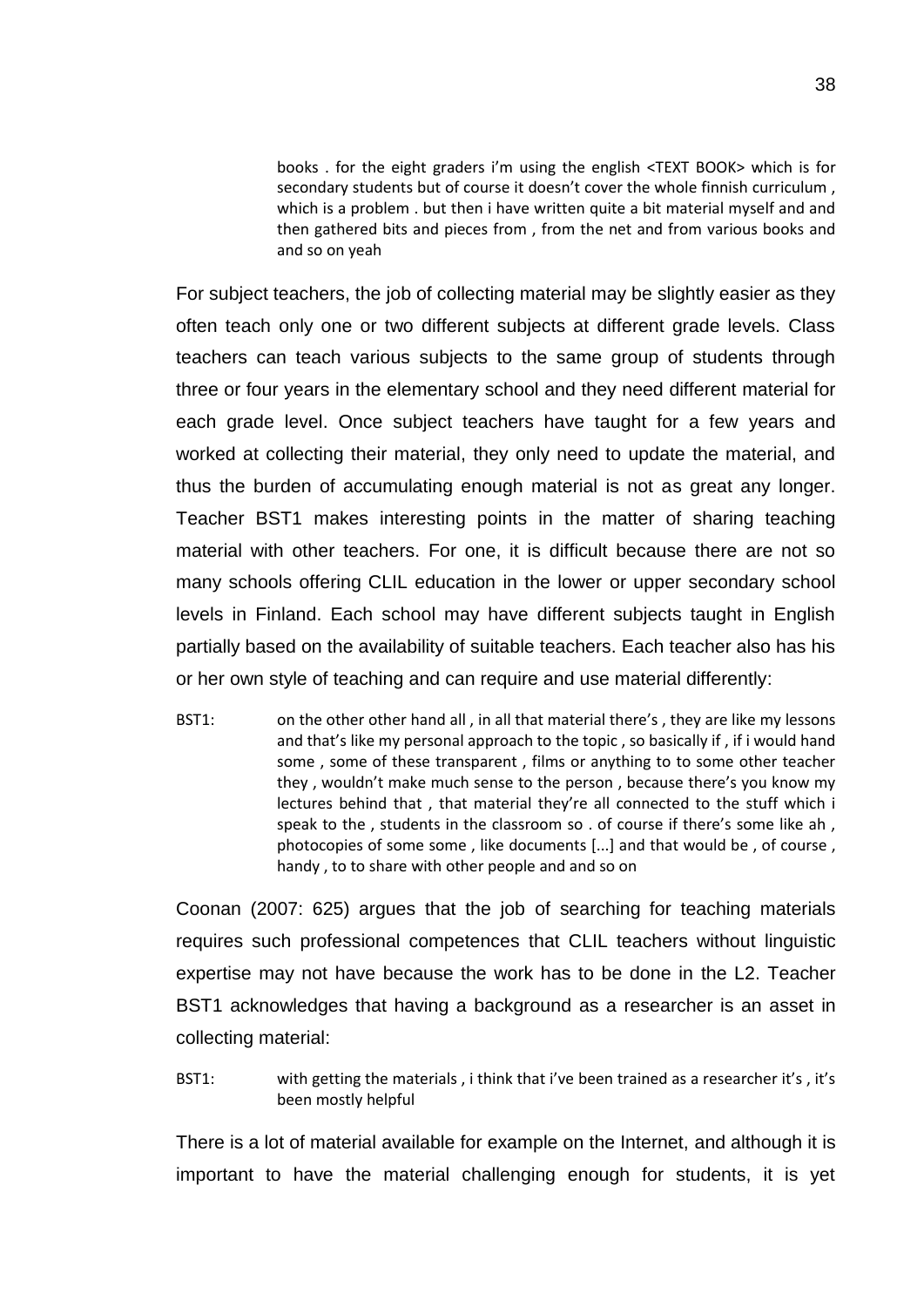books . for the eight graders i'm using the english <TEXT BOOK> which is for secondary students but of course it doesn't cover the whole finnish curriculum , which is a problem . but then i have written quite a bit material myself and and then gathered bits and pieces from , from the net and from various books and and so on yeah

For subject teachers, the job of collecting material may be slightly easier as they often teach only one or two different subjects at different grade levels. Class teachers can teach various subjects to the same group of students through three or four years in the elementary school and they need different material for each grade level. Once subject teachers have taught for a few years and worked at collecting their material, they only need to update the material, and thus the burden of accumulating enough material is not as great any longer. Teacher BST1 makes interesting points in the matter of sharing teaching material with other teachers. For one, it is difficult because there are not so many schools offering CLIL education in the lower or upper secondary school levels in Finland. Each school may have different subjects taught in English partially based on the availability of suitable teachers. Each teacher also has his or her own style of teaching and can require and use material differently:

BST1: on the other other hand all , in all that material there's , they are like my lessons and that's like my personal approach to the topic , so basically if , if i would hand some , some of these transparent , films or anything to to some other teacher they , wouldn't make much sense to the person , because there's you know my lectures behind that , that material they're all connected to the stuff which i speak to the , students in the classroom so . of course if there's some like ah , photocopies of some some , like documents [...] and that would be , of course , handy , to to share with other people and and so on

Coonan (2007: 625) argues that the job of searching for teaching materials requires such professional competences that CLIL teachers without linguistic expertise may not have because the work has to be done in the L2. Teacher BST1 acknowledges that having a background as a researcher is an asset in collecting material:

BST1: with getting the materials , i think that i've been trained as a researcher it's , it's been mostly helpful

There is a lot of material available for example on the Internet, and although it is important to have the material challenging enough for students, it is yet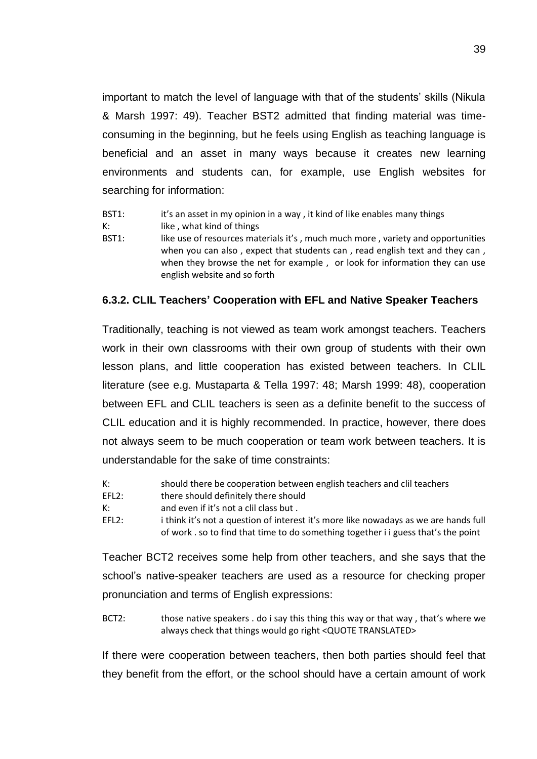important to match the level of language with that of the students' skills (Nikula & Marsh 1997: 49). Teacher BST2 admitted that finding material was time-consuming in the beginning, but he feels using English as teaching language is beneficial and an asset in many ways because it creates new learning environments and students can, for example, use English websites for searching for information:

BST1: it's an asset in my opinion in a way , it kind of like enables many things
K: like , what kind of things
BST1: like use of resources materials it's , much much more , variety and opportunities when you can also , expect that students can , read english text and they can , when they browse the net for example , or look for information they can use english website and so forth

### 6.3.2. CLIL Teachers' Cooperation with EFL and Native Speaker Teachers

Traditionally, teaching is not viewed as team work amongst teachers. Teachers work in their own classrooms with their own group of students with their own lesson plans, and little cooperation has existed between teachers. In CLIL literature (see e.g. Mustaparta & Tella 1997: 48; Marsh 1999: 48), cooperation between EFL and CLIL teachers is seen as a definite benefit to the success of CLIL education and it is highly recommended. In practice, however, there does not always seem to be much cooperation or team work between teachers. It is understandable for the sake of time constraints:

K: should there be cooperation between english teachers and clil teachers
EFL2: there should definitely there should
K: and even if it's not a clil class but .
EFL2: i think it's not a question of interest it's more like nowadays as we are hands full of work . so to find that time to do something together i i guess that's the point

Teacher BCT2 receives some help from other teachers, and she says that the school's native-speaker teachers are used as a resource for checking proper pronunciation and terms of English expressions:

BCT2: those native speakers . do i say this thing this way or that way , that's where we always check that things would go right <QUOTE TRANSLATED>

If there were cooperation between teachers, then both parties should feel that they benefit from the effort, or the school should have a certain amount of work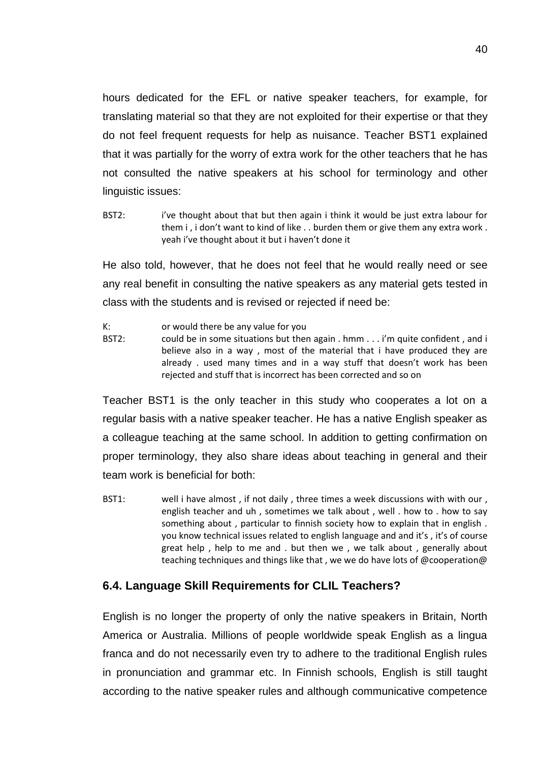hours dedicated for the EFL or native speaker teachers, for example, for translating material so that they are not exploited for their expertise or that they do not feel frequent requests for help as nuisance. Teacher BST1 explained that it was partially for the worry of extra work for the other teachers that he has not consulted the native speakers at his school for terminology and other linguistic issues:

BST2: i've thought about that but then again i think it would be just extra labour for them i , i don't want to kind of like . . burden them or give them any extra work . yeah i've thought about it but i haven't done it

He also told, however, that he does not feel that he would really need or see any real benefit in consulting the native speakers as any material gets tested in class with the students and is revised or rejected if need be:

K: or would there be any value for you
BST2: could be in some situations but then again . hmm . . . i'm quite confident , and i believe also in a way , most of the material that i have produced they are already . used many times and in a way stuff that doesn't work has been rejected and stuff that is incorrect has been corrected and so on

Teacher BST1 is the only teacher in this study who cooperates a lot on a regular basis with a native speaker teacher. He has a native English speaker as a colleague teaching at the same school. In addition to getting confirmation on proper terminology, they also share ideas about teaching in general and their team work is beneficial for both:

BST1: well i have almost , if not daily , three times a week discussions with with our , english teacher and uh , sometimes we talk about , well . how to . how to say something about , particular to finnish society how to explain that in english . you know technical issues related to english language and and it's , it's of course great help , help to me and . but then we , we talk about , generally about teaching techniques and things like that , we we do have lots of @cooperation@

### 6.4. Language Skill Requirements for CLIL Teachers?

English is no longer the property of only the native speakers in Britain, North America or Australia. Millions of people worldwide speak English as a lingua franca and do not necessarily even try to adhere to the traditional English rules in pronunciation and grammar etc. In Finnish schools, English is still taught according to the native speaker rules and although communicative competence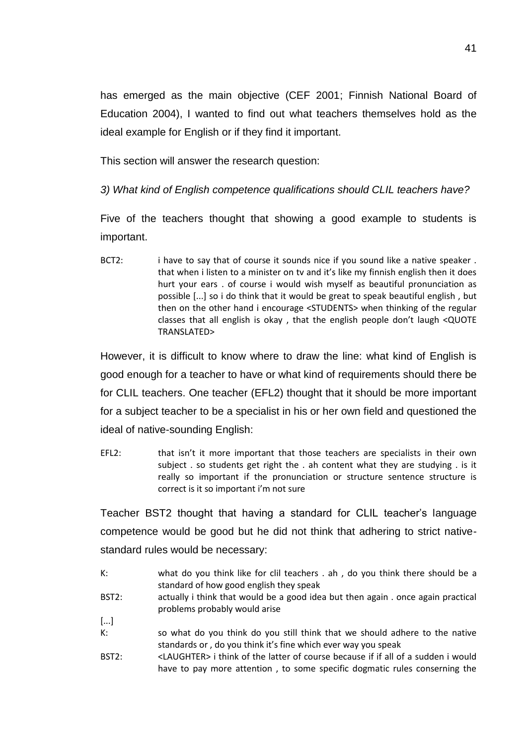has emerged as the main objective (CEF 2001; Finnish National Board of Education 2004), I wanted to find out what teachers themselves hold as the ideal example for English or if they find it important.

This section will answer the research question:

*3) What kind of English competence qualifications should CLIL teachers have?*

Five of the teachers thought that showing a good example to students is important.

BCT2: i have to say that of course it sounds nice if you sound like a native speaker . that when i listen to a minister on tv and it's like my finnish english then it does hurt your ears . of course i would wish myself as beautiful pronunciation as possible [...] so i do think that it would be great to speak beautiful english , but then on the other hand i encourage <STUDENTS> when thinking of the regular classes that all english is okay , that the english people don't laugh <QUOTE TRANSLATED>

However, it is difficult to know where to draw the line: what kind of English is good enough for a teacher to have or what kind of requirements should there be for CLIL teachers. One teacher (EFL2) thought that it should be more important for a subject teacher to be a specialist in his or her own field and questioned the ideal of native-sounding English:

EFL2: that isn't it more important that those teachers are specialists in their own subject . so students get right the . ah content what they are studying . is it really so important if the pronunciation or structure sentence structure is correct is it so important i'm not sure

Teacher BST2 thought that having a standard for CLIL teacher's language competence would be good but he did not think that adhering to strict native-standard rules would be necessary:

K: what do you think like for clil teachers . ah , do you think there should be a standard of how good english they speak

BST2: actually i think that would be a good idea but then again . once again practical problems probably would arise

[...]

K: so what do you think do you still think that we should adhere to the native standards or , do you think it's fine which ever way you speak

BST2: <LAUGHTER> i think of the latter of course because if if all of a sudden i would have to pay more attention , to some specific dogmatic rules conserning the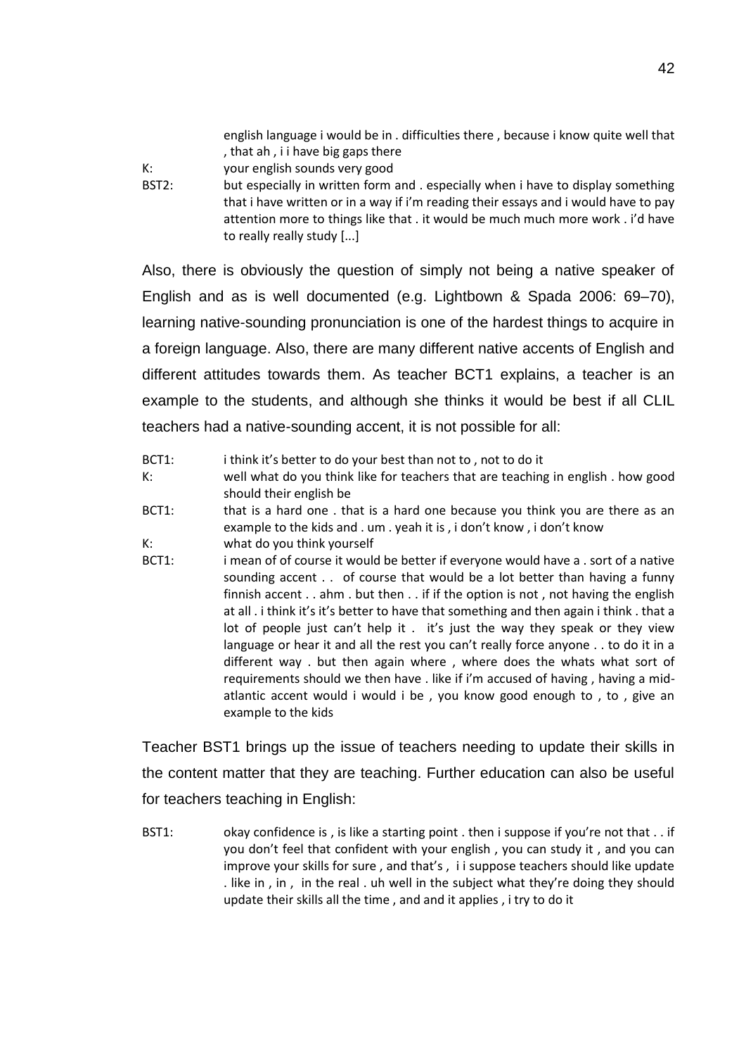english language i would be in . difficulties there , because i know quite well that , that ah , i i have big gaps there

K: your english sounds very good

BST2: but especially in written form and . especially when i have to display something that i have written or in a way if i'm reading their essays and i would have to pay attention more to things like that . it would be much much more work . i'd have to really really study [...]

Also, there is obviously the question of simply not being a native speaker of English and as is well documented (e.g. Lightbown & Spada 2006: 69–70), learning native-sounding pronunciation is one of the hardest things to acquire in a foreign language. Also, there are many different native accents of English and different attitudes towards them. As teacher BCT1 explains, a teacher is an example to the students, and although she thinks it would be best if all CLIL teachers had a native-sounding accent, it is not possible for all:

BCT1: i think it's better to do your best than not to , not to do it

K: well what do you think like for teachers that are teaching in english . how good should their english be

BCT1: that is a hard one . that is a hard one because you think you are there as an example to the kids and . um . yeah it is , i don't know , i don't know

K: what do you think yourself

BCT1: i mean of of course it would be better if everyone would have a . sort of a native sounding accent . . of course that would be a lot better than having a funny finnish accent . . ahm . but then . . if if the option is not , not having the english at all . i think it's it's better to have that something and then again i think . that a lot of people just can't help it . it's just the way they speak or they view language or hear it and all the rest you can't really force anyone . . to do it in a different way . but then again where , where does the whats what sort of requirements should we then have . like if i'm accused of having , having a mid-atlantic accent would i would i be , you know good enough to , to , give an example to the kids

Teacher BST1 brings up the issue of teachers needing to update their skills in the content matter that they are teaching. Further education can also be useful for teachers teaching in English:

BST1: okay confidence is , is like a starting point . then i suppose if you're not that . . if you don't feel that confident with your english , you can study it , and you can improve your skills for sure , and that's , i i suppose teachers should like update . like in , in , in the real . uh well in the subject what they're doing they should update their skills all the time , and and it applies , i try to do it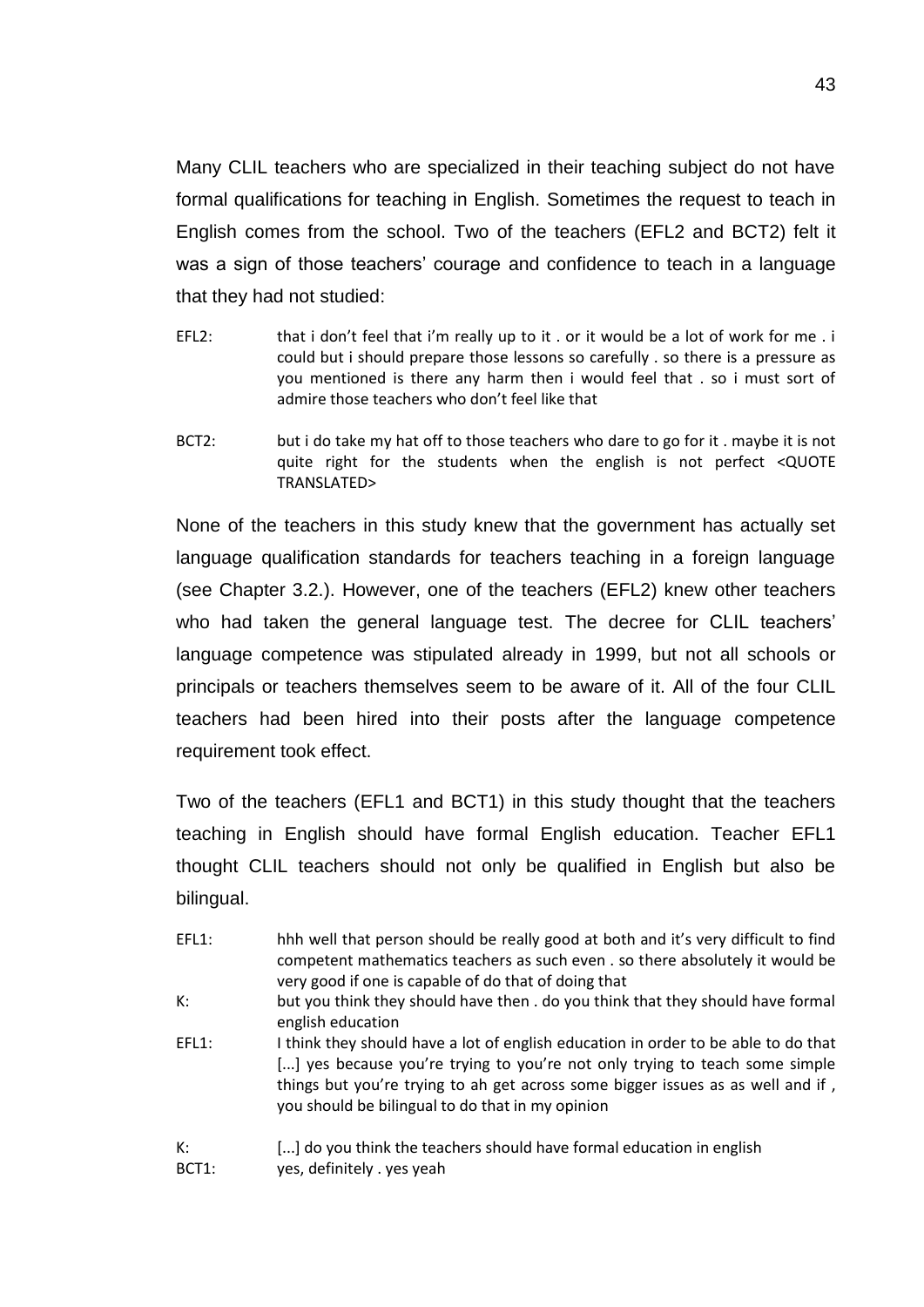Many CLIL teachers who are specialized in their teaching subject do not have formal qualifications for teaching in English. Sometimes the request to teach in English comes from the school. Two of the teachers (EFL2 and BCT2) felt it was a sign of those teachers' courage and confidence to teach in a language that they had not studied:

EFL2: that i don't feel that i'm really up to it . or it would be a lot of work for me . i could but i should prepare those lessons so carefully . so there is a pressure as you mentioned is there any harm then i would feel that . so i must sort of admire those teachers who don't feel like that

BCT2: but i do take my hat off to those teachers who dare to go for it . maybe it is not quite right for the students when the english is not perfect <QUOTE TRANSLATED>

None of the teachers in this study knew that the government has actually set language qualification standards for teachers teaching in a foreign language (see Chapter 3.2.). However, one of the teachers (EFL2) knew other teachers who had taken the general language test. The decree for CLIL teachers' language competence was stipulated already in 1999, but not all schools or principals or teachers themselves seem to be aware of it. All of the four CLIL teachers had been hired into their posts after the language competence requirement took effect.

Two of the teachers (EFL1 and BCT1) in this study thought that the teachers teaching in English should have formal English education. Teacher EFL1 thought CLIL teachers should not only be qualified in English but also be bilingual.

EFL1: hhh well that person should be really good at both and it's very difficult to find competent mathematics teachers as such even . so there absolutely it would be very good if one is capable of do that of doing that

K: but you think they should have then . do you think that they should have formal english education

EFL1: I think they should have a lot of english education in order to be able to do that [...] yes because you're trying to you're not only trying to teach some simple things but you're trying to ah get across some bigger issues as as well and if , you should be bilingual to do that in my opinion

K: [...] do you think the teachers should have formal education in english

BCT1: yes, definitely . yes yeah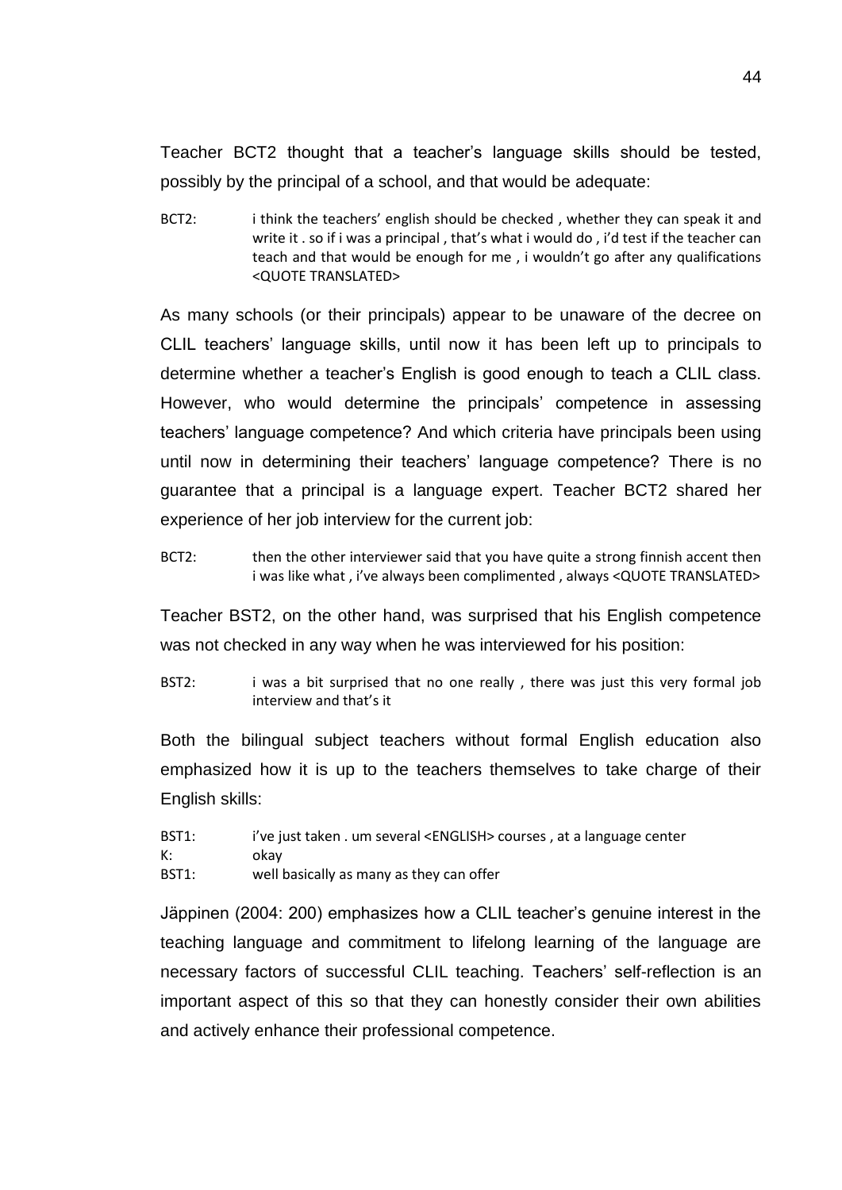Teacher BCT2 thought that a teacher's language skills should be tested, possibly by the principal of a school, and that would be adequate:

BCT2: i think the teachers' english should be checked , whether they can speak it and write it . so if i was a principal , that's what i would do , i'd test if the teacher can teach and that would be enough for me , i wouldn't go after any qualifications <QUOTE TRANSLATED>

As many schools (or their principals) appear to be unaware of the decree on CLIL teachers' language skills, until now it has been left up to principals to determine whether a teacher's English is good enough to teach a CLIL class. However, who would determine the principals' competence in assessing teachers' language competence? And which criteria have principals been using until now in determining their teachers' language competence? There is no guarantee that a principal is a language expert. Teacher BCT2 shared her experience of her job interview for the current job:

BCT2: then the other interviewer said that you have quite a strong finnish accent then i was like what , i've always been complimented , always <QUOTE TRANSLATED>

Teacher BST2, on the other hand, was surprised that his English competence was not checked in any way when he was interviewed for his position:

BST2: i was a bit surprised that no one really , there was just this very formal job interview and that's it

Both the bilingual subject teachers without formal English education also emphasized how it is up to the teachers themselves to take charge of their English skills:

BST1: i've just taken . um several <ENGLISH> courses , at a language center
K: okay
BST1: well basically as many as they can offer

Jäppinen (2004: 200) emphasizes how a CLIL teacher's genuine interest in the teaching language and commitment to lifelong learning of the language are necessary factors of successful CLIL teaching. Teachers' self-reflection is an important aspect of this so that they can honestly consider their own abilities and actively enhance their professional competence.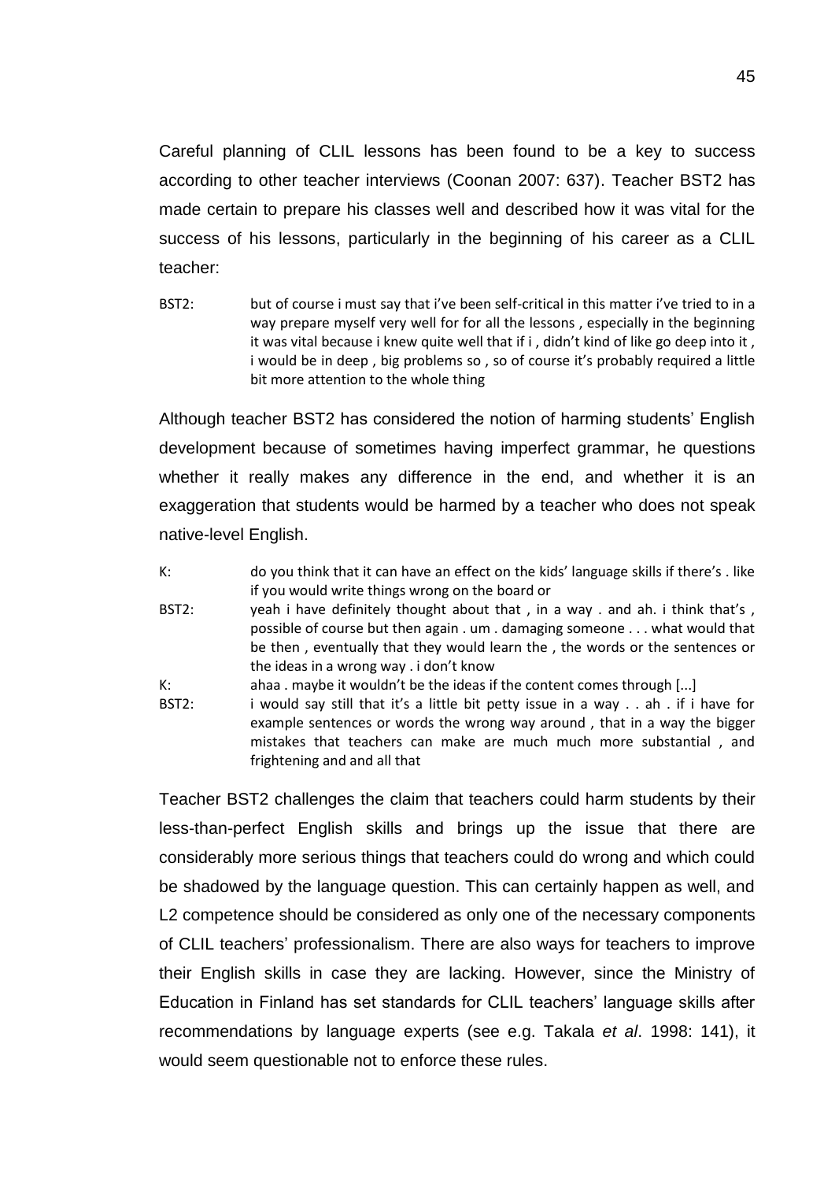Careful planning of CLIL lessons has been found to be a key to success according to other teacher interviews (Coonan 2007: 637). Teacher BST2 has made certain to prepare his classes well and described how it was vital for the success of his lessons, particularly in the beginning of his career as a CLIL teacher:

BST2: but of course i must say that i've been self-critical in this matter i've tried to in a way prepare myself very well for for all the lessons , especially in the beginning it was vital because i knew quite well that if i , didn't kind of like go deep into it , i would be in deep , big problems so , so of course it's probably required a little bit more attention to the whole thing

Although teacher BST2 has considered the notion of harming students' English development because of sometimes having imperfect grammar, he questions whether it really makes any difference in the end, and whether it is an exaggeration that students would be harmed by a teacher who does not speak native-level English.

K: do you think that it can have an effect on the kids' language skills if there's . like if you would write things wrong on the board or

BST2: yeah i have definitely thought about that , in a way . and ah. i think that's , possible of course but then again . um . damaging someone . . . what would that be then , eventually that they would learn the , the words or the sentences or the ideas in a wrong way . i don't know

K: ahaa . maybe it wouldn't be the ideas if the content comes through [...]

BST2: i would say still that it's a little bit petty issue in a way . . ah . if i have for example sentences or words the wrong way around , that in a way the bigger mistakes that teachers can make are much much more substantial , and frightening and and all that

Teacher BST2 challenges the claim that teachers could harm students by their less-than-perfect English skills and brings up the issue that there are considerably more serious things that teachers could do wrong and which could be shadowed by the language question. This can certainly happen as well, and L2 competence should be considered as only one of the necessary components of CLIL teachers' professionalism. There are also ways for teachers to improve their English skills in case they are lacking. However, since the Ministry of Education in Finland has set standards for CLIL teachers' language skills after recommendations by language experts (see e.g. Takala *et al*. 1998: 141), it would seem questionable not to enforce these rules.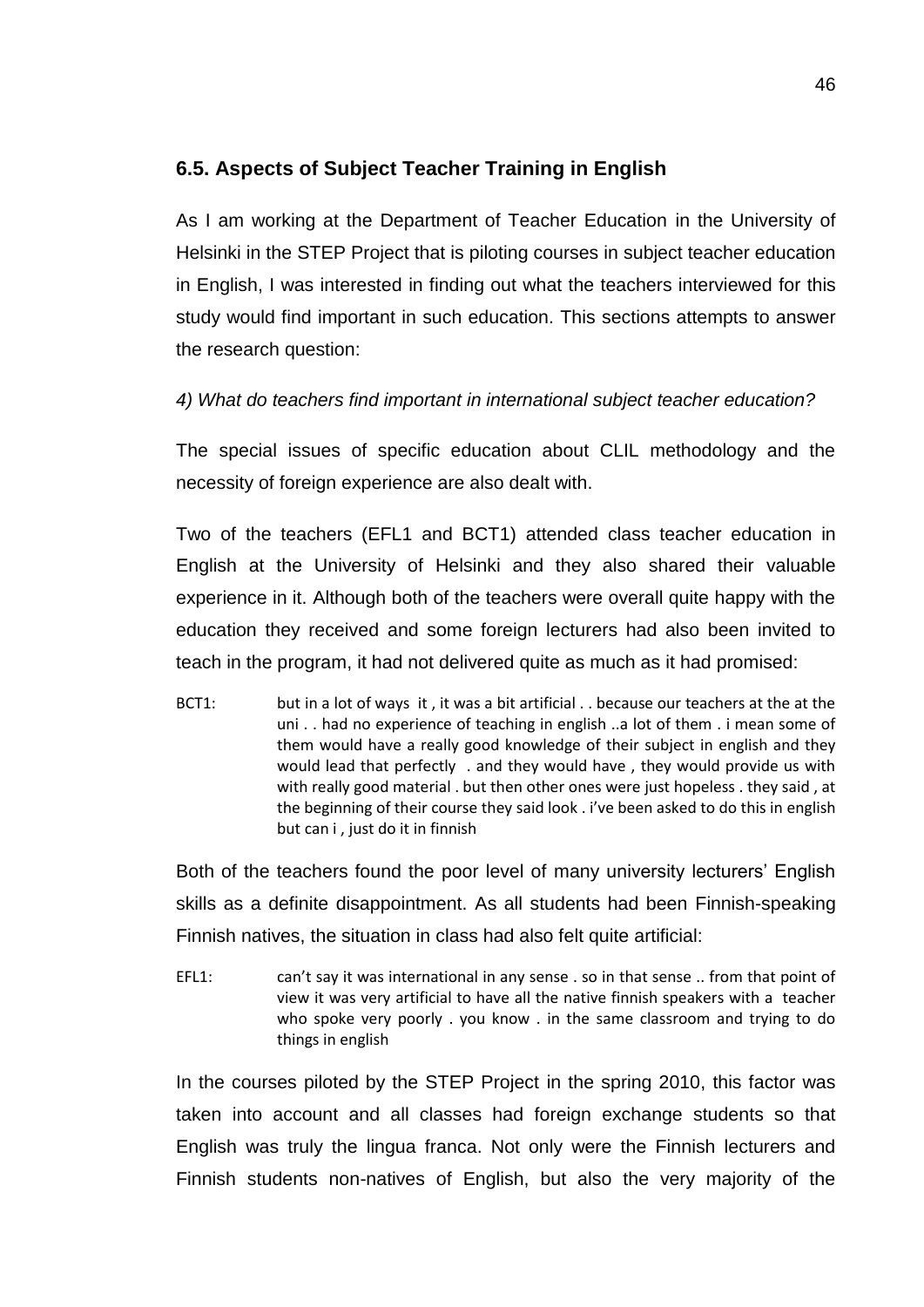## 6.5. Aspects of Subject Teacher Training in English

As I am working at the Department of Teacher Education in the University of Helsinki in the STEP Project that is piloting courses in subject teacher education in English, I was interested in finding out what the teachers interviewed for this study would find important in such education. This sections attempts to answer the research question:

*4) What do teachers find important in international subject teacher education?*

The special issues of specific education about CLIL methodology and the necessity of foreign experience are also dealt with.

Two of the teachers (EFL1 and BCT1) attended class teacher education in English at the University of Helsinki and they also shared their valuable experience in it. Although both of the teachers were overall quite happy with the education they received and some foreign lecturers had also been invited to teach in the program, it had not delivered quite as much as it had promised:

> BCT1: but in a lot of ways it , it was a bit artificial . . because our teachers at the at the uni . . had no experience of teaching in english ..a lot of them . i mean some of them would have a really good knowledge of their subject in english and they would lead that perfectly . and they would have , they would provide us with with really good material . but then other ones were just hopeless . they said , at the beginning of their course they said look . i've been asked to do this in english but can i , just do it in finnish

Both of the teachers found the poor level of many university lecturers' English skills as a definite disappointment. As all students had been Finnish-speaking Finnish natives, the situation in class had also felt quite artificial:

> EFL1: can't say it was international in any sense . so in that sense .. from that point of view it was very artificial to have all the native finnish speakers with a teacher who spoke very poorly . you know . in the same classroom and trying to do things in english

In the courses piloted by the STEP Project in the spring 2010, this factor was taken into account and all classes had foreign exchange students so that English was truly the lingua franca. Not only were the Finnish lecturers and Finnish students non-natives of English, but also the very majority of the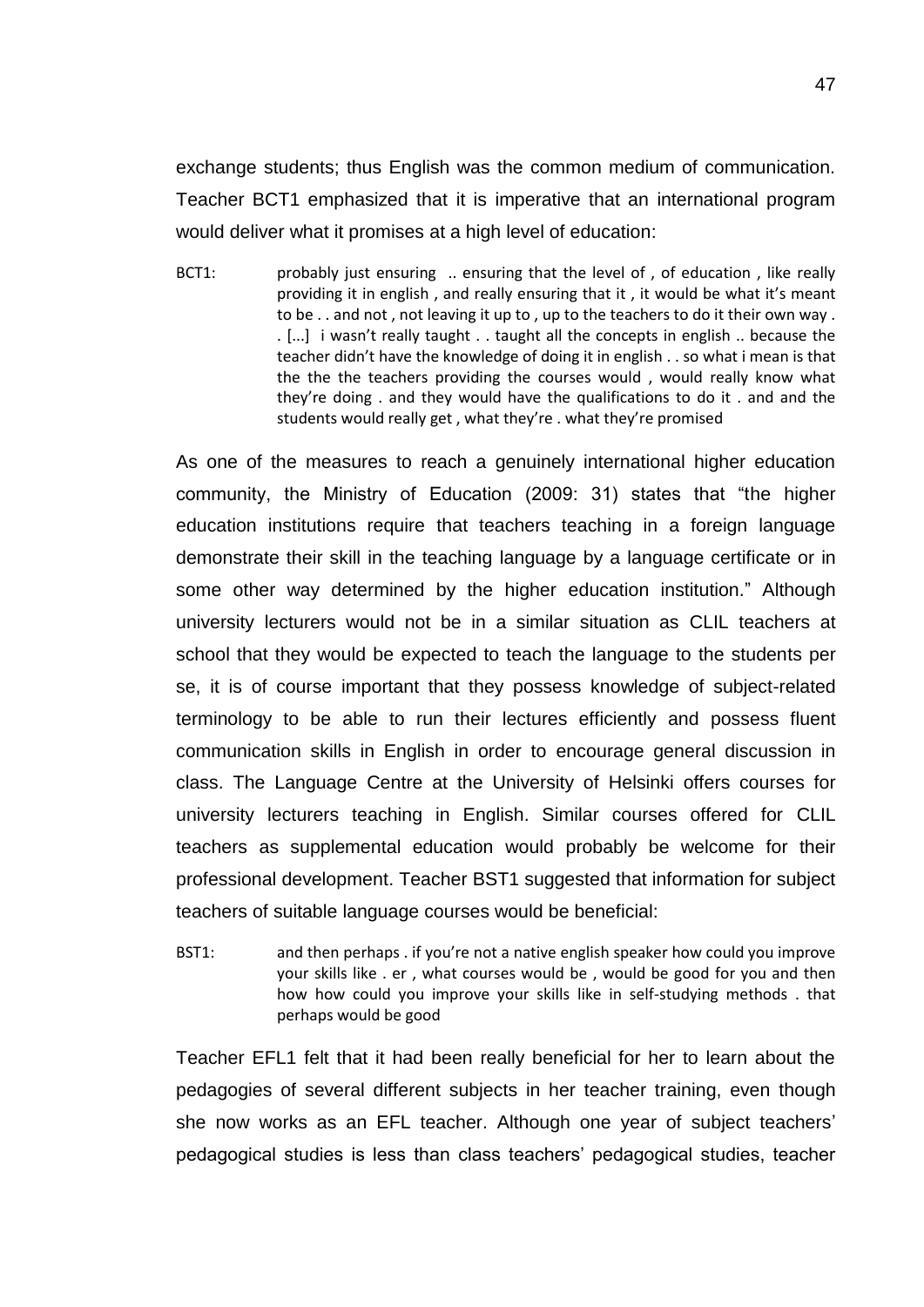exchange students; thus English was the common medium of communication. Teacher BCT1 emphasized that it is imperative that an international program would deliver what it promises at a high level of education:

> BCT1: probably just ensuring .. ensuring that the level of , of education , like really providing it in english , and really ensuring that it , it would be what it's meant to be . . and not , not leaving it up to , up to the teachers to do it their own way . . [...] i wasn't really taught . . taught all the concepts in english .. because the teacher didn't have the knowledge of doing it in english . . so what i mean is that the the the teachers providing the courses would , would really know what they're doing . and they would have the qualifications to do it . and and the students would really get , what they're . what they're promised

As one of the measures to reach a genuinely international higher education community, the Ministry of Education (2009: 31) states that "the higher education institutions require that teachers teaching in a foreign language demonstrate their skill in the teaching language by a language certificate or in some other way determined by the higher education institution." Although university lecturers would not be in a similar situation as CLIL teachers at school that they would be expected to teach the language to the students per se, it is of course important that they possess knowledge of subject-related terminology to be able to run their lectures efficiently and possess fluent communication skills in English in order to encourage general discussion in class. The Language Centre at the University of Helsinki offers courses for university lecturers teaching in English. Similar courses offered for CLIL teachers as supplemental education would probably be welcome for their professional development. Teacher BST1 suggested that information for subject teachers of suitable language courses would be beneficial:

> BST1: and then perhaps . if you're not a native english speaker how could you improve your skills like . er , what courses would be , would be good for you and then how how could you improve your skills like in self-studying methods . that perhaps would be good

Teacher EFL1 felt that it had been really beneficial for her to learn about the pedagogies of several different subjects in her teacher training, even though she now works as an EFL teacher. Although one year of subject teachers' pedagogical studies is less than class teachers' pedagogical studies, teacher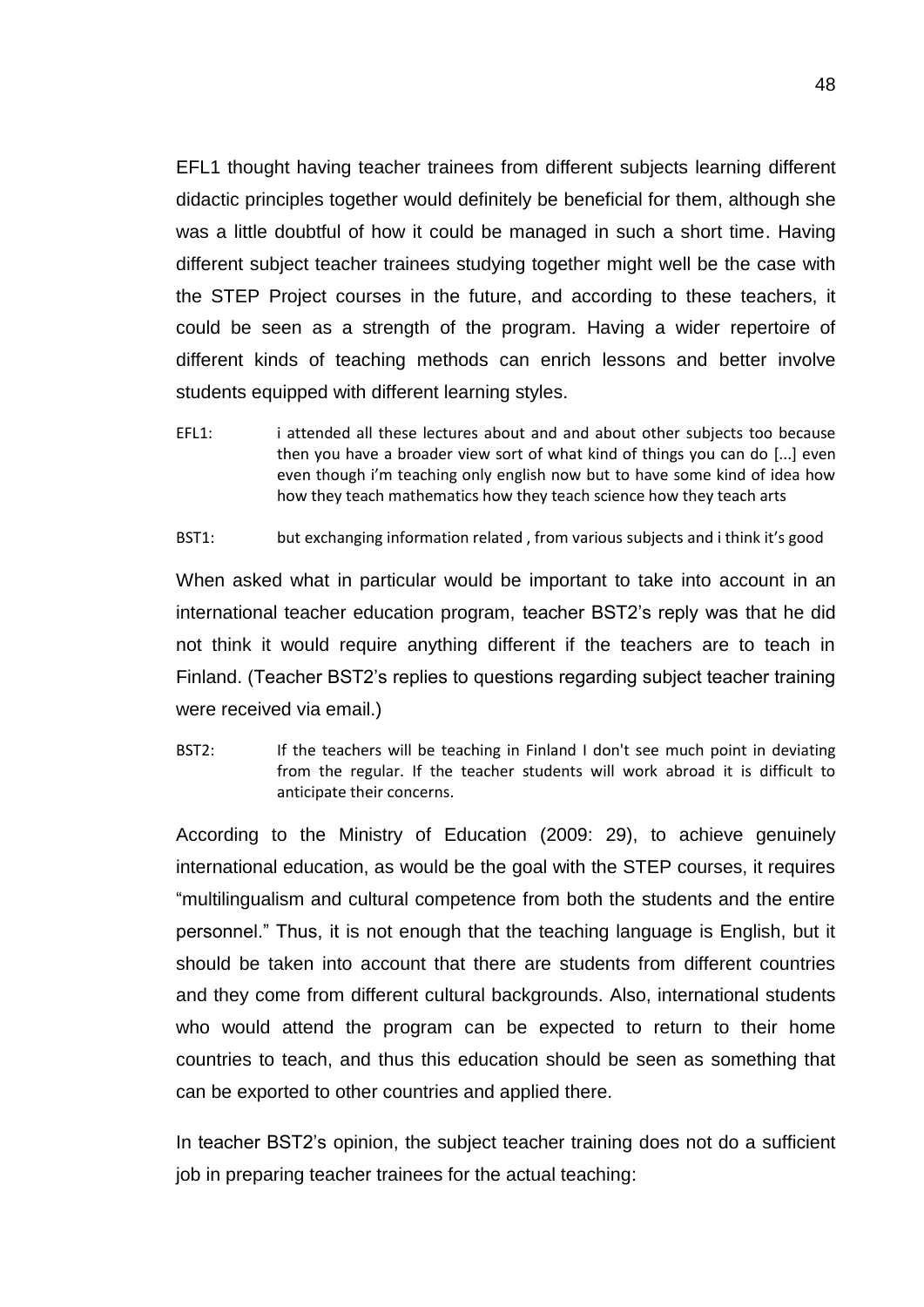EFL1 thought having teacher trainees from different subjects learning different didactic principles together would definitely be beneficial for them, although she was a little doubtful of how it could be managed in such a short time. Having different subject teacher trainees studying together might well be the case with the STEP Project courses in the future, and according to these teachers, it could be seen as a strength of the program. Having a wider repertoire of different kinds of teaching methods can enrich lessons and better involve students equipped with different learning styles.

EFL1: i attended all these lectures about and and about other subjects too because then you have a broader view sort of what kind of things you can do [...] even even though i'm teaching only english now but to have some kind of idea how how they teach mathematics how they teach science how they teach arts

BST1: but exchanging information related , from various subjects and i think it's good

When asked what in particular would be important to take into account in an international teacher education program, teacher BST2's reply was that he did not think it would require anything different if the teachers are to teach in Finland. (Teacher BST2's replies to questions regarding subject teacher training were received via email.)

BST2: If the teachers will be teaching in Finland I don't see much point in deviating from the regular. If the teacher students will work abroad it is difficult to anticipate their concerns.

According to the Ministry of Education (2009: 29), to achieve genuinely international education, as would be the goal with the STEP courses, it requires "multilingualism and cultural competence from both the students and the entire personnel." Thus, it is not enough that the teaching language is English, but it should be taken into account that there are students from different countries and they come from different cultural backgrounds. Also, international students who would attend the program can be expected to return to their home countries to teach, and thus this education should be seen as something that can be exported to other countries and applied there.

In teacher BST2's opinion, the subject teacher training does not do a sufficient job in preparing teacher trainees for the actual teaching: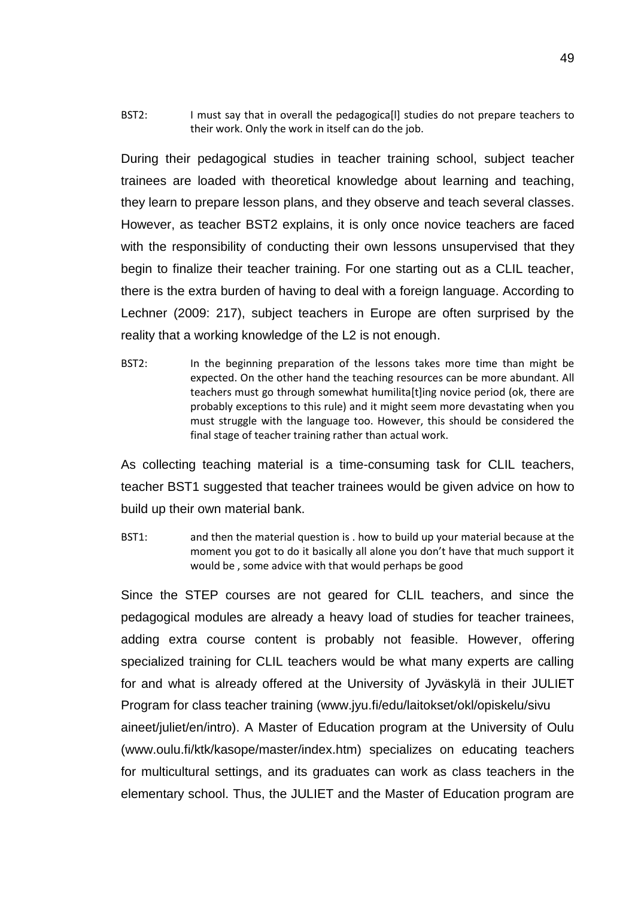BST2: I must say that in overall the pedagogica[l] studies do not prepare teachers to their work. Only the work in itself can do the job.

During their pedagogical studies in teacher training school, subject teacher trainees are loaded with theoretical knowledge about learning and teaching, they learn to prepare lesson plans, and they observe and teach several classes. However, as teacher BST2 explains, it is only once novice teachers are faced with the responsibility of conducting their own lessons unsupervised that they begin to finalize their teacher training. For one starting out as a CLIL teacher, there is the extra burden of having to deal with a foreign language. According to Lechner (2009: 217), subject teachers in Europe are often surprised by the reality that a working knowledge of the L2 is not enough.

BST2: In the beginning preparation of the lessons takes more time than might be expected. On the other hand the teaching resources can be more abundant. All teachers must go through somewhat humilita[t]ing novice period (ok, there are probably exceptions to this rule) and it might seem more devastating when you must struggle with the language too. However, this should be considered the final stage of teacher training rather than actual work.

As collecting teaching material is a time-consuming task for CLIL teachers, teacher BST1 suggested that teacher trainees would be given advice on how to build up their own material bank.

BST1: and then the material question is . how to build up your material because at the moment you got to do it basically all alone you don't have that much support it would be , some advice with that would perhaps be good

Since the STEP courses are not geared for CLIL teachers, and since the pedagogical modules are already a heavy load of studies for teacher trainees, adding extra course content is probably not feasible. However, offering specialized training for CLIL teachers would be what many experts are calling for and what is already offered at the University of Jyväskylä in their JULIET Program for class teacher training (www.jyu.fi/edu/laitokset/okl/opiskelu/sivu aineet/juliet/en/intro). A Master of Education program at the University of Oulu (www.oulu.fi/ktk/kasope/master/index.htm) specializes on educating teachers for multicultural settings, and its graduates can work as class teachers in the elementary school. Thus, the JULIET and the Master of Education program are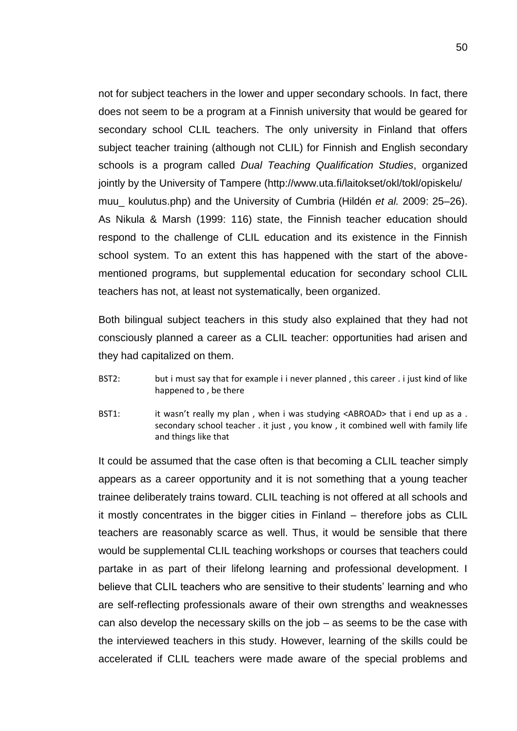not for subject teachers in the lower and upper secondary schools. In fact, there does not seem to be a program at a Finnish university that would be geared for secondary school CLIL teachers. The only university in Finland that offers subject teacher training (although not CLIL) for Finnish and English secondary schools is a program called *Dual Teaching Qualification Studies*, organized jointly by the University of Tampere (http://www.uta.fi/laitokset/okl/tokl/opiskelu/muu_ koulutus.php) and the University of Cumbria (Hildén *et al.* 2009: 25–26). As Nikula & Marsh (1999: 116) state, the Finnish teacher education should respond to the challenge of CLIL education and its existence in the Finnish school system. To an extent this has happened with the start of the above-mentioned programs, but supplemental education for secondary school CLIL teachers has not, at least not systematically, been organized.

Both bilingual subject teachers in this study also explained that they had not consciously planned a career as a CLIL teacher: opportunities had arisen and they had capitalized on them.

BST2: but i must say that for example i i never planned , this career . i just kind of like happened to , be there

BST1: it wasn't really my plan , when i was studying <ABROAD> that i end up as a . secondary school teacher . it just , you know , it combined well with family life and things like that

It could be assumed that the case often is that becoming a CLIL teacher simply appears as a career opportunity and it is not something that a young teacher trainee deliberately trains toward. CLIL teaching is not offered at all schools and it mostly concentrates in the bigger cities in Finland – therefore jobs as CLIL teachers are reasonably scarce as well. Thus, it would be sensible that there would be supplemental CLIL teaching workshops or courses that teachers could partake in as part of their lifelong learning and professional development. I believe that CLIL teachers who are sensitive to their students' learning and who are self-reflecting professionals aware of their own strengths and weaknesses can also develop the necessary skills on the job – as seems to be the case with the interviewed teachers in this study. However, learning of the skills could be accelerated if CLIL teachers were made aware of the special problems and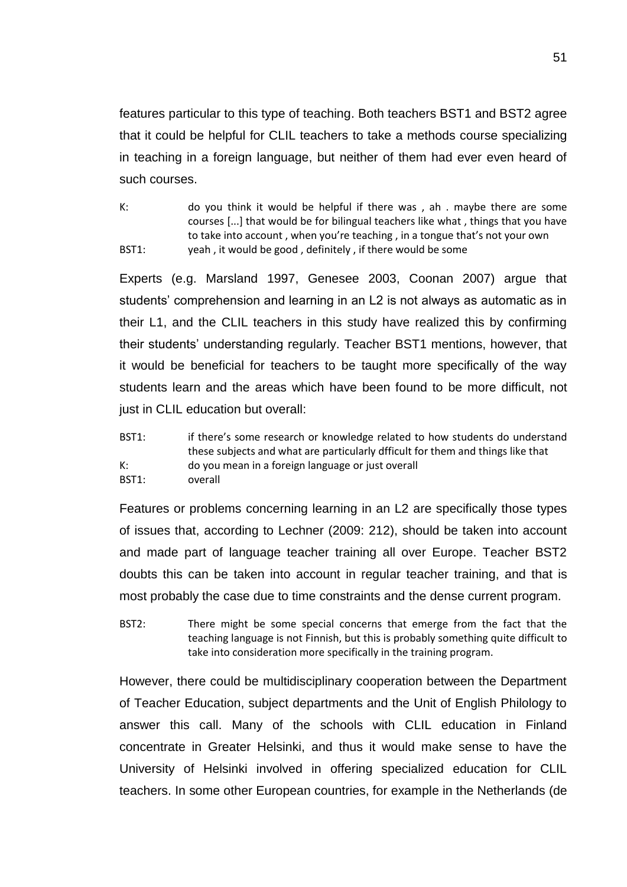features particular to this type of teaching. Both teachers BST1 and BST2 agree that it could be helpful for CLIL teachers to take a methods course specializing in teaching in a foreign language, but neither of them had ever even heard of such courses.

K: do you think it would be helpful if there was , ah . maybe there are some courses [...] that would be for bilingual teachers like what , things that you have to take into account , when you're teaching , in a tongue that's not your own
BST1: yeah , it would be good , definitely , if there would be some

Experts (e.g. Marsland 1997, Genesee 2003, Coonan 2007) argue that students' comprehension and learning in an L2 is not always as automatic as in their L1, and the CLIL teachers in this study have realized this by confirming their students' understanding regularly. Teacher BST1 mentions, however, that it would be beneficial for teachers to be taught more specifically of the way students learn and the areas which have been found to be more difficult, not just in CLIL education but overall:

BST1: if there's some research or knowledge related to how students do understand these subjects and what are particularly dfficult for them and things like that
K: do you mean in a foreign language or just overall
BST1: overall

Features or problems concerning learning in an L2 are specifically those types of issues that, according to Lechner (2009: 212), should be taken into account and made part of language teacher training all over Europe. Teacher BST2 doubts this can be taken into account in regular teacher training, and that is most probably the case due to time constraints and the dense current program.

BST2: There might be some special concerns that emerge from the fact that the teaching language is not Finnish, but this is probably something quite difficult to take into consideration more specifically in the training program.

However, there could be multidisciplinary cooperation between the Department of Teacher Education, subject departments and the Unit of English Philology to answer this call. Many of the schools with CLIL education in Finland concentrate in Greater Helsinki, and thus it would make sense to have the University of Helsinki involved in offering specialized education for CLIL teachers. In some other European countries, for example in the Netherlands (de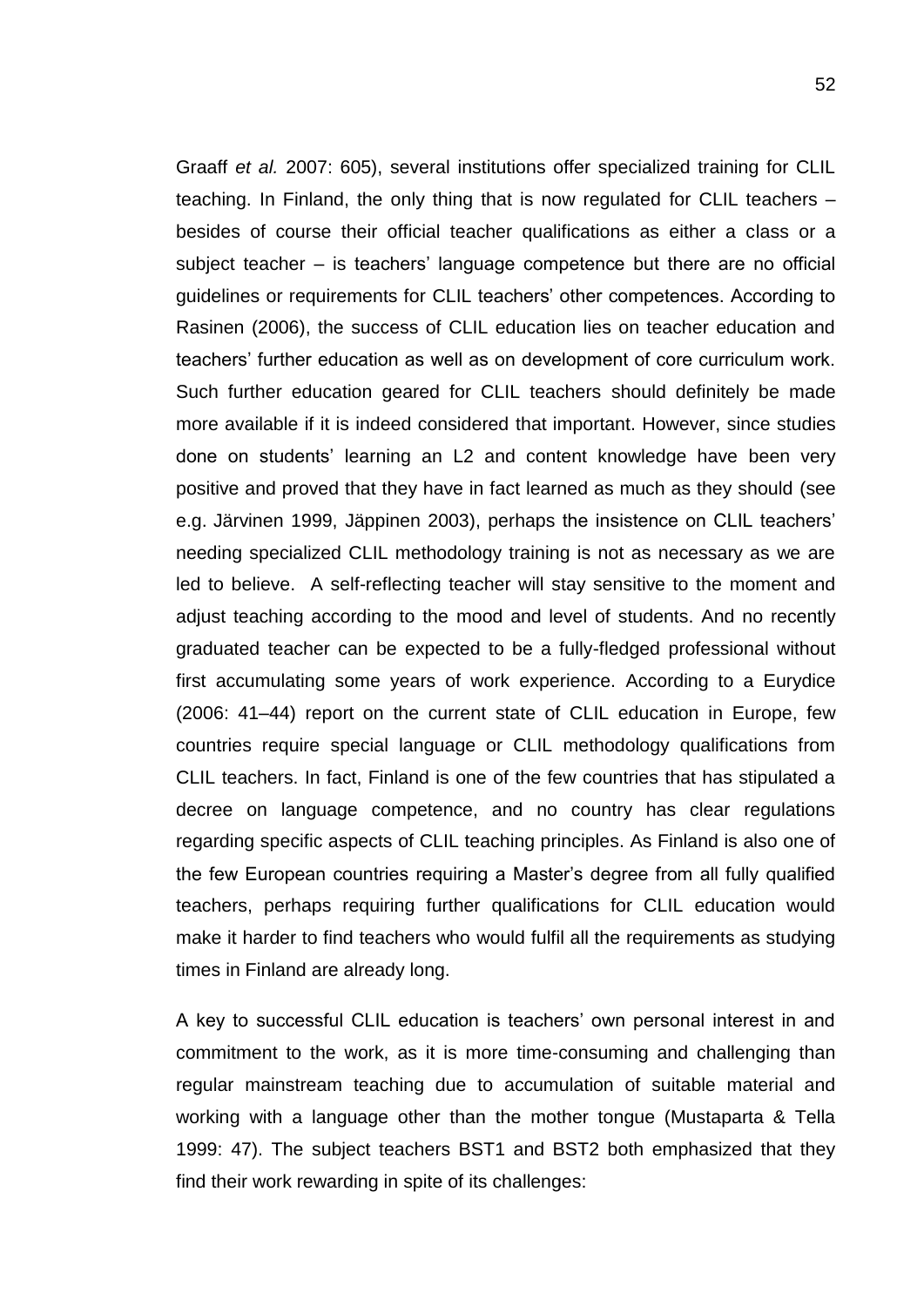Graaff *et al.* 2007: 605), several institutions offer specialized training for CLIL teaching. In Finland, the only thing that is now regulated for CLIL teachers – besides of course their official teacher qualifications as either a class or a subject teacher – is teachers' language competence but there are no official guidelines or requirements for CLIL teachers' other competences. According to Rasinen (2006), the success of CLIL education lies on teacher education and teachers' further education as well as on development of core curriculum work. Such further education geared for CLIL teachers should definitely be made more available if it is indeed considered that important. However, since studies done on students' learning an L2 and content knowledge have been very positive and proved that they have in fact learned as much as they should (see e.g. Järvinen 1999, Jäppinen 2003), perhaps the insistence on CLIL teachers' needing specialized CLIL methodology training is not as necessary as we are led to believe. A self-reflecting teacher will stay sensitive to the moment and adjust teaching according to the mood and level of students. And no recently graduated teacher can be expected to be a fully-fledged professional without first accumulating some years of work experience. According to a Eurydice (2006: 41–44) report on the current state of CLIL education in Europe, few countries require special language or CLIL methodology qualifications from CLIL teachers. In fact, Finland is one of the few countries that has stipulated a decree on language competence, and no country has clear regulations regarding specific aspects of CLIL teaching principles. As Finland is also one of the few European countries requiring a Master's degree from all fully qualified teachers, perhaps requiring further qualifications for CLIL education would make it harder to find teachers who would fulfil all the requirements as studying times in Finland are already long.

A key to successful CLIL education is teachers' own personal interest in and commitment to the work, as it is more time-consuming and challenging than regular mainstream teaching due to accumulation of suitable material and working with a language other than the mother tongue (Mustaparta & Tella 1999: 47). The subject teachers BST1 and BST2 both emphasized that they find their work rewarding in spite of its challenges: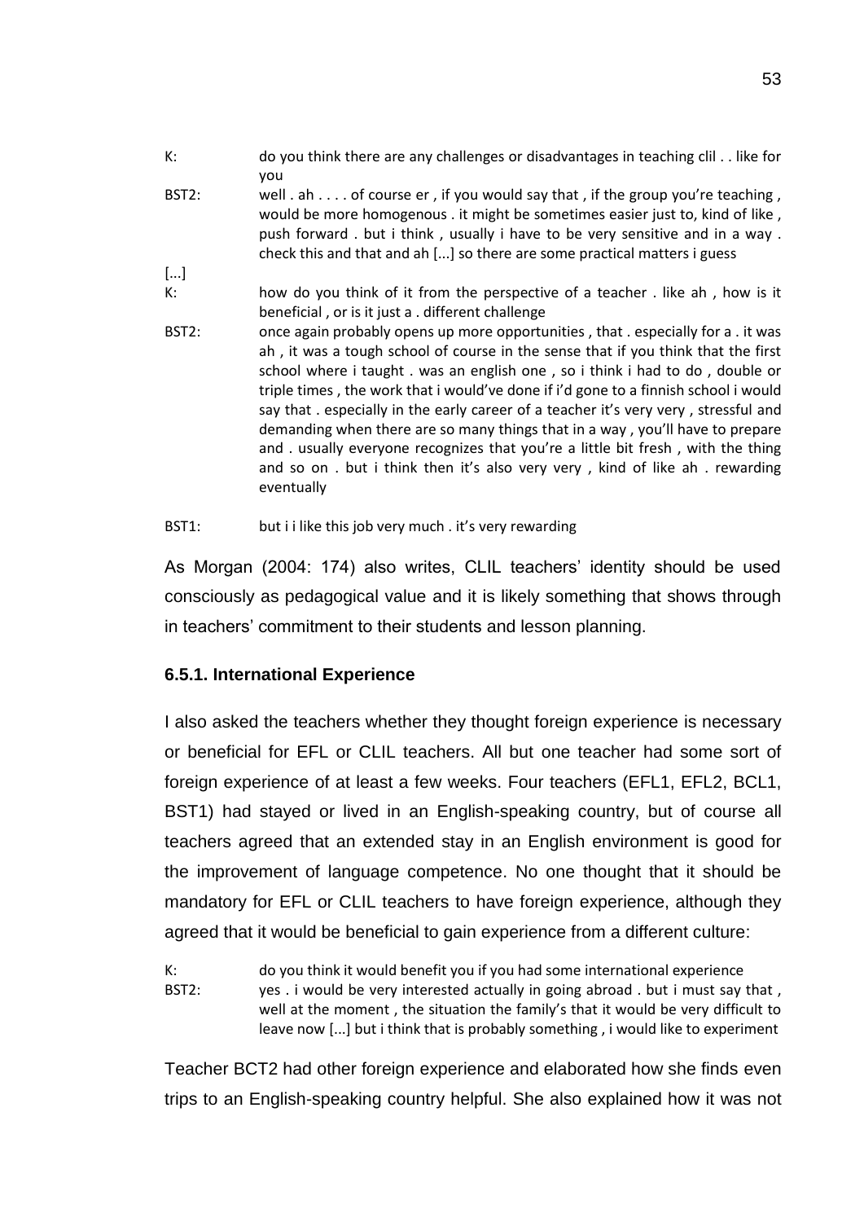K: do you think there are any challenges or disadvantages in teaching clil . . like for you

BST2: well . ah . . . . of course er , if you would say that , if the group you're teaching , would be more homogenous . it might be sometimes easier just to, kind of like , push forward . but i think , usually i have to be very sensitive and in a way . check this and that and ah [...] so there are some practical matters i guess

[...]

K: how do you think of it from the perspective of a teacher . like ah , how is it beneficial , or is it just a . different challenge

BST2: once again probably opens up more opportunities , that . especially for a . it was ah , it was a tough school of course in the sense that if you think that the first school where i taught . was an english one , so i think i had to do , double or triple times , the work that i would've done if i'd gone to a finnish school i would say that . especially in the early career of a teacher it's very very , stressful and demanding when there are so many things that in a way , you'll have to prepare and . usually everyone recognizes that you're a little bit fresh , with the thing and so on . but i think then it's also very very , kind of like ah . rewarding eventually

BST1: but i i like this job very much . it's very rewarding

As Morgan (2004: 174) also writes, CLIL teachers' identity should be used consciously as pedagogical value and it is likely something that shows through in teachers' commitment to their students and lesson planning.

### 6.5.1. International Experience

I also asked the teachers whether they thought foreign experience is necessary or beneficial for EFL or CLIL teachers. All but one teacher had some sort of foreign experience of at least a few weeks. Four teachers (EFL1, EFL2, BCL1, BST1) had stayed or lived in an English-speaking country, but of course all teachers agreed that an extended stay in an English environment is good for the improvement of language competence. No one thought that it should be mandatory for EFL or CLIL teachers to have foreign experience, although they agreed that it would be beneficial to gain experience from a different culture:

K: do you think it would benefit you if you had some international experience

BST2: yes . i would be very interested actually in going abroad . but i must say that , well at the moment , the situation the family's that it would be very difficult to leave now [...] but i think that is probably something , i would like to experiment

Teacher BCT2 had other foreign experience and elaborated how she finds even trips to an English-speaking country helpful. She also explained how it was not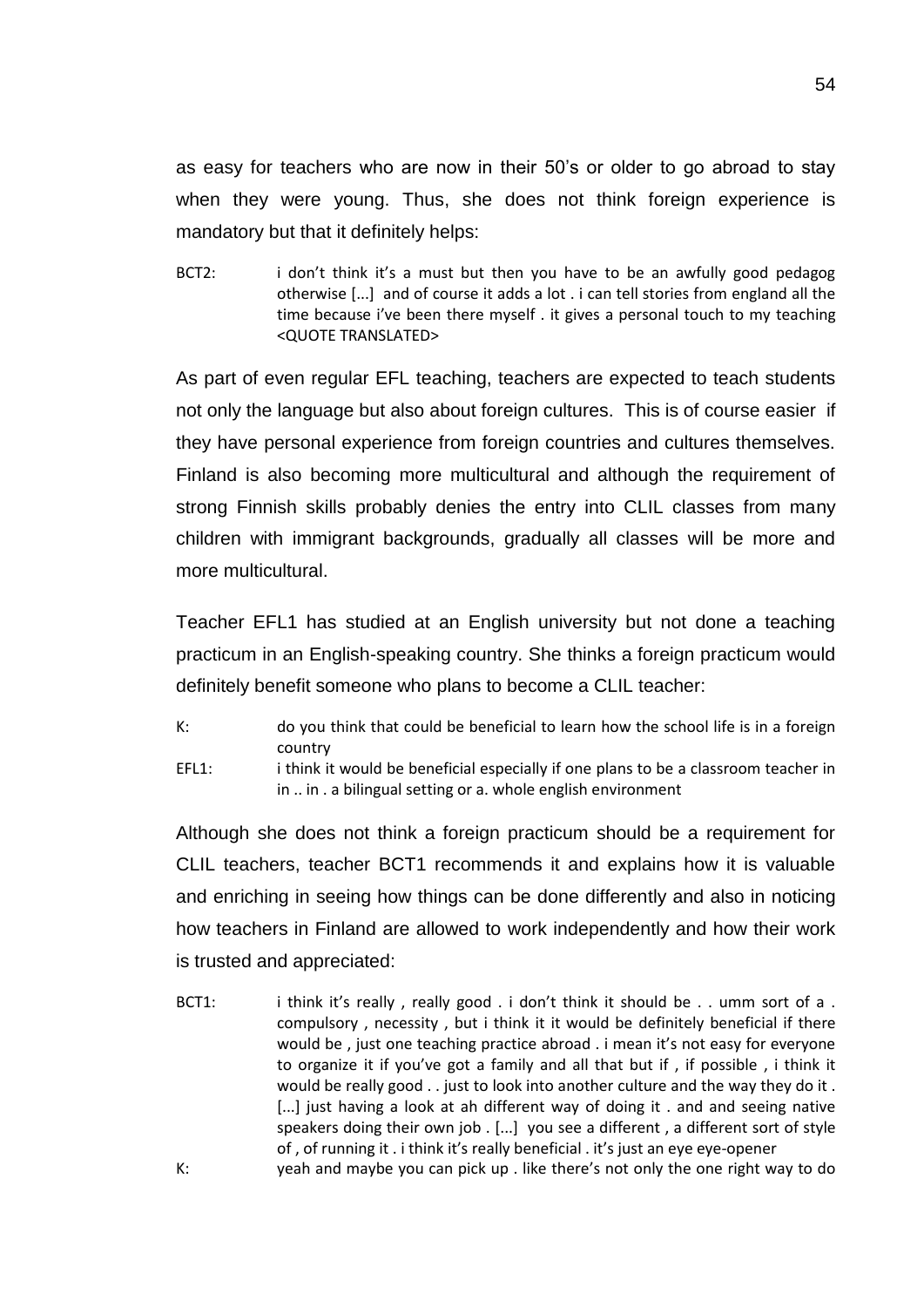as easy for teachers who are now in their 50's or older to go abroad to stay when they were young. Thus, she does not think foreign experience is mandatory but that it definitely helps:

> BCT2: i don't think it's a must but then you have to be an awfully good pedagog otherwise [...] and of course it adds a lot . i can tell stories from england all the time because i've been there myself . it gives a personal touch to my teaching <QUOTE TRANSLATED>

As part of even regular EFL teaching, teachers are expected to teach students not only the language but also about foreign cultures. This is of course easier if they have personal experience from foreign countries and cultures themselves. Finland is also becoming more multicultural and although the requirement of strong Finnish skills probably denies the entry into CLIL classes from many children with immigrant backgrounds, gradually all classes will be more and more multicultural.

Teacher EFL1 has studied at an English university but not done a teaching practicum in an English-speaking country. She thinks a foreign practicum would definitely benefit someone who plans to become a CLIL teacher:

> K: do you think that could be beneficial to learn how the school life is in a foreign country
>
> EFL1: i think it would be beneficial especially if one plans to be a classroom teacher in in .. in . a bilingual setting or a. whole english environment

Although she does not think a foreign practicum should be a requirement for CLIL teachers, teacher BCT1 recommends it and explains how it is valuable and enriching in seeing how things can be done differently and also in noticing how teachers in Finland are allowed to work independently and how their work is trusted and appreciated:

> BCT1: i think it's really , really good . i don't think it should be . . umm sort of a . compulsory , necessity , but i think it it would be definitely beneficial if there would be , just one teaching practice abroad . i mean it's not easy for everyone to organize it if you've got a family and all that but if , if possible , i think it would be really good . . just to look into another culture and the way they do it . [...] just having a look at ah different way of doing it . and and seeing native speakers doing their own job . [...] you see a different , a different sort of style of , of running it . i think it's really beneficial . it's just an eye eye-opener
>
> K: yeah and maybe you can pick up . like there's not only the one right way to do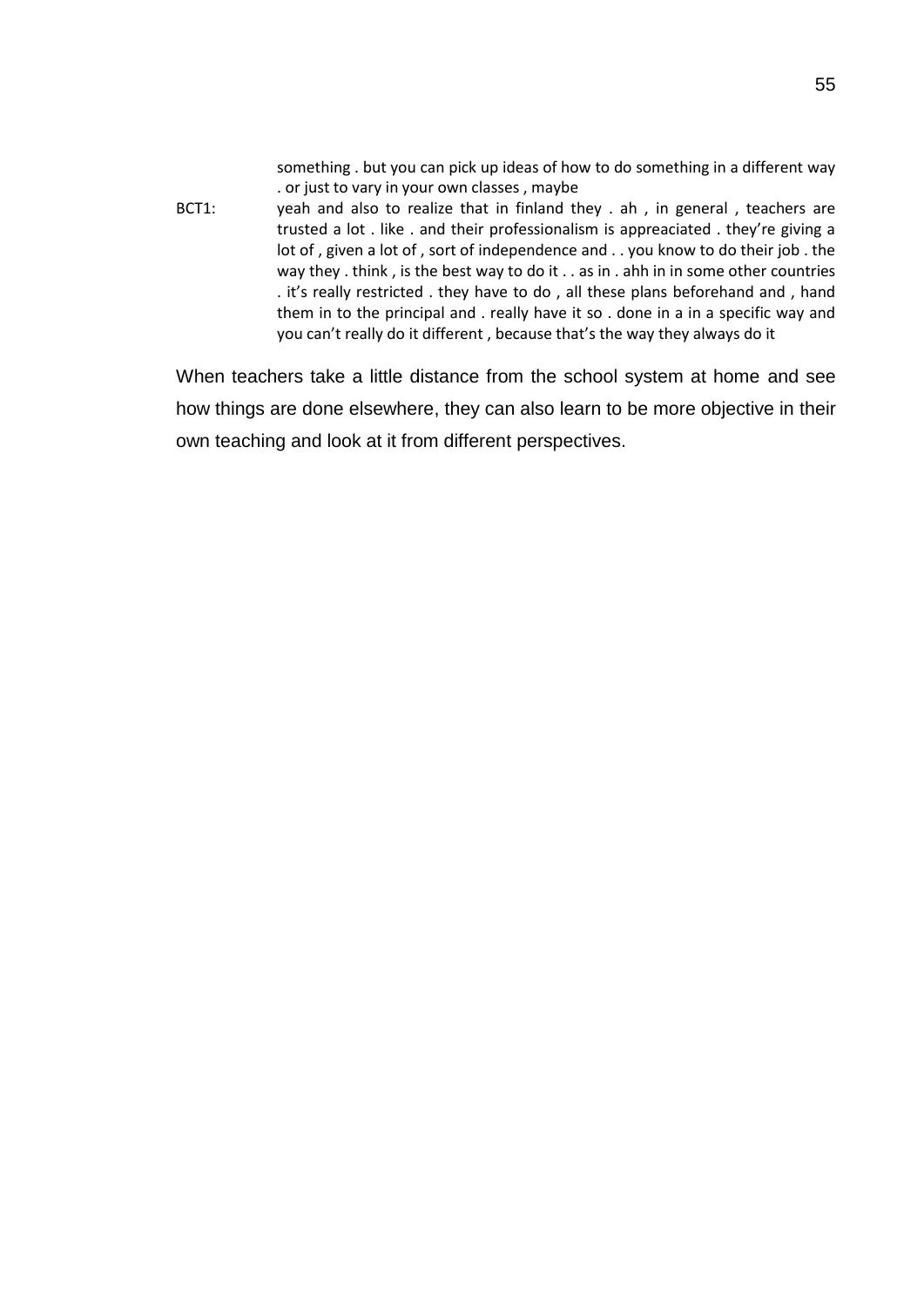something . but you can pick up ideas of how to do something in a different way . or just to vary in your own classes , maybe

BCT1: yeah and also to realize that in finland they . ah , in general , teachers are trusted a lot . like . and their professionalism is appreaciated . they're giving a lot of , given a lot of , sort of independence and . . you know to do their job . the way they . think , is the best way to do it . . as in . ahh in in some other countries . it's really restricted . they have to do , all these plans beforehand and , hand them in to the principal and . really have it so . done in a in a specific way and you can't really do it different , because that's the way they always do it

When teachers take a little distance from the school system at home and see how things are done elsewhere, they can also learn to be more objective in their own teaching and look at it from different perspectives.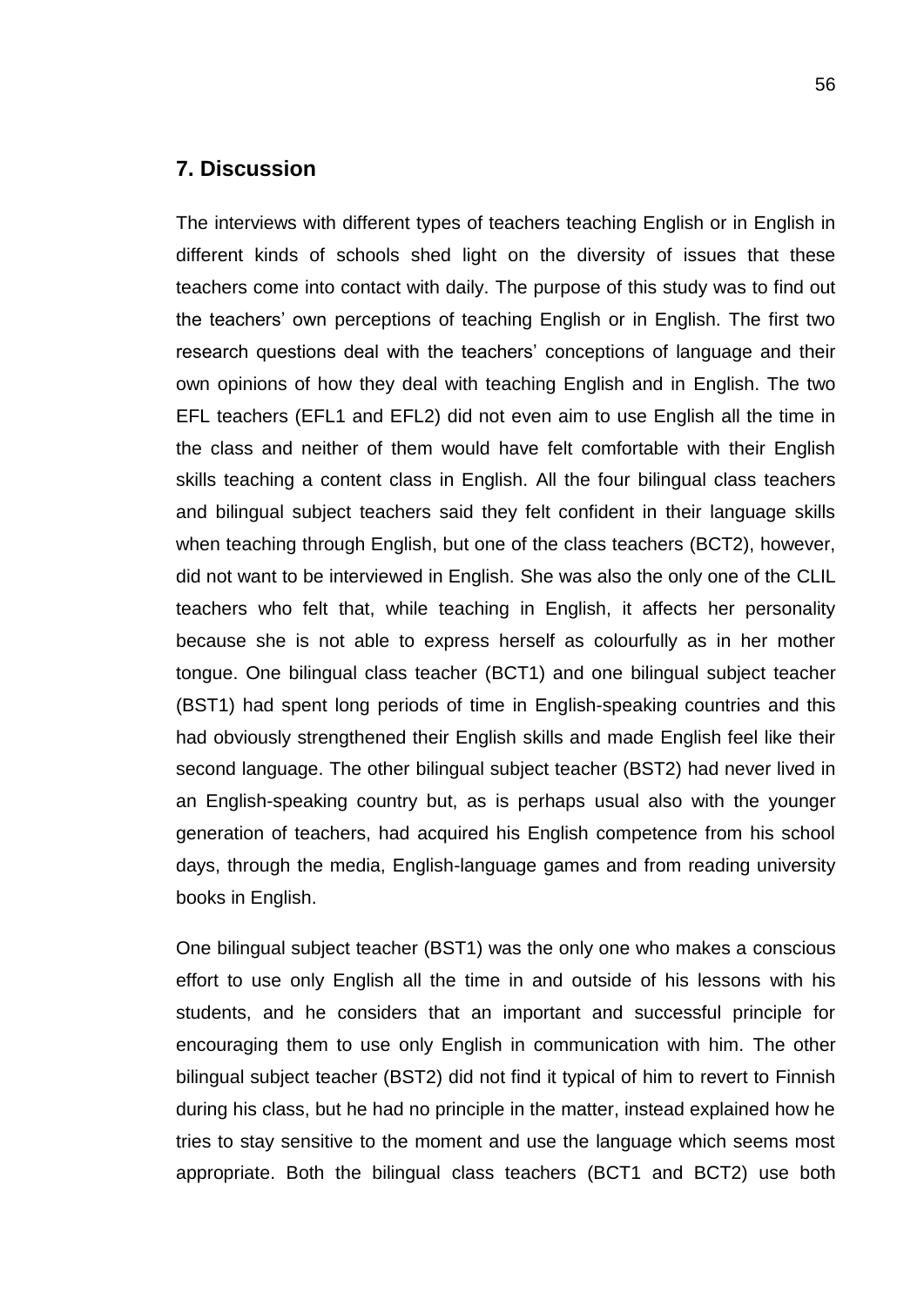## 7. Discussion

The interviews with different types of teachers teaching English or in English in different kinds of schools shed light on the diversity of issues that these teachers come into contact with daily. The purpose of this study was to find out the teachers' own perceptions of teaching English or in English. The first two research questions deal with the teachers' conceptions of language and their own opinions of how they deal with teaching English and in English. The two EFL teachers (EFL1 and EFL2) did not even aim to use English all the time in the class and neither of them would have felt comfortable with their English skills teaching a content class in English. All the four bilingual class teachers and bilingual subject teachers said they felt confident in their language skills when teaching through English, but one of the class teachers (BCT2), however, did not want to be interviewed in English. She was also the only one of the CLIL teachers who felt that, while teaching in English, it affects her personality because she is not able to express herself as colourfully as in her mother tongue. One bilingual class teacher (BCT1) and one bilingual subject teacher (BST1) had spent long periods of time in English-speaking countries and this had obviously strengthened their English skills and made English feel like their second language. The other bilingual subject teacher (BST2) had never lived in an English-speaking country but, as is perhaps usual also with the younger generation of teachers, had acquired his English competence from his school days, through the media, English-language games and from reading university books in English.

One bilingual subject teacher (BST1) was the only one who makes a conscious effort to use only English all the time in and outside of his lessons with his students, and he considers that an important and successful principle for encouraging them to use only English in communication with him. The other bilingual subject teacher (BST2) did not find it typical of him to revert to Finnish during his class, but he had no principle in the matter, instead explained how he tries to stay sensitive to the moment and use the language which seems most appropriate. Both the bilingual class teachers (BCT1 and BCT2) use both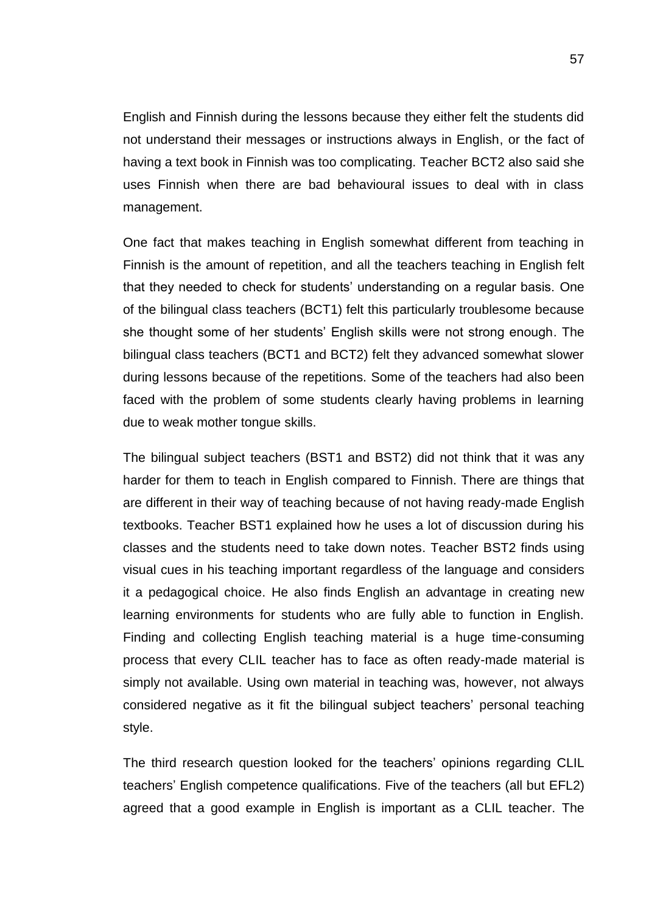English and Finnish during the lessons because they either felt the students did not understand their messages or instructions always in English, or the fact of having a text book in Finnish was too complicating. Teacher BCT2 also said she uses Finnish when there are bad behavioural issues to deal with in class management.

One fact that makes teaching in English somewhat different from teaching in Finnish is the amount of repetition, and all the teachers teaching in English felt that they needed to check for students' understanding on a regular basis. One of the bilingual class teachers (BCT1) felt this particularly troublesome because she thought some of her students' English skills were not strong enough. The bilingual class teachers (BCT1 and BCT2) felt they advanced somewhat slower during lessons because of the repetitions. Some of the teachers had also been faced with the problem of some students clearly having problems in learning due to weak mother tongue skills.

The bilingual subject teachers (BST1 and BST2) did not think that it was any harder for them to teach in English compared to Finnish. There are things that are different in their way of teaching because of not having ready-made English textbooks. Teacher BST1 explained how he uses a lot of discussion during his classes and the students need to take down notes. Teacher BST2 finds using visual cues in his teaching important regardless of the language and considers it a pedagogical choice. He also finds English an advantage in creating new learning environments for students who are fully able to function in English. Finding and collecting English teaching material is a huge time-consuming process that every CLIL teacher has to face as often ready-made material is simply not available. Using own material in teaching was, however, not always considered negative as it fit the bilingual subject teachers' personal teaching style.

The third research question looked for the teachers' opinions regarding CLIL teachers' English competence qualifications. Five of the teachers (all but EFL2) agreed that a good example in English is important as a CLIL teacher. The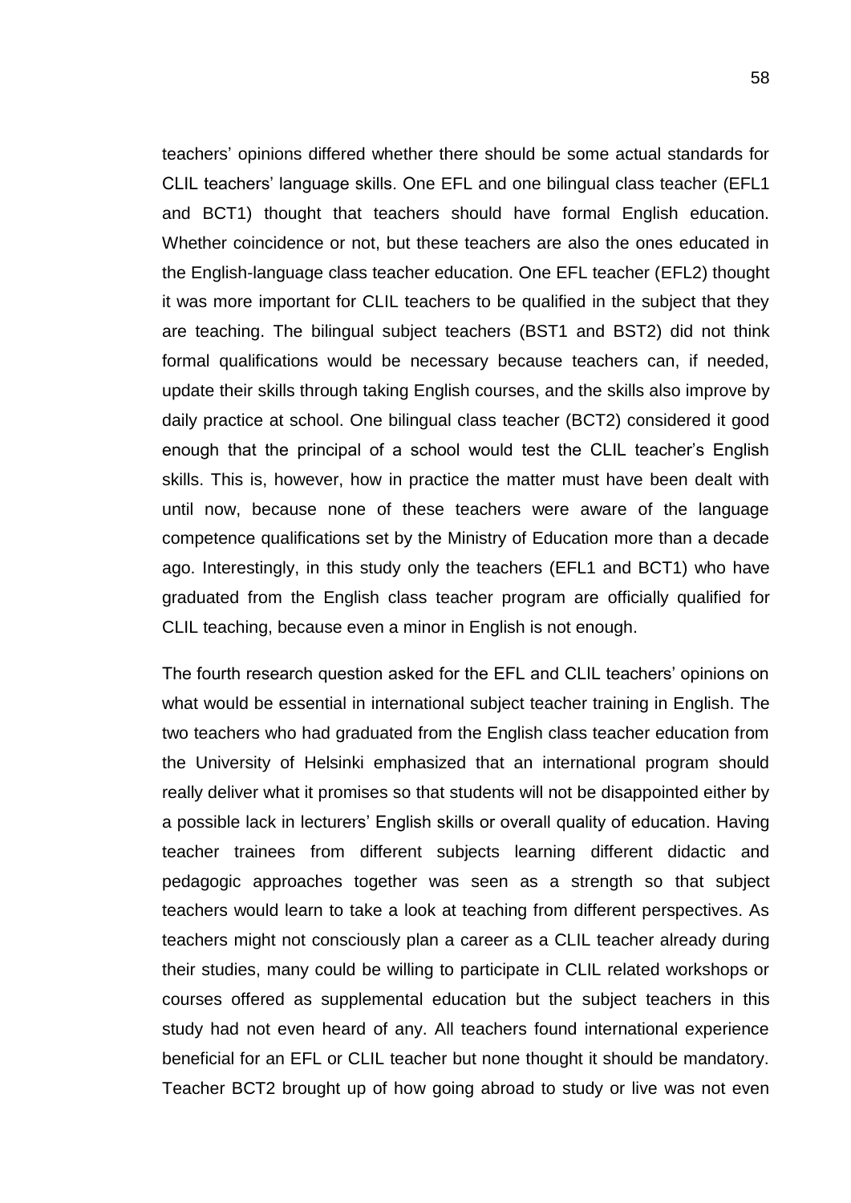teachers' opinions differed whether there should be some actual standards for CLIL teachers' language skills. One EFL and one bilingual class teacher (EFL1 and BCT1) thought that teachers should have formal English education. Whether coincidence or not, but these teachers are also the ones educated in the English-language class teacher education. One EFL teacher (EFL2) thought it was more important for CLIL teachers to be qualified in the subject that they are teaching. The bilingual subject teachers (BST1 and BST2) did not think formal qualifications would be necessary because teachers can, if needed, update their skills through taking English courses, and the skills also improve by daily practice at school. One bilingual class teacher (BCT2) considered it good enough that the principal of a school would test the CLIL teacher's English skills. This is, however, how in practice the matter must have been dealt with until now, because none of these teachers were aware of the language competence qualifications set by the Ministry of Education more than a decade ago. Interestingly, in this study only the teachers (EFL1 and BCT1) who have graduated from the English class teacher program are officially qualified for CLIL teaching, because even a minor in English is not enough.

The fourth research question asked for the EFL and CLIL teachers' opinions on what would be essential in international subject teacher training in English. The two teachers who had graduated from the English class teacher education from the University of Helsinki emphasized that an international program should really deliver what it promises so that students will not be disappointed either by a possible lack in lecturers' English skills or overall quality of education. Having teacher trainees from different subjects learning different didactic and pedagogic approaches together was seen as a strength so that subject teachers would learn to take a look at teaching from different perspectives. As teachers might not consciously plan a career as a CLIL teacher already during their studies, many could be willing to participate in CLIL related workshops or courses offered as supplemental education but the subject teachers in this study had not even heard of any. All teachers found international experience beneficial for an EFL or CLIL teacher but none thought it should be mandatory. Teacher BCT2 brought up of how going abroad to study or live was not even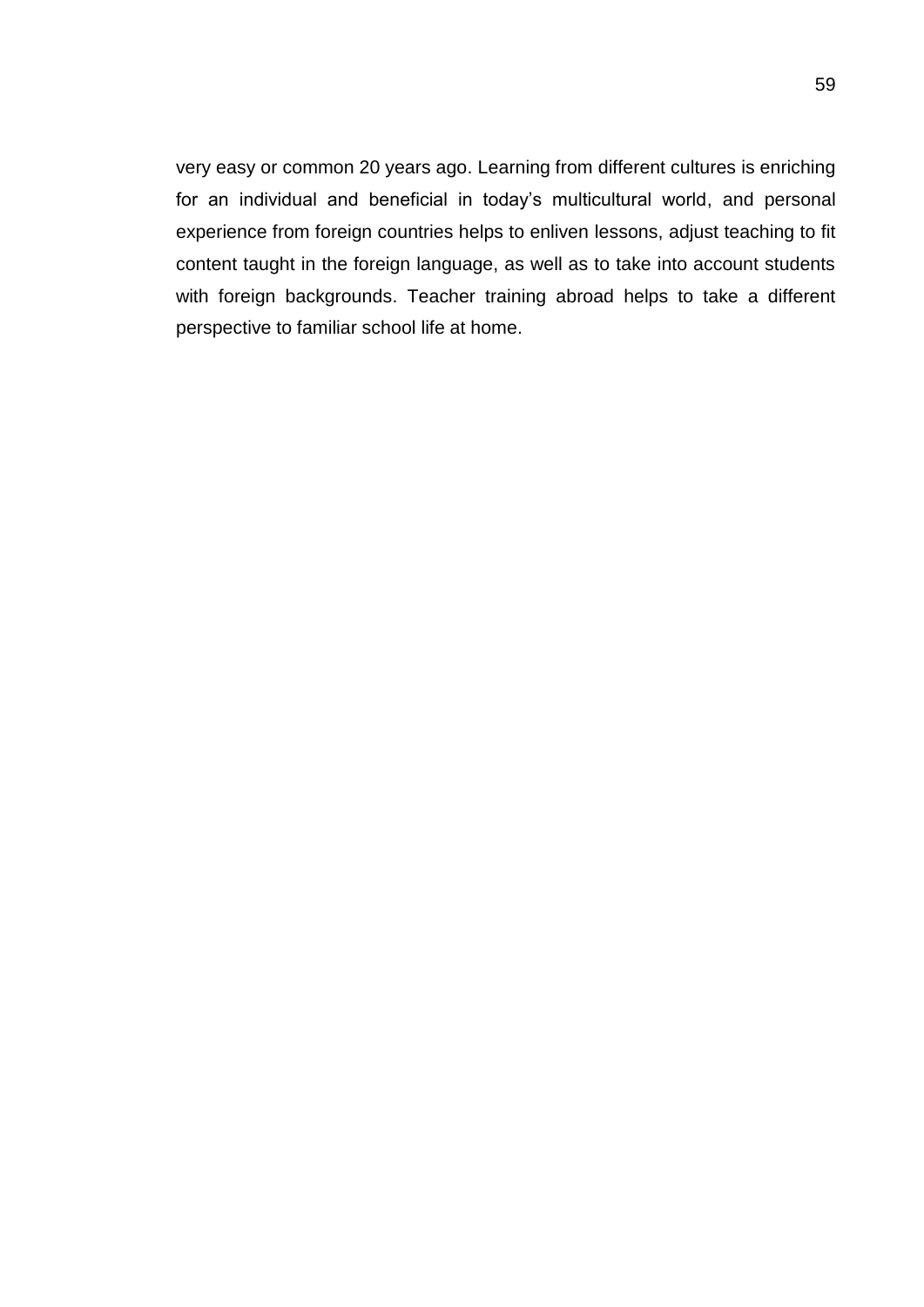very easy or common 20 years ago. Learning from different cultures is enriching for an individual and beneficial in today's multicultural world, and personal experience from foreign countries helps to enliven lessons, adjust teaching to fit content taught in the foreign language, as well as to take into account students with foreign backgrounds. Teacher training abroad helps to take a different perspective to familiar school life at home.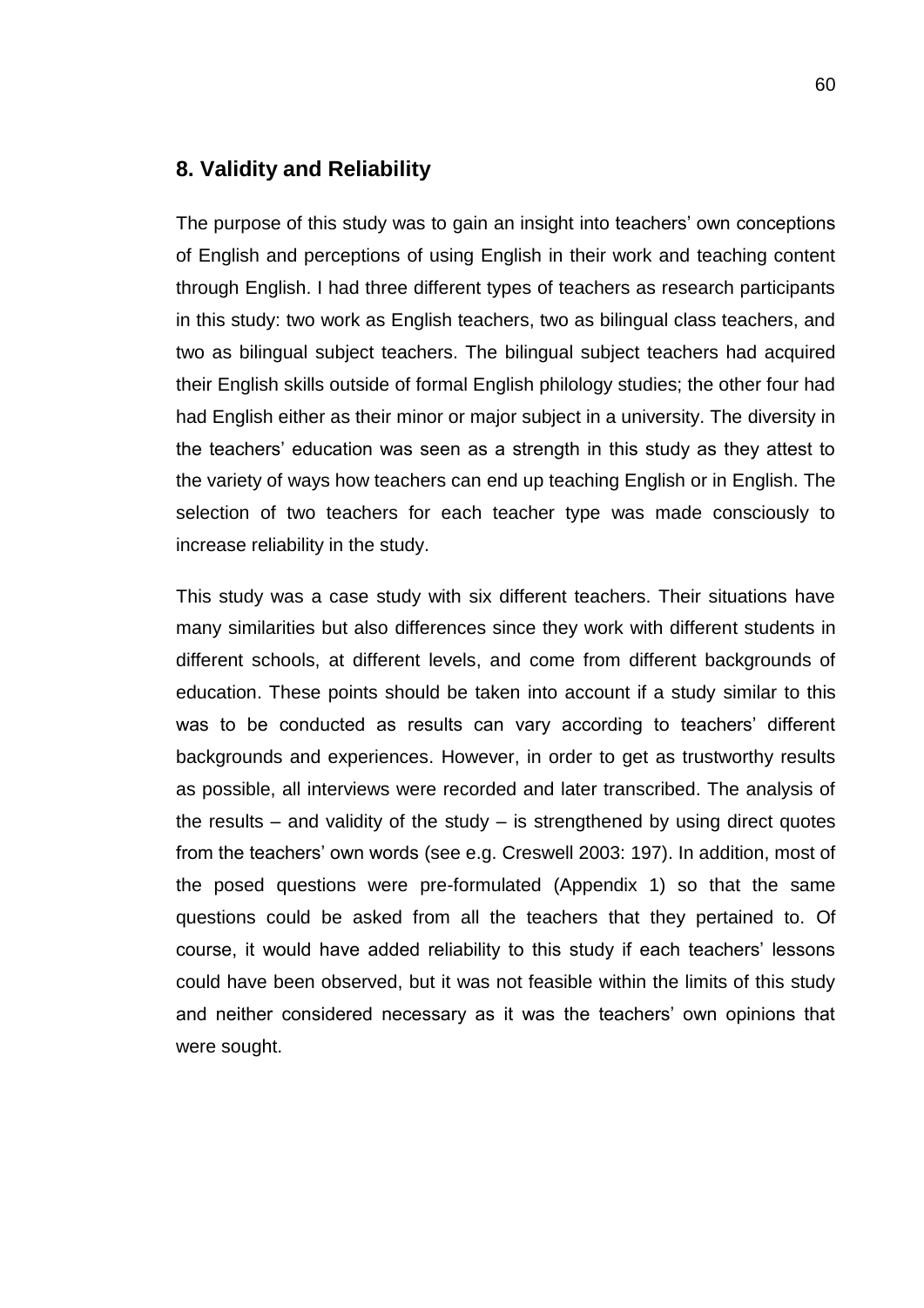## 8. Validity and Reliability

The purpose of this study was to gain an insight into teachers' own conceptions of English and perceptions of using English in their work and teaching content through English. I had three different types of teachers as research participants in this study: two work as English teachers, two as bilingual class teachers, and two as bilingual subject teachers. The bilingual subject teachers had acquired their English skills outside of formal English philology studies; the other four had had English either as their minor or major subject in a university. The diversity in the teachers' education was seen as a strength in this study as they attest to the variety of ways how teachers can end up teaching English or in English. The selection of two teachers for each teacher type was made consciously to increase reliability in the study.

This study was a case study with six different teachers. Their situations have many similarities but also differences since they work with different students in different schools, at different levels, and come from different backgrounds of education. These points should be taken into account if a study similar to this was to be conducted as results can vary according to teachers' different backgrounds and experiences. However, in order to get as trustworthy results as possible, all interviews were recorded and later transcribed. The analysis of the results – and validity of the study – is strengthened by using direct quotes from the teachers' own words (see e.g. Creswell 2003: 197). In addition, most of the posed questions were pre-formulated (Appendix 1) so that the same questions could be asked from all the teachers that they pertained to. Of course, it would have added reliability to this study if each teachers' lessons could have been observed, but it was not feasible within the limits of this study and neither considered necessary as it was the teachers' own opinions that were sought.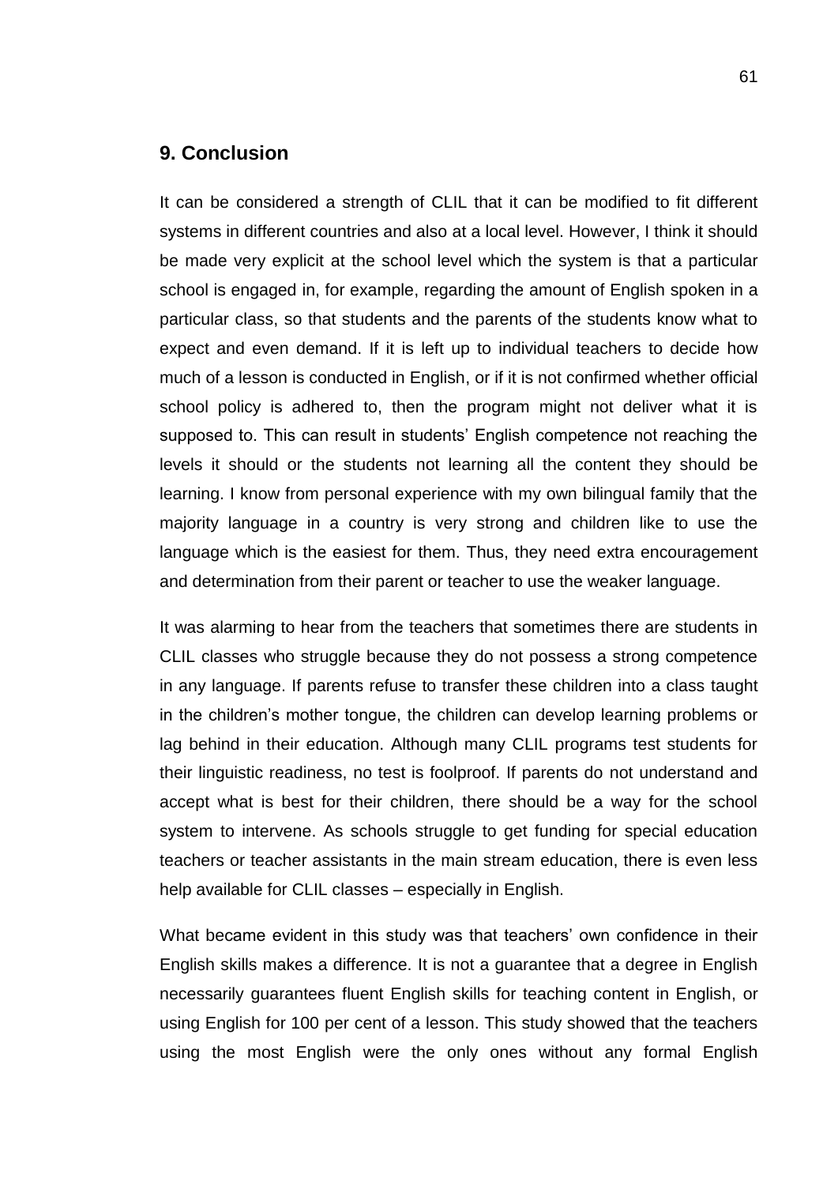## 9. Conclusion

It can be considered a strength of CLIL that it can be modified to fit different systems in different countries and also at a local level. However, I think it should be made very explicit at the school level which the system is that a particular school is engaged in, for example, regarding the amount of English spoken in a particular class, so that students and the parents of the students know what to expect and even demand. If it is left up to individual teachers to decide how much of a lesson is conducted in English, or if it is not confirmed whether official school policy is adhered to, then the program might not deliver what it is supposed to. This can result in students' English competence not reaching the levels it should or the students not learning all the content they should be learning. I know from personal experience with my own bilingual family that the majority language in a country is very strong and children like to use the language which is the easiest for them. Thus, they need extra encouragement and determination from their parent or teacher to use the weaker language.

It was alarming to hear from the teachers that sometimes there are students in CLIL classes who struggle because they do not possess a strong competence in any language. If parents refuse to transfer these children into a class taught in the children's mother tongue, the children can develop learning problems or lag behind in their education. Although many CLIL programs test students for their linguistic readiness, no test is foolproof. If parents do not understand and accept what is best for their children, there should be a way for the school system to intervene. As schools struggle to get funding for special education teachers or teacher assistants in the main stream education, there is even less help available for CLIL classes – especially in English.

What became evident in this study was that teachers' own confidence in their English skills makes a difference. It is not a guarantee that a degree in English necessarily guarantees fluent English skills for teaching content in English, or using English for 100 per cent of a lesson. This study showed that the teachers using the most English were the only ones without any formal English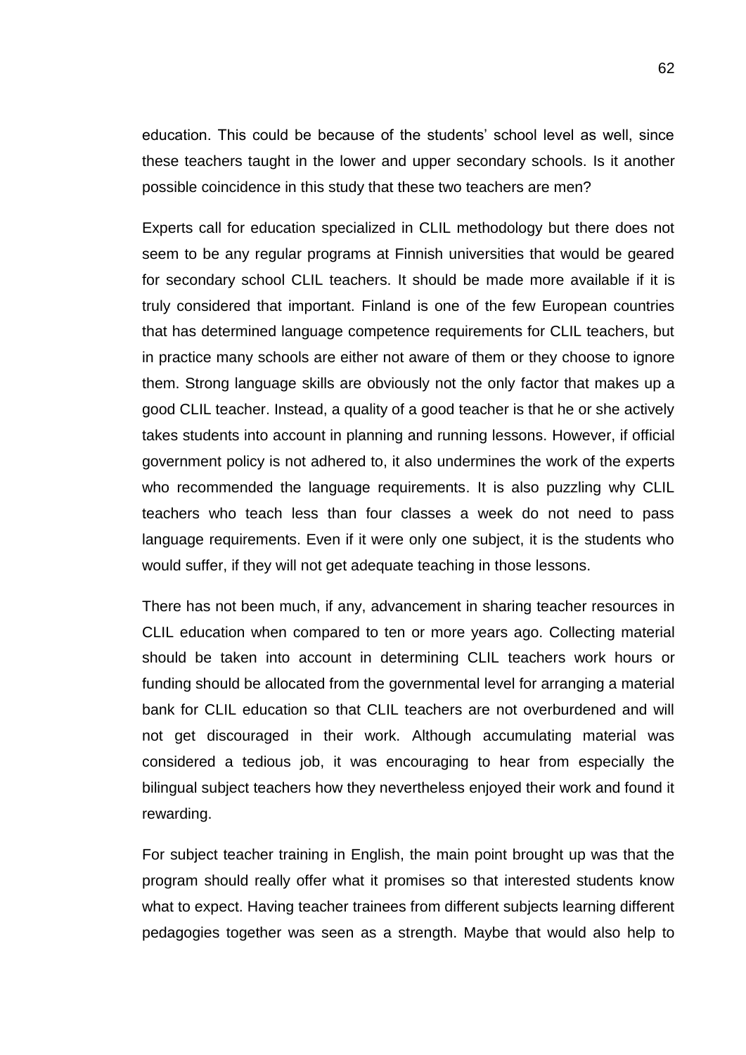education. This could be because of the students' school level as well, since these teachers taught in the lower and upper secondary schools. Is it another possible coincidence in this study that these two teachers are men?

Experts call for education specialized in CLIL methodology but there does not seem to be any regular programs at Finnish universities that would be geared for secondary school CLIL teachers. It should be made more available if it is truly considered that important. Finland is one of the few European countries that has determined language competence requirements for CLIL teachers, but in practice many schools are either not aware of them or they choose to ignore them. Strong language skills are obviously not the only factor that makes up a good CLIL teacher. Instead, a quality of a good teacher is that he or she actively takes students into account in planning and running lessons. However, if official government policy is not adhered to, it also undermines the work of the experts who recommended the language requirements. It is also puzzling why CLIL teachers who teach less than four classes a week do not need to pass language requirements. Even if it were only one subject, it is the students who would suffer, if they will not get adequate teaching in those lessons.

There has not been much, if any, advancement in sharing teacher resources in CLIL education when compared to ten or more years ago. Collecting material should be taken into account in determining CLIL teachers work hours or funding should be allocated from the governmental level for arranging a material bank for CLIL education so that CLIL teachers are not overburdened and will not get discouraged in their work. Although accumulating material was considered a tedious job, it was encouraging to hear from especially the bilingual subject teachers how they nevertheless enjoyed their work and found it rewarding.

For subject teacher training in English, the main point brought up was that the program should really offer what it promises so that interested students know what to expect. Having teacher trainees from different subjects learning different pedagogies together was seen as a strength. Maybe that would also help to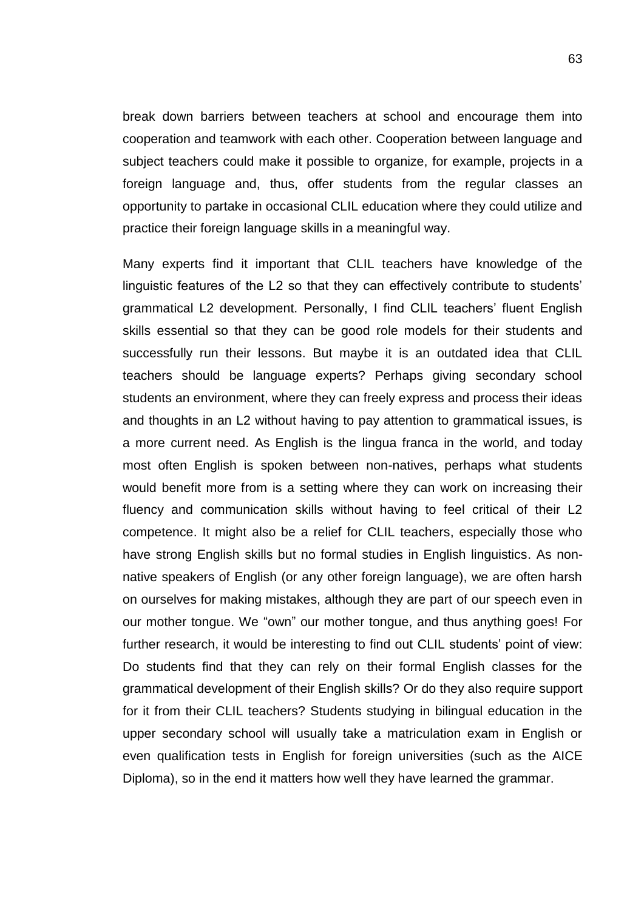break down barriers between teachers at school and encourage them into cooperation and teamwork with each other. Cooperation between language and subject teachers could make it possible to organize, for example, projects in a foreign language and, thus, offer students from the regular classes an opportunity to partake in occasional CLIL education where they could utilize and practice their foreign language skills in a meaningful way.

Many experts find it important that CLIL teachers have knowledge of the linguistic features of the L2 so that they can effectively contribute to students' grammatical L2 development. Personally, I find CLIL teachers' fluent English skills essential so that they can be good role models for their students and successfully run their lessons. But maybe it is an outdated idea that CLIL teachers should be language experts? Perhaps giving secondary school students an environment, where they can freely express and process their ideas and thoughts in an L2 without having to pay attention to grammatical issues, is a more current need. As English is the lingua franca in the world, and today most often English is spoken between non-natives, perhaps what students would benefit more from is a setting where they can work on increasing their fluency and communication skills without having to feel critical of their L2 competence. It might also be a relief for CLIL teachers, especially those who have strong English skills but no formal studies in English linguistics. As non-native speakers of English (or any other foreign language), we are often harsh on ourselves for making mistakes, although they are part of our speech even in our mother tongue. We "own" our mother tongue, and thus anything goes! For further research, it would be interesting to find out CLIL students' point of view: Do students find that they can rely on their formal English classes for the grammatical development of their English skills? Or do they also require support for it from their CLIL teachers? Students studying in bilingual education in the upper secondary school will usually take a matriculation exam in English or even qualification tests in English for foreign universities (such as the AICE Diploma), so in the end it matters how well they have learned the grammar.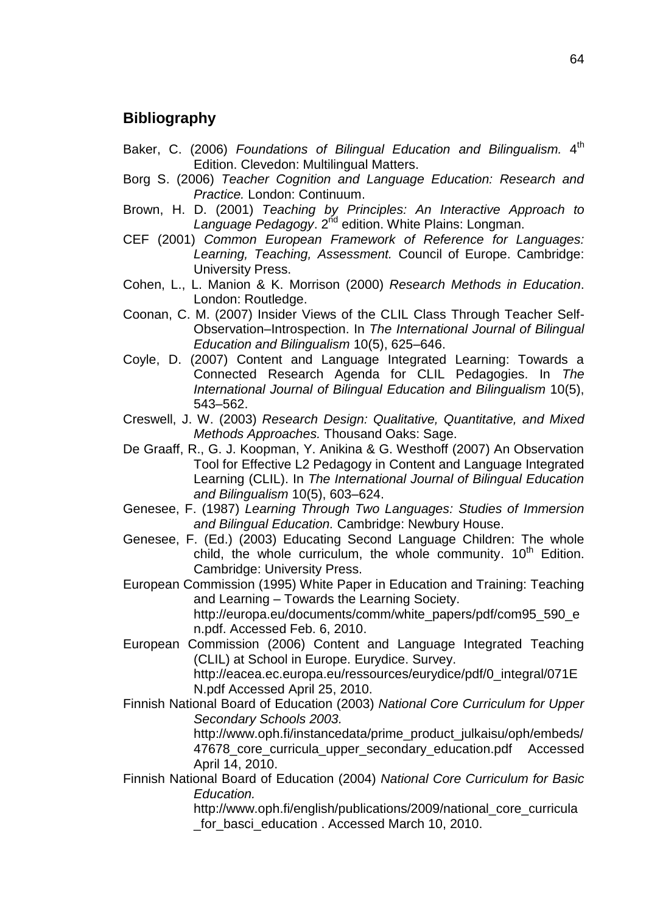## Bibliography

Baker, C. (2006) *Foundations of Bilingual Education and Bilingualism.* 4th Edition. Clevedon: Multilingual Matters.

Borg S. (2006) *Teacher Cognition and Language Education: Research and Practice.* London: Continuum.

Brown, H. D. (2001) *Teaching by Principles: An Interactive Approach to Language Pedagogy*. 2nd edition. White Plains: Longman.

CEF (2001) *Common European Framework of Reference for Languages: Learning, Teaching, Assessment.* Council of Europe. Cambridge: University Press.

Cohen, L., L. Manion & K. Morrison (2000) *Research Methods in Education*. London: Routledge.

Coonan, C. M. (2007) Insider Views of the CLIL Class Through Teacher Self-Observation–Introspection. In *The International Journal of Bilingual Education and Bilingualism* 10(5), 625–646.

Coyle, D. (2007) Content and Language Integrated Learning: Towards a Connected Research Agenda for CLIL Pedagogies. In *The International Journal of Bilingual Education and Bilingualism* 10(5), 543–562.

Creswell, J. W. (2003) *Research Design: Qualitative, Quantitative, and Mixed Methods Approaches.* Thousand Oaks: Sage.

De Graaff, R., G. J. Koopman, Y. Anikina & G. Westhoff (2007) An Observation Tool for Effective L2 Pedagogy in Content and Language Integrated Learning (CLIL). In *The International Journal of Bilingual Education and Bilingualism* 10(5), 603–624.

Genesee, F. (1987) *Learning Through Two Languages: Studies of Immersion and Bilingual Education.* Cambridge: Newbury House.

Genesee, F. (Ed.) (2003) Educating Second Language Children: The whole child, the whole curriculum, the whole community. 10th Edition. Cambridge: University Press.

European Commission (1995) White Paper in Education and Training: Teaching and Learning – Towards the Learning Society. http://europa.eu/documents/comm/white_papers/pdf/com95_590_en.pdf. Accessed Feb. 6, 2010.

European Commission (2006) Content and Language Integrated Teaching (CLIL) at School in Europe. Eurydice. Survey. http://eacea.ec.europa.eu/ressources/eurydice/pdf/0_integral/071EN.pdf Accessed April 25, 2010.

Finnish National Board of Education (2003) *National Core Curriculum for Upper Secondary Schools 2003.* http://www.oph.fi/instancedata/prime_product_julkaisu/oph/embeds/47678_core_curricula_upper_secondary_education.pdf Accessed April 14, 2010.

Finnish National Board of Education (2004) *National Core Curriculum for Basic Education.* http://www.oph.fi/english/publications/2009/national_core_curricula_for_basci_education . Accessed March 10, 2010.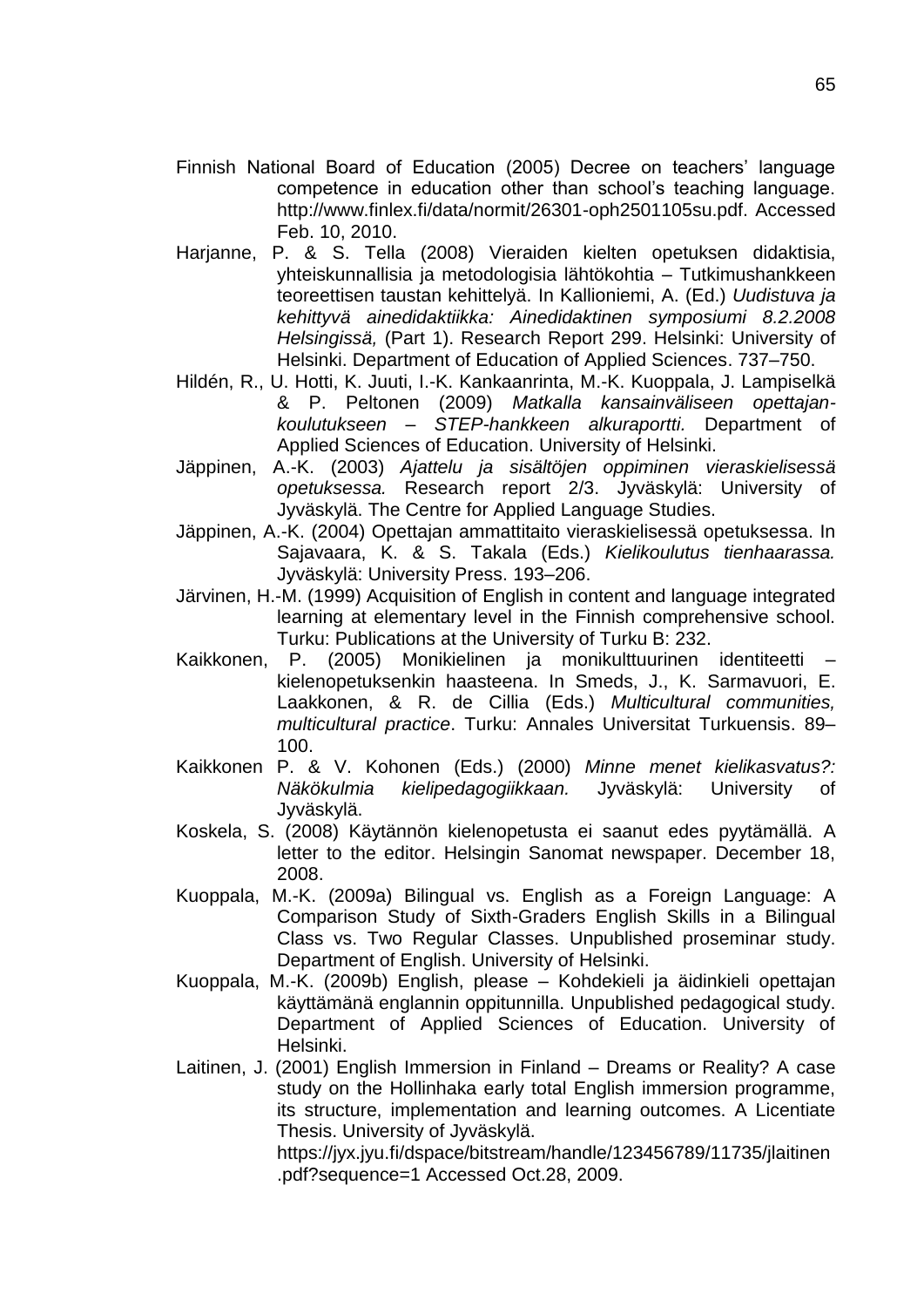Finnish National Board of Education (2005) Decree on teachers' language competence in education other than school's teaching language. http://www.finlex.fi/data/normit/26301-oph2501105su.pdf. Accessed Feb. 10, 2010.

Harjanne, P. & S. Tella (2008) Vieraiden kielten opetuksen didaktisia, yhteiskunnallisia ja metodologisia lähtökohtia – Tutkimushankkeen teoreettisen taustan kehittelyä. In Kallioniemi, A. (Ed.) *Uudistuva ja kehittyvä ainedidaktiikka: Ainedidaktinen symposiumi 8.2.2008 Helsingissä,* (Part 1). Research Report 299. Helsinki: University of Helsinki. Department of Education of Applied Sciences. 737–750.

Hildén, R., U. Hotti, K. Juuti, I.-K. Kankaanrinta, M.-K. Kuoppala, J. Lampiselkä & P. Peltonen (2009) *Matkalla kansainväliseen opettajan-koulutukseen – STEP-hankkeen alkuraportti.* Department of Applied Sciences of Education. University of Helsinki.

Jäppinen, A.-K. (2003) *Ajattelu ja sisältöjen oppiminen vieraskielisessä opetuksessa.* Research report 2/3. Jyväskylä: University of Jyväskylä. The Centre for Applied Language Studies.

Jäppinen, A.-K. (2004) Opettajan ammattitaito vieraskielisessä opetuksessa. In Sajavaara, K. & S. Takala (Eds.) *Kielikoulutus tienhaarassa.* Jyväskylä: University Press. 193–206.

Järvinen, H.-M. (1999) Acquisition of English in content and language integrated learning at elementary level in the Finnish comprehensive school. Turku: Publications at the University of Turku B: 232.

Kaikkonen, P. (2005) Monikielinen ja monikulttuurinen identiteetti – kielenopetuksenkin haasteena. In Smeds, J., K. Sarmavuori, E. Laakkonen, & R. de Cillia (Eds.) *Multicultural communities, multicultural practice*. Turku: Annales Universitat Turkuensis. 89–100.

Kaikkonen P. & V. Kohonen (Eds.) (2000) *Minne menet kielikasvatus?: Näkökulmia kielipedagogiikkaan.* Jyväskylä: University of Jyväskylä.

Koskela, S. (2008) Käytännön kielenopetusta ei saanut edes pyytämällä. A letter to the editor. Helsingin Sanomat newspaper. December 18, 2008.

Kuoppala, M.-K. (2009a) Bilingual vs. English as a Foreign Language: A Comparison Study of Sixth-Graders English Skills in a Bilingual Class vs. Two Regular Classes. Unpublished proseminar study. Department of English. University of Helsinki.

Kuoppala, M.-K. (2009b) English, please – Kohdekieli ja äidinkieli opettajan käyttämänä englannin oppitunnilla. Unpublished pedagogical study. Department of Applied Sciences of Education. University of Helsinki.

Laitinen, J. (2001) English Immersion in Finland – Dreams or Reality? A case study on the Hollinhaka early total English immersion programme, its structure, implementation and learning outcomes. A Licentiate Thesis. University of Jyväskylä. https://jyx.jyu.fi/dspace/bitstream/handle/123456789/11735/jlaitinen.pdf?sequence=1 Accessed Oct.28, 2009.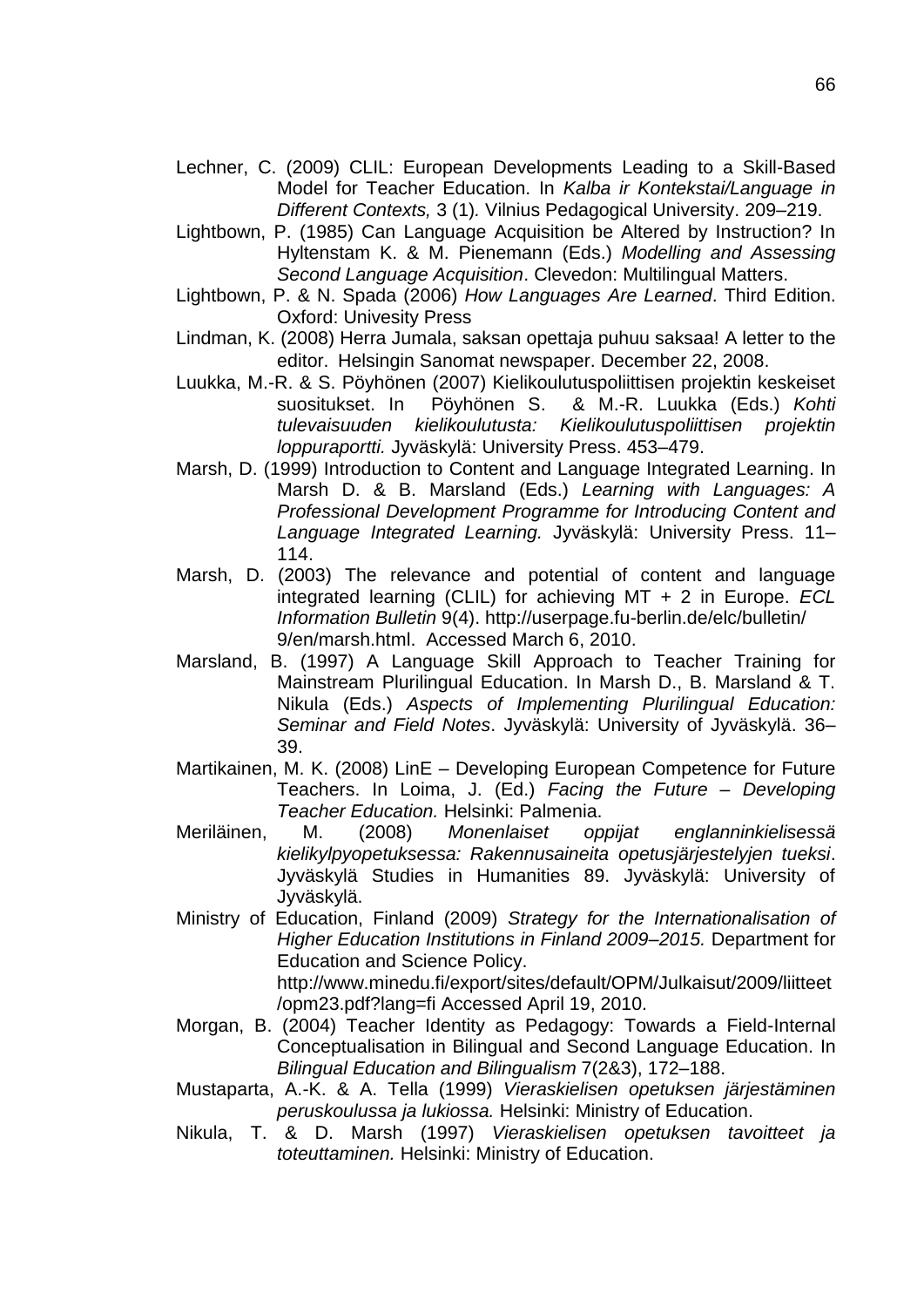Lechner, C. (2009) CLIL: European Developments Leading to a Skill-Based Model for Teacher Education. In *Kalba ir Kontekstai/Language in Different Contexts,* 3 (1)*.* Vilnius Pedagogical University. 209–219.

Lightbown, P. (1985) Can Language Acquisition be Altered by Instruction? In Hyltenstam K. & M. Pienemann (Eds.) *Modelling and Assessing Second Language Acquisition*. Clevedon: Multilingual Matters.

Lightbown, P. & N. Spada (2006) *How Languages Are Learned*. Third Edition. Oxford: Univesity Press

Lindman, K. (2008) Herra Jumala, saksan opettaja puhuu saksaa! A letter to the editor. Helsingin Sanomat newspaper. December 22, 2008.

Luukka, M.-R. & S. Pöyhönen (2007) Kielikoulutuspoliittisen projektin keskeiset suositukset. In Pöyhönen S. & M.-R. Luukka (Eds.) *Kohti tulevaisuuden kielikoulutusta: Kielikoulutuspoliittisen projektin loppuraportti.* Jyväskylä: University Press. 453–479.

Marsh, D. (1999) Introduction to Content and Language Integrated Learning. In Marsh D. & B. Marsland (Eds.) *Learning with Languages: A Professional Development Programme for Introducing Content and Language Integrated Learning.* Jyväskylä: University Press. 11–114.

Marsh, D. (2003) The relevance and potential of content and language integrated learning (CLIL) for achieving MT + 2 in Europe. *ECL Information Bulletin* 9(4). http://userpage.fu-berlin.de/elc/bulletin/ 9/en/marsh.html. Accessed March 6, 2010.

Marsland, B. (1997) A Language Skill Approach to Teacher Training for Mainstream Plurilingual Education. In Marsh D., B. Marsland & T. Nikula (Eds.) *Aspects of Implementing Plurilingual Education: Seminar and Field Notes*. Jyväskylä: University of Jyväskylä. 36–39.

Martikainen, M. K. (2008) LinE – Developing European Competence for Future Teachers. In Loima, J. (Ed.) *Facing the Future – Developing Teacher Education.* Helsinki: Palmenia.

Meriläinen, M. (2008) *Monenlaiset oppijat englanninkielisessä kielikylpyopetuksessa: Rakennusaineita opetusjärjestelyjen tueksi*. Jyväskylä Studies in Humanities 89. Jyväskylä: University of Jyväskylä.

Ministry of Education, Finland (2009) *Strategy for the Internationalisation of Higher Education Institutions in Finland 2009–2015.* Department for Education and Science Policy. http://www.minedu.fi/export/sites/default/OPM/Julkaisut/2009/liitteet /opm23.pdf?lang=fi Accessed April 19, 2010.

Morgan, B. (2004) Teacher Identity as Pedagogy: Towards a Field-Internal Conceptualisation in Bilingual and Second Language Education. In *Bilingual Education and Bilingualism* 7(2&3), 172–188.

Mustaparta, A.-K. & A. Tella (1999) *Vieraskielisen opetuksen järjestäminen peruskoulussa ja lukiossa.* Helsinki: Ministry of Education.

Nikula, T. & D. Marsh (1997) *Vieraskielisen opetuksen tavoitteet ja toteuttaminen.* Helsinki: Ministry of Education.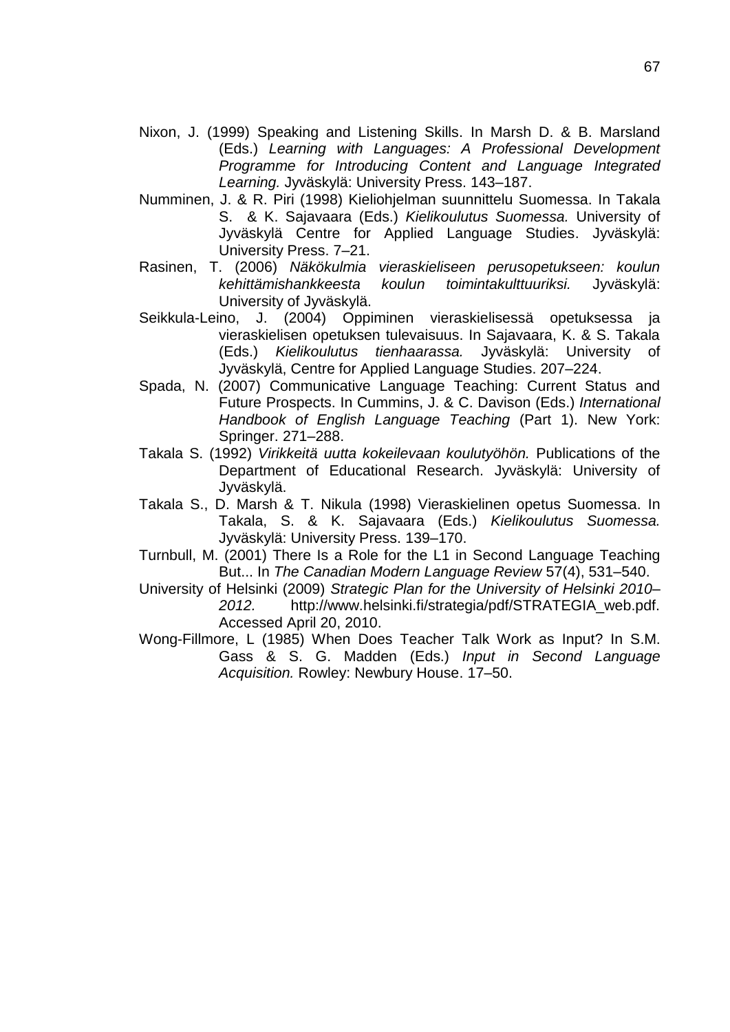Nixon, J. (1999) Speaking and Listening Skills. In Marsh D. & B. Marsland (Eds.) *Learning with Languages: A Professional Development Programme for Introducing Content and Language Integrated Learning.* Jyväskylä: University Press. 143–187.

Numminen, J. & R. Piri (1998) Kieliohjelman suunnittelu Suomessa. In Takala S. & K. Sajavaara (Eds.) *Kielikoulutus Suomessa.* University of Jyväskylä Centre for Applied Language Studies. Jyväskylä: University Press. 7–21.

Rasinen, T. (2006) *Näkökulmia vieraskieliseen perusopetukseen: koulun kehittämishankkeesta koulun toimintakulttuuriksi.* Jyväskylä: University of Jyväskylä.

Seikkula-Leino, J. (2004) Oppiminen vieraskielisessä opetuksessa ja vieraskielisen opetuksen tulevaisuus. In Sajavaara, K. & S. Takala (Eds.) *Kielikoulutus tienhaarassa.* Jyväskylä: University of Jyväskylä, Centre for Applied Language Studies. 207–224.

Spada, N. (2007) Communicative Language Teaching: Current Status and Future Prospects. In Cummins, J. & C. Davison (Eds.) *International Handbook of English Language Teaching* (Part 1). New York: Springer. 271–288.

Takala S. (1992) *Virikkeitä uutta kokeilevaan koulutyöhön.* Publications of the Department of Educational Research. Jyväskylä: University of Jyväskylä.

Takala S., D. Marsh & T. Nikula (1998) Vieraskielinen opetus Suomessa. In Takala, S. & K. Sajavaara (Eds.) *Kielikoulutus Suomessa.* Jyväskylä: University Press. 139–170.

Turnbull, M. (2001) There Is a Role for the L1 in Second Language Teaching But... In *The Canadian Modern Language Review* 57(4), 531–540.

University of Helsinki (2009) *Strategic Plan for the University of Helsinki 2010–2012.* http://www.helsinki.fi/strategia/pdf/STRATEGIA_web.pdf. Accessed April 20, 2010.

Wong-Fillmore, L (1985) When Does Teacher Talk Work as Input? In S.M. Gass & S. G. Madden (Eds.) *Input in Second Language Acquisition.* Rowley: Newbury House. 17–50.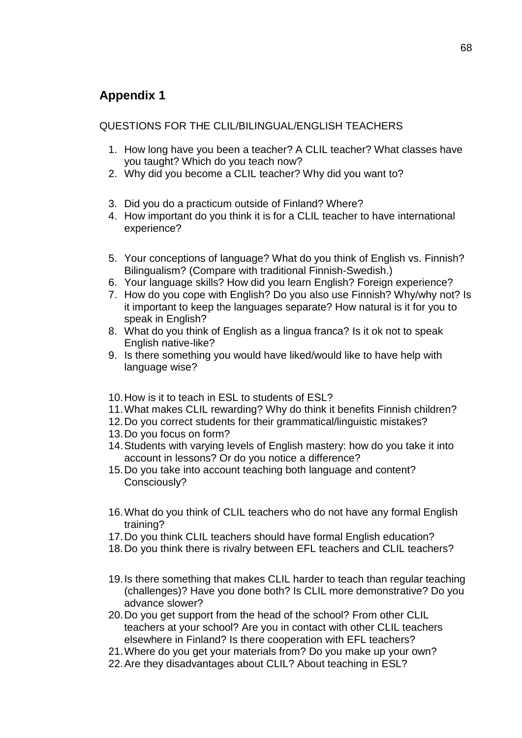## Appendix 1

QUESTIONS FOR THE CLIL/BILINGUAL/ENGLISH TEACHERS

1. How long have you been a teacher? A CLIL teacher? What classes have you taught? Which do you teach now?
2. Why did you become a CLIL teacher? Why did you want to?

3. Did you do a practicum outside of Finland? Where?
4. How important do you think it is for a CLIL teacher to have international experience?

5. Your conceptions of language? What do you think of English vs. Finnish? Bilingualism? (Compare with traditional Finnish-Swedish.)
6. Your language skills? How did you learn English? Foreign experience?
7. How do you cope with English? Do you also use Finnish? Why/why not? Is it important to keep the languages separate? How natural is it for you to speak in English?
8. What do you think of English as a lingua franca? Is it ok not to speak English native-like?
9. Is there something you would have liked/would like to have help with language wise?

10. How is it to teach in ESL to students of ESL?
11. What makes CLIL rewarding? Why do think it benefits Finnish children?
12. Do you correct students for their grammatical/linguistic mistakes?
13. Do you focus on form?
14. Students with varying levels of English mastery: how do you take it into account in lessons? Or do you notice a difference?
15. Do you take into account teaching both language and content? Consciously?

16. What do you think of CLIL teachers who do not have any formal English training?
17. Do you think CLIL teachers should have formal English education?
18. Do you think there is rivalry between EFL teachers and CLIL teachers?

19. Is there something that makes CLIL harder to teach than regular teaching (challenges)? Have you done both? Is CLIL more demonstrative? Do you advance slower?
20. Do you get support from the head of the school? From other CLIL teachers at your school? Are you in contact with other CLIL teachers elsewhere in Finland? Is there cooperation with EFL teachers?
21. Where do you get your materials from? Do you make up your own?
22. Are they disadvantages about CLIL? About teaching in ESL?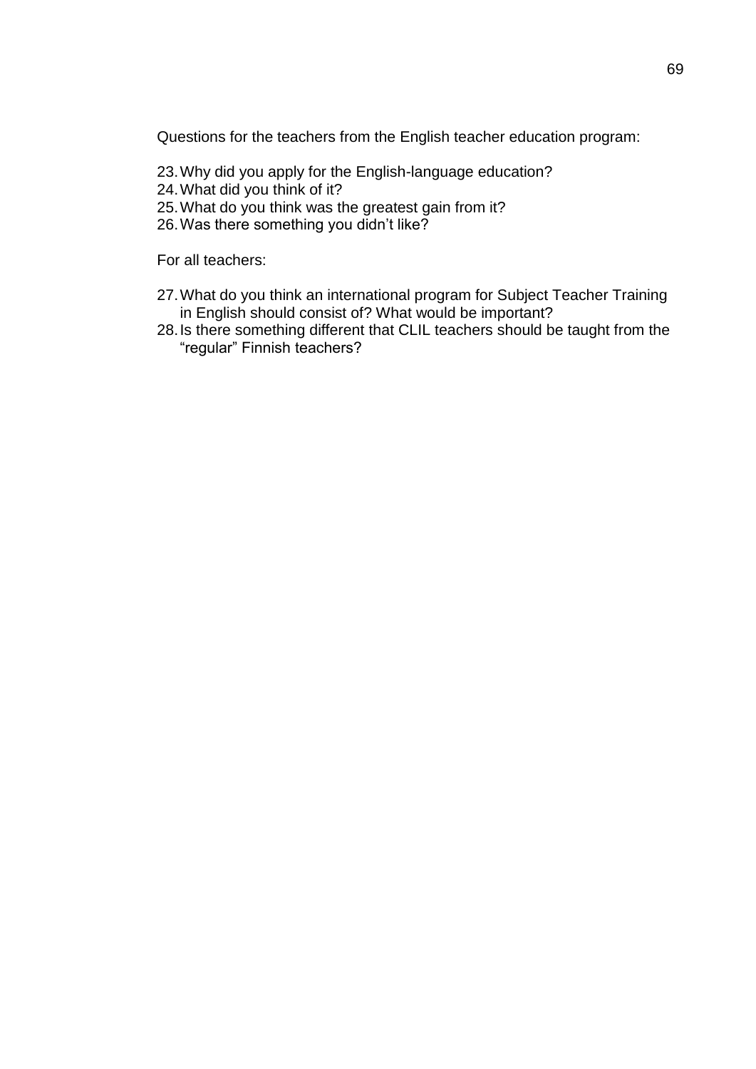Questions for the teachers from the English teacher education program:

23. Why did you apply for the English-language education?
24. What did you think of it?
25. What do you think was the greatest gain from it?
26. Was there something you didn't like?

For all teachers:

27. What do you think an international program for Subject Teacher Training in English should consist of? What would be important?
28. Is there something different that CLIL teachers should be taught from the "regular" Finnish teachers?